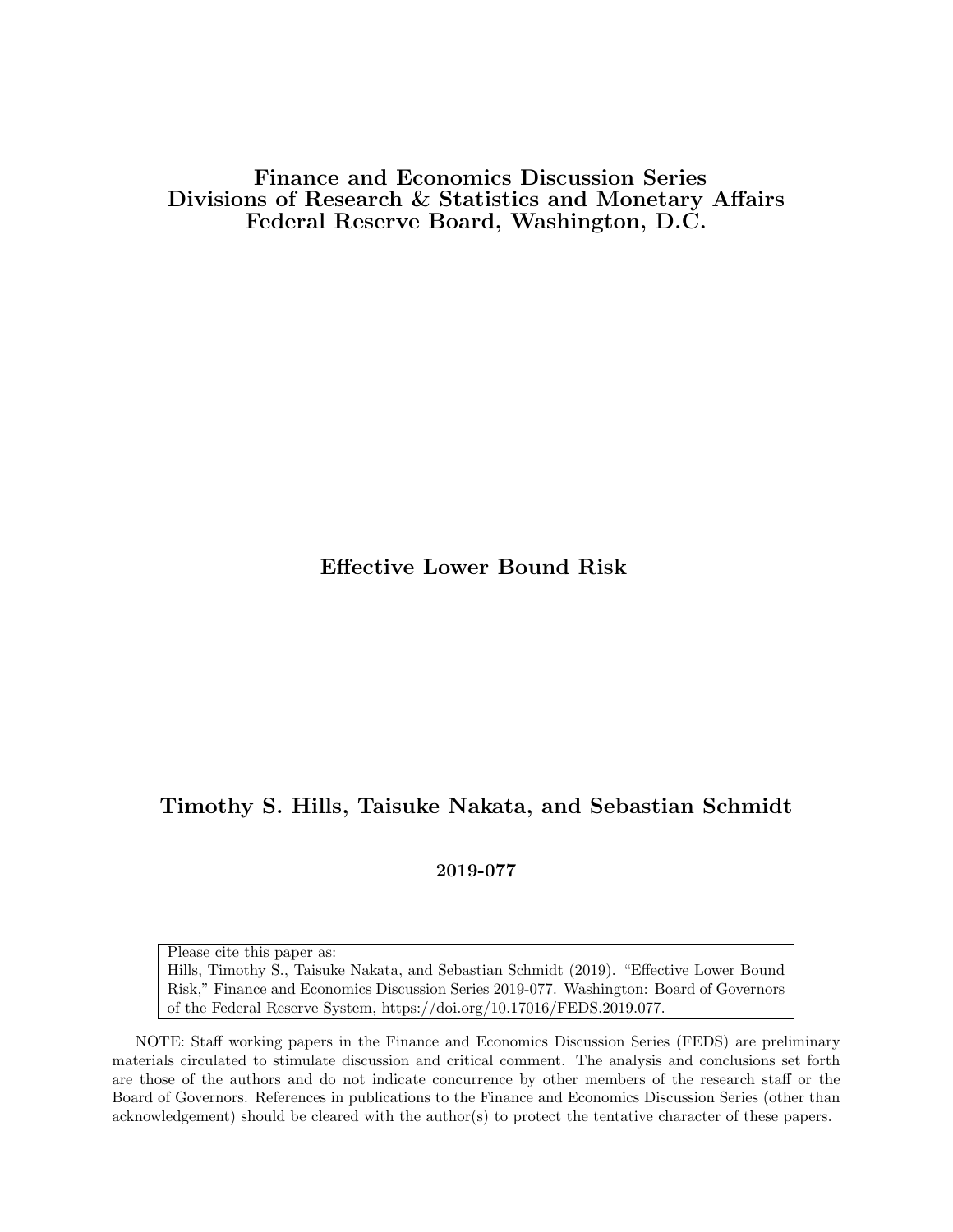**Finance and Economics Discussion Series**
**Divisions of Research & Statistics and Monetary Affairs**
**Federal Reserve Board, Washington, D.C.**

# Effective Lower Bound Risk

**Timothy S. Hills, Taisuke Nakata, and Sebastian Schmidt**

**2019-077**

Please cite this paper as:
Hills, Timothy S., Taisuke Nakata, and Sebastian Schmidt (2019). "Effective Lower Bound Risk," Finance and Economics Discussion Series 2019-077. Washington: Board of Governors of the Federal Reserve System, https://doi.org/10.17016/FEDS.2019.077.

NOTE: Staff working papers in the Finance and Economics Discussion Series (FEDS) are preliminary materials circulated to stimulate discussion and critical comment. The analysis and conclusions set forth are those of the authors and do not indicate concurrence by other members of the research staff or the Board of Governors. References in publications to the Finance and Economics Discussion Series (other than acknowledgement) should be cleared with the author(s) to protect the tentative character of these papers.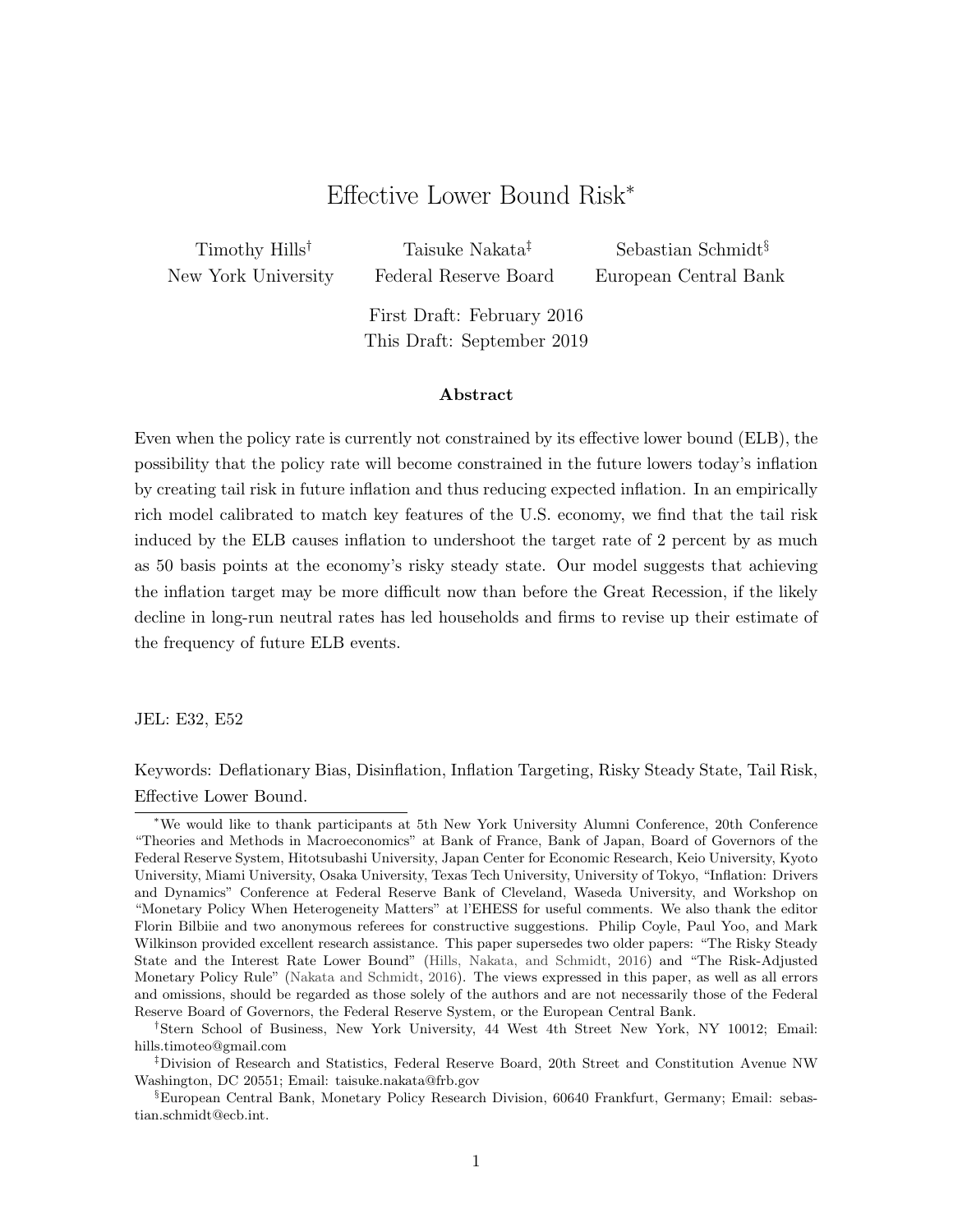# Effective Lower Bound Risk*

Timothy Hills[†] New York University

Taisuke Nakata[‡] Federal Reserve Board

Sebastian Schmidt[§] European Central Bank

First Draft: February 2016
This Draft: September 2019

### Abstract

Even when the policy rate is currently not constrained by its effective lower bound (ELB), the possibility that the policy rate will become constrained in the future lowers today's inflation by creating tail risk in future inflation and thus reducing expected inflation. In an empirically rich model calibrated to match key features of the U.S. economy, we find that the tail risk induced by the ELB causes inflation to undershoot the target rate of 2 percent by as much as 50 basis points at the economy's risky steady state. Our model suggests that achieving the inflation target may be more difficult now than before the Great Recession, if the likely decline in long-run neutral rates has led households and firms to revise up their estimate of the frequency of future ELB events.

JEL: E32, E52

Keywords: Deflationary Bias, Disinflation, Inflation Targeting, Risky Steady State, Tail Risk, Effective Lower Bound.

---

*We would like to thank participants at 5th New York University Alumni Conference, 20th Conference "Theories and Methods in Macroeconomics" at Bank of France, Bank of Japan, Board of Governors of the Federal Reserve System, Hitotsubashi University, Japan Center for Economic Research, Keio University, Kyoto University, Miami University, Osaka University, Texas Tech University, University of Tokyo, "Inflation: Drivers and Dynamics" Conference at Federal Reserve Bank of Cleveland, Waseda University, and Workshop on "Monetary Policy When Heterogeneity Matters" at l'EHESS for useful comments. We also thank the editor Florin Bilbiie and two anonymous referees for constructive suggestions. Philip Coyle, Paul Yoo, and Mark Wilkinson provided excellent research assistance. This paper supersedes two older papers: "The Risky Steady State and the Interest Rate Lower Bound" (Hills, Nakata, and Schmidt, 2016) and "The Risk-Adjusted Monetary Policy Rule" (Nakata and Schmidt, 2016). The views expressed in this paper, as well as all errors and omissions, should be regarded as those solely of the authors and are not necessarily those of the Federal Reserve Board of Governors, the Federal Reserve System, or the European Central Bank.

[†]Stern School of Business, New York University, 44 West 4th Street New York, NY 10012; Email: hills.timoteo@gmail.com

[‡]Division of Research and Statistics, Federal Reserve Board, 20th Street and Constitution Avenue NW Washington, DC 20551; Email: taisuke.nakata@frb.gov

[§]European Central Bank, Monetary Policy Research Division, 60640 Frankfurt, Germany; Email: sebastian.schmidt@ecb.int.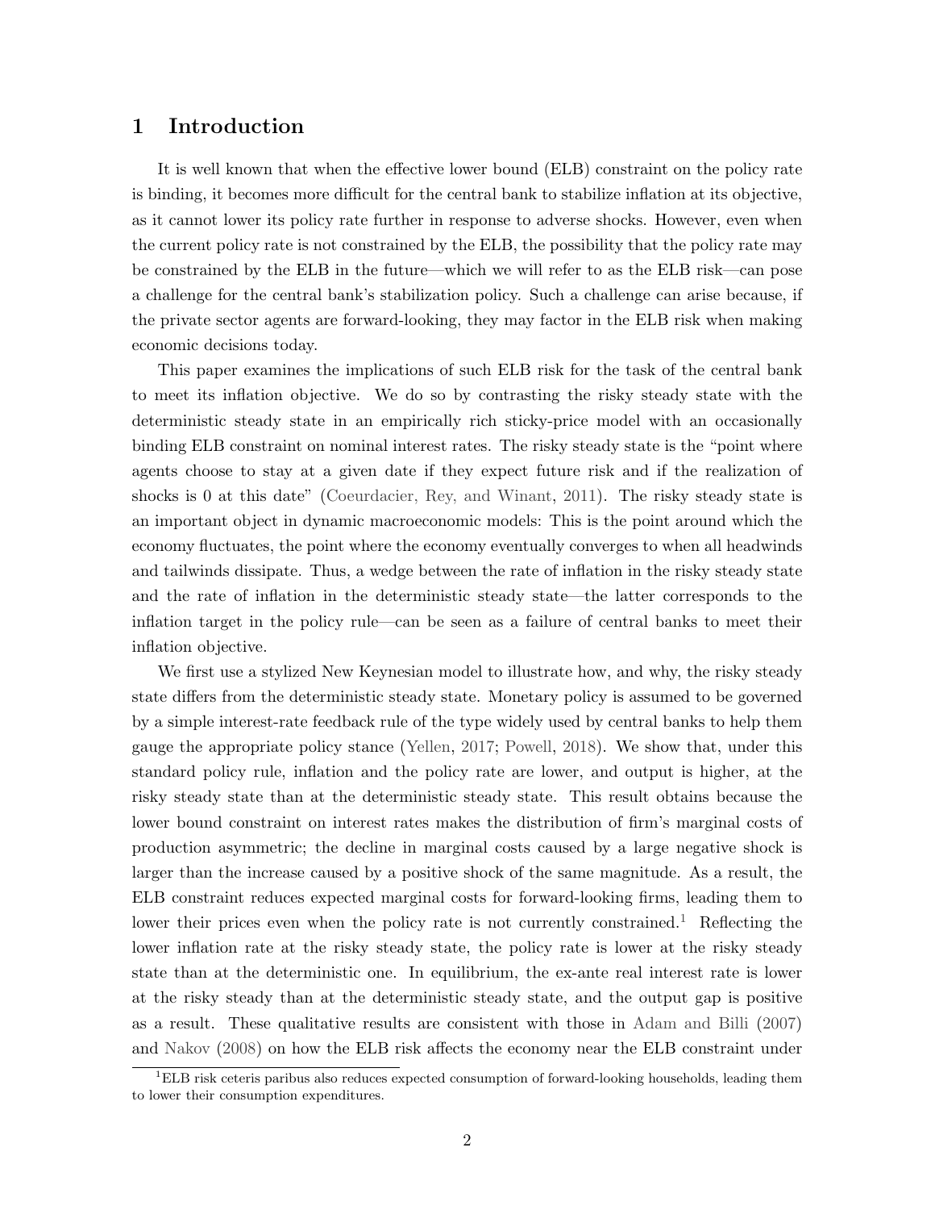## 1 Introduction

It is well known that when the effective lower bound (ELB) constraint on the policy rate is binding, it becomes more difficult for the central bank to stabilize inflation at its objective, as it cannot lower its policy rate further in response to adverse shocks. However, even when the current policy rate is not constrained by the ELB, the possibility that the policy rate may be constrained by the ELB in the future—which we will refer to as the ELB risk—can pose a challenge for the central bank's stabilization policy. Such a challenge can arise because, if the private sector agents are forward-looking, they may factor in the ELB risk when making economic decisions today.

This paper examines the implications of such ELB risk for the task of the central bank to meet its inflation objective. We do so by contrasting the risky steady state with the deterministic steady state in an empirically rich sticky-price model with an occasionally binding ELB constraint on nominal interest rates. The risky steady state is the "point where agents choose to stay at a given date if they expect future risk and if the realization of shocks is 0 at this date" (Coeurdacier, Rey, and Winant, 2011). The risky steady state is an important object in dynamic macroeconomic models: This is the point around which the economy fluctuates, the point where the economy eventually converges to when all headwinds and tailwinds dissipate. Thus, a wedge between the rate of inflation in the risky steady state and the rate of inflation in the deterministic steady state—the latter corresponds to the inflation target in the policy rule—can be seen as a failure of central banks to meet their inflation objective.

We first use a stylized New Keynesian model to illustrate how, and why, the risky steady state differs from the deterministic steady state. Monetary policy is assumed to be governed by a simple interest-rate feedback rule of the type widely used by central banks to help them gauge the appropriate policy stance (Yellen, 2017; Powell, 2018). We show that, under this standard policy rule, inflation and the policy rate are lower, and output is higher, at the risky steady state than at the deterministic steady state. This result obtains because the lower bound constraint on interest rates makes the distribution of firm's marginal costs of production asymmetric; the decline in marginal costs caused by a large negative shock is larger than the increase caused by a positive shock of the same magnitude. As a result, the ELB constraint reduces expected marginal costs for forward-looking firms, leading them to lower their prices even when the policy rate is not currently constrained.[1] Reflecting the lower inflation rate at the risky steady state, the policy rate is lower at the risky steady state than at the deterministic one. In equilibrium, the ex-ante real interest rate is lower at the risky steady than at the deterministic steady state, and the output gap is positive as a result. These qualitative results are consistent with those in Adam and Billi (2007) and Nakov (2008) on how the ELB risk affects the economy near the ELB constraint under

[1] ELB risk ceteris paribus also reduces expected consumption of forward-looking households, leading them to lower their consumption expenditures.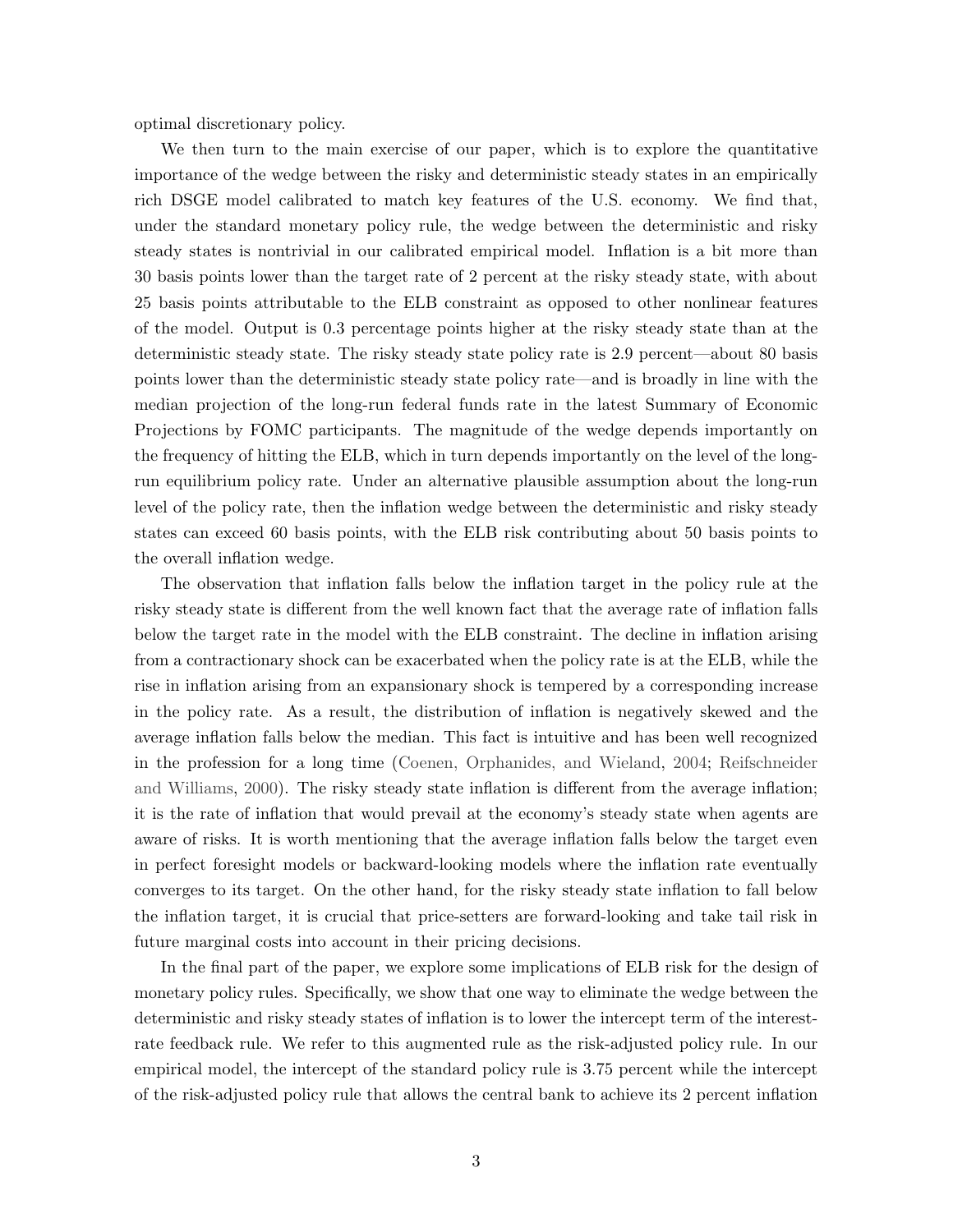optimal discretionary policy.

We then turn to the main exercise of our paper, which is to explore the quantitative importance of the wedge between the risky and deterministic steady states in an empirically rich DSGE model calibrated to match key features of the U.S. economy. We find that, under the standard monetary policy rule, the wedge between the deterministic and risky steady states is nontrivial in our calibrated empirical model. Inflation is a bit more than 30 basis points lower than the target rate of 2 percent at the risky steady state, with about 25 basis points attributable to the ELB constraint as opposed to other nonlinear features of the model. Output is 0.3 percentage points higher at the risky steady state than at the deterministic steady state. The risky steady state policy rate is 2.9 percent—about 80 basis points lower than the deterministic steady state policy rate—and is broadly in line with the median projection of the long-run federal funds rate in the latest Summary of Economic Projections by FOMC participants. The magnitude of the wedge depends importantly on the frequency of hitting the ELB, which in turn depends importantly on the level of the long-run equilibrium policy rate. Under an alternative plausible assumption about the long-run level of the policy rate, then the inflation wedge between the deterministic and risky steady states can exceed 60 basis points, with the ELB risk contributing about 50 basis points to the overall inflation wedge.

The observation that inflation falls below the inflation target in the policy rule at the risky steady state is different from the well known fact that the average rate of inflation falls below the target rate in the model with the ELB constraint. The decline in inflation arising from a contractionary shock can be exacerbated when the policy rate is at the ELB, while the rise in inflation arising from an expansionary shock is tempered by a corresponding increase in the policy rate. As a result, the distribution of inflation is negatively skewed and the average inflation falls below the median. This fact is intuitive and has been well recognized in the profession for a long time (Coenen, Orphanides, and Wieland, 2004; Reifschneider and Williams, 2000). The risky steady state inflation is different from the average inflation; it is the rate of inflation that would prevail at the economy's steady state when agents are aware of risks. It is worth mentioning that the average inflation falls below the target even in perfect foresight models or backward-looking models where the inflation rate eventually converges to its target. On the other hand, for the risky steady state inflation to fall below the inflation target, it is crucial that price-setters are forward-looking and take tail risk in future marginal costs into account in their pricing decisions.

In the final part of the paper, we explore some implications of ELB risk for the design of monetary policy rules. Specifically, we show that one way to eliminate the wedge between the deterministic and risky steady states of inflation is to lower the intercept term of the interest-rate feedback rule. We refer to this augmented rule as the risk-adjusted policy rule. In our empirical model, the intercept of the standard policy rule is 3.75 percent while the intercept of the risk-adjusted policy rule that allows the central bank to achieve its 2 percent inflation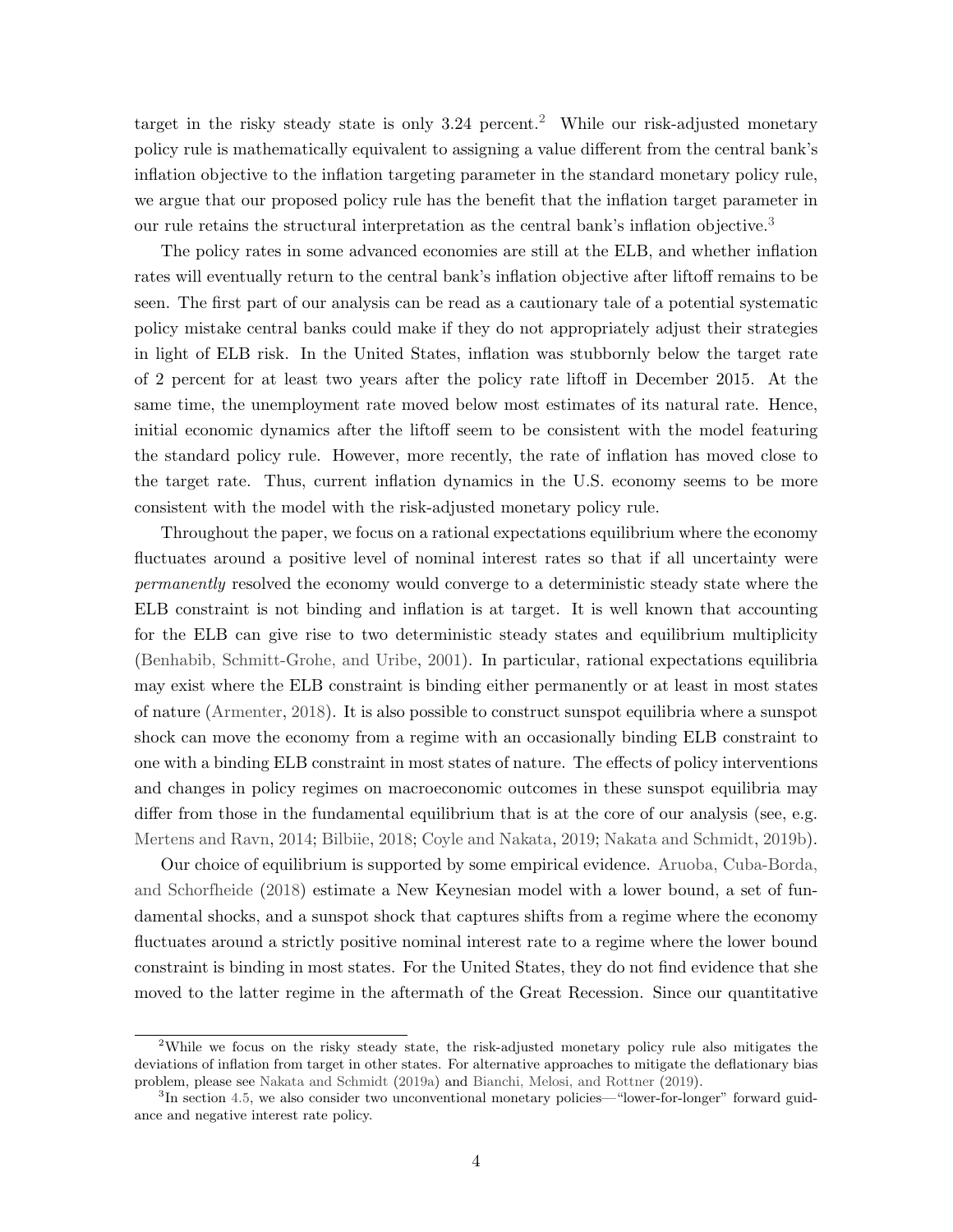target in the risky steady state is only 3.24 percent.[2] While our risk-adjusted monetary policy rule is mathematically equivalent to assigning a value different from the central bank's inflation objective to the inflation targeting parameter in the standard monetary policy rule, we argue that our proposed policy rule has the benefit that the inflation target parameter in our rule retains the structural interpretation as the central bank's inflation objective.[3]

The policy rates in some advanced economies are still at the ELB, and whether inflation rates will eventually return to the central bank's inflation objective after liftoff remains to be seen. The first part of our analysis can be read as a cautionary tale of a potential systematic policy mistake central banks could make if they do not appropriately adjust their strategies in light of ELB risk. In the United States, inflation was stubbornly below the target rate of 2 percent for at least two years after the policy rate liftoff in December 2015. At the same time, the unemployment rate moved below most estimates of its natural rate. Hence, initial economic dynamics after the liftoff seem to be consistent with the model featuring the standard policy rule. However, more recently, the rate of inflation has moved close to the target rate. Thus, current inflation dynamics in the U.S. economy seems to be more consistent with the model with the risk-adjusted monetary policy rule.

Throughout the paper, we focus on a rational expectations equilibrium where the economy fluctuates around a positive level of nominal interest rates so that if all uncertainty were *permanently* resolved the economy would converge to a deterministic steady state where the ELB constraint is not binding and inflation is at target. It is well known that accounting for the ELB can give rise to two deterministic steady states and equilibrium multiplicity (Benhabib, Schmitt-Grohe, and Uribe, 2001). In particular, rational expectations equilibria may exist where the ELB constraint is binding either permanently or at least in most states of nature (Armenter, 2018). It is also possible to construct sunspot equilibria where a sunspot shock can move the economy from a regime with an occasionally binding ELB constraint to one with a binding ELB constraint in most states of nature. The effects of policy interventions and changes in policy regimes on macroeconomic outcomes in these sunspot equilibria may differ from those in the fundamental equilibrium that is at the core of our analysis (see, e.g. Mertens and Ravn, 2014; Bilbiie, 2018; Coyle and Nakata, 2019; Nakata and Schmidt, 2019b).

Our choice of equilibrium is supported by some empirical evidence. Aruoba, Cuba-Borda, and Schorfheide (2018) estimate a New Keynesian model with a lower bound, a set of fundamental shocks, and a sunspot shock that captures shifts from a regime where the economy fluctuates around a strictly positive nominal interest rate to a regime where the lower bound constraint is binding in most states. For the United States, they do not find evidence that she moved to the latter regime in the aftermath of the Great Recession. Since our quantitative

[2] While we focus on the risky steady state, the risk-adjusted monetary policy rule also mitigates the deviations of inflation from target in other states. For alternative approaches to mitigate the deflationary bias problem, please see Nakata and Schmidt (2019a) and Bianchi, Melosi, and Rottner (2019).

[3] In section 4.5, we also consider two unconventional monetary policies—"lower-for-longer" forward guidance and negative interest rate policy.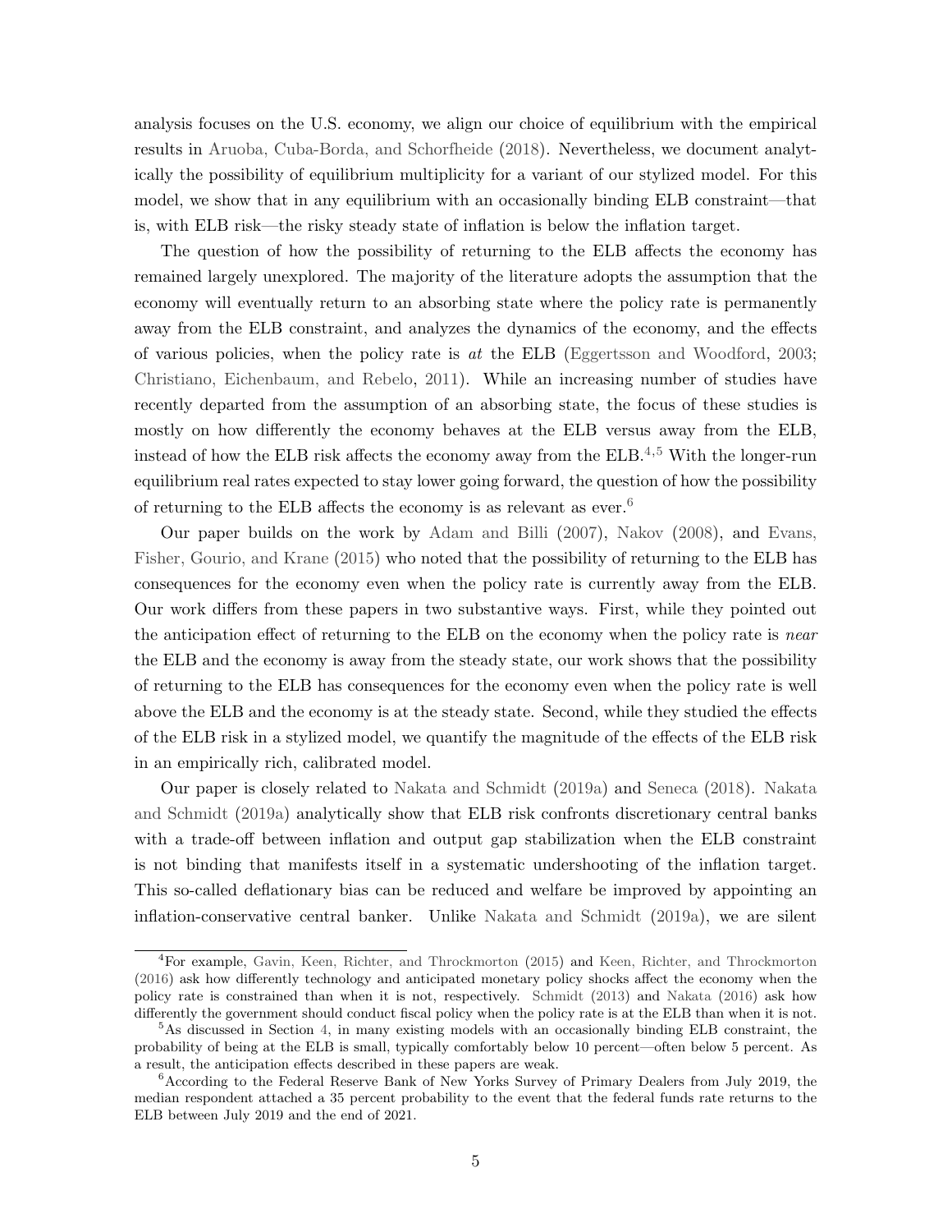analysis focuses on the U.S. economy, we align our choice of equilibrium with the empirical results in Aruoba, Cuba-Borda, and Schorfheide (2018). Nevertheless, we document analytically the possibility of equilibrium multiplicity for a variant of our stylized model. For this model, we show that in any equilibrium with an occasionally binding ELB constraint—that is, with ELB risk—the risky steady state of inflation is below the inflation target.

The question of how the possibility of returning to the ELB affects the economy has remained largely unexplored. The majority of the literature adopts the assumption that the economy will eventually return to an absorbing state where the policy rate is permanently away from the ELB constraint, and analyzes the dynamics of the economy, and the effects of various policies, when the policy rate is *at* the ELB (Eggertsson and Woodford, 2003; Christiano, Eichenbaum, and Rebelo, 2011). While an increasing number of studies have recently departed from the assumption of an absorbing state, the focus of these studies is mostly on how differently the economy behaves at the ELB versus away from the ELB, instead of how the ELB risk affects the economy away from the ELB.[4,5] With the longer-run equilibrium real rates expected to stay lower going forward, the question of how the possibility of returning to the ELB affects the economy is as relevant as ever.[6]

Our paper builds on the work by Adam and Billi (2007), Nakov (2008), and Evans, Fisher, Gourio, and Krane (2015) who noted that the possibility of returning to the ELB has consequences for the economy even when the policy rate is currently away from the ELB. Our work differs from these papers in two substantive ways. First, while they pointed out the anticipation effect of returning to the ELB on the economy when the policy rate is *near* the ELB and the economy is away from the steady state, our work shows that the possibility of returning to the ELB has consequences for the economy even when the policy rate is well above the ELB and the economy is at the steady state. Second, while they studied the effects of the ELB risk in a stylized model, we quantify the magnitude of the effects of the ELB risk in an empirically rich, calibrated model.

Our paper is closely related to Nakata and Schmidt (2019a) and Seneca (2018). Nakata and Schmidt (2019a) analytically show that ELB risk confronts discretionary central banks with a trade-off between inflation and output gap stabilization when the ELB constraint is not binding that manifests itself in a systematic undershooting of the inflation target. This so-called deflationary bias can be reduced and welfare be improved by appointing an inflation-conservative central banker. Unlike Nakata and Schmidt (2019a), we are silent

---

[4] For example, Gavin, Keen, Richter, and Throckmorton (2015) and Keen, Richter, and Throckmorton (2016) ask how differently technology and anticipated monetary policy shocks affect the economy when the policy rate is constrained than when it is not, respectively. Schmidt (2013) and Nakata (2016) ask how differently the government should conduct fiscal policy when the policy rate is at the ELB than when it is not.

[5] As discussed in Section 4, in many existing models with an occasionally binding ELB constraint, the probability of being at the ELB is small, typically comfortably below 10 percent—often below 5 percent. As a result, the anticipation effects described in these papers are weak.

[6] According to the Federal Reserve Bank of New Yorks Survey of Primary Dealers from July 2019, the median respondent attached a 35 percent probability to the event that the federal funds rate returns to the ELB between July 2019 and the end of 2021.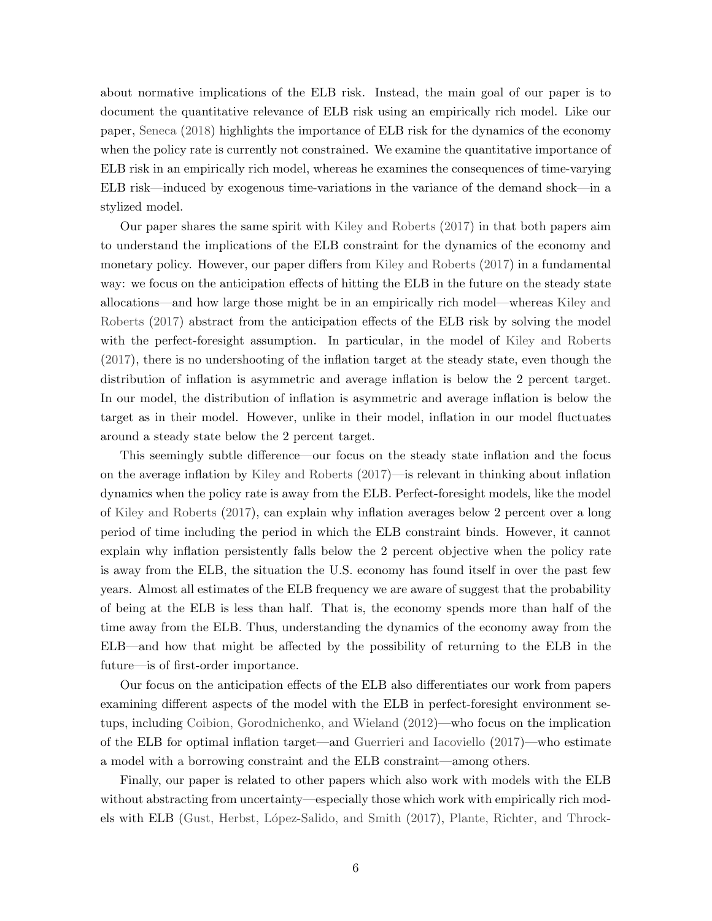about normative implications of the ELB risk. Instead, the main goal of our paper is to document the quantitative relevance of ELB risk using an empirically rich model. Like our paper, Seneca (2018) highlights the importance of ELB risk for the dynamics of the economy when the policy rate is currently not constrained. We examine the quantitative importance of ELB risk in an empirically rich model, whereas he examines the consequences of time-varying ELB risk—induced by exogenous time-variations in the variance of the demand shock—in a stylized model.

Our paper shares the same spirit with Kiley and Roberts (2017) in that both papers aim to understand the implications of the ELB constraint for the dynamics of the economy and monetary policy. However, our paper differs from Kiley and Roberts (2017) in a fundamental way: we focus on the anticipation effects of hitting the ELB in the future on the steady state allocations—and how large those might be in an empirically rich model—whereas Kiley and Roberts (2017) abstract from the anticipation effects of the ELB risk by solving the model with the perfect-foresight assumption. In particular, in the model of Kiley and Roberts (2017), there is no undershooting of the inflation target at the steady state, even though the distribution of inflation is asymmetric and average inflation is below the 2 percent target. In our model, the distribution of inflation is asymmetric and average inflation is below the target as in their model. However, unlike in their model, inflation in our model fluctuates around a steady state below the 2 percent target.

This seemingly subtle difference—our focus on the steady state inflation and the focus on the average inflation by Kiley and Roberts (2017)—is relevant in thinking about inflation dynamics when the policy rate is away from the ELB. Perfect-foresight models, like the model of Kiley and Roberts (2017), can explain why inflation averages below 2 percent over a long period of time including the period in which the ELB constraint binds. However, it cannot explain why inflation persistently falls below the 2 percent objective when the policy rate is away from the ELB, the situation the U.S. economy has found itself in over the past few years. Almost all estimates of the ELB frequency we are aware of suggest that the probability of being at the ELB is less than half. That is, the economy spends more than half of the time away from the ELB. Thus, understanding the dynamics of the economy away from the ELB—and how that might be affected by the possibility of returning to the ELB in the future—is of first-order importance.

Our focus on the anticipation effects of the ELB also differentiates our work from papers examining different aspects of the model with the ELB in perfect-foresight environment setups, including Coibion, Gorodnichenko, and Wieland (2012)—who focus on the implication of the ELB for optimal inflation target—and Guerrieri and Iacoviello (2017)—who estimate a model with a borrowing constraint and the ELB constraint—among others.

Finally, our paper is related to other papers which also work with models with the ELB without abstracting from uncertainty—especially those which work with empirically rich models with ELB (Gust, Herbst, López-Salido, and Smith (2017), Plante, Richter, and Throck-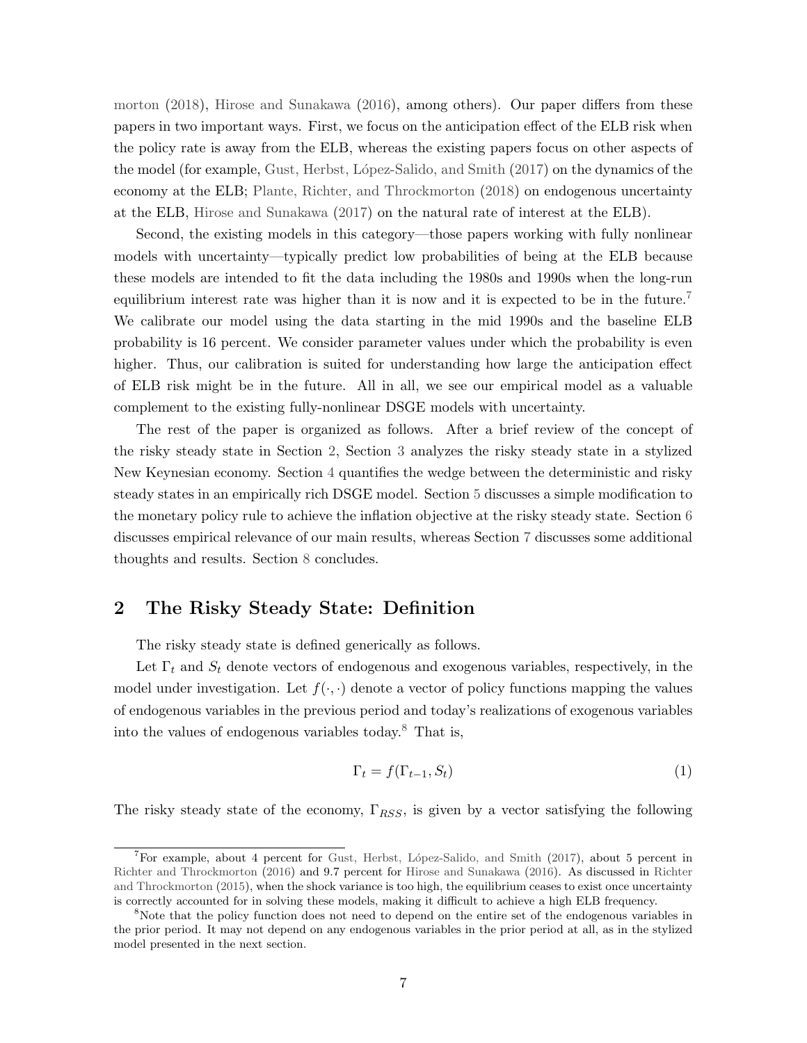morton (2018), Hirose and Sunakawa (2016), among others). Our paper differs from these papers in two important ways. First, we focus on the anticipation effect of the ELB risk when the policy rate is away from the ELB, whereas the existing papers focus on other aspects of the model (for example, Gust, Herbst, López-Salido, and Smith (2017) on the dynamics of the economy at the ELB; Plante, Richter, and Throckmorton (2018) on endogenous uncertainty at the ELB, Hirose and Sunakawa (2017) on the natural rate of interest at the ELB).

Second, the existing models in this category—those papers working with fully nonlinear models with uncertainty—typically predict low probabilities of being at the ELB because these models are intended to fit the data including the 1980s and 1990s when the long-run equilibrium interest rate was higher than it is now and it is expected to be in the future.[7] We calibrate our model using the data starting in the mid 1990s and the baseline ELB probability is 16 percent. We consider parameter values under which the probability is even higher. Thus, our calibration is suited for understanding how large the anticipation effect of ELB risk might be in the future. All in all, we see our empirical model as a valuable complement to the existing fully-nonlinear DSGE models with uncertainty.

The rest of the paper is organized as follows. After a brief review of the concept of the risky steady state in Section 2, Section 3 analyzes the risky steady state in a stylized New Keynesian economy. Section 4 quantifies the wedge between the deterministic and risky steady states in an empirically rich DSGE model. Section 5 discusses a simple modification to the monetary policy rule to achieve the inflation objective at the risky steady state. Section 6 discusses empirical relevance of our main results, whereas Section 7 discusses some additional thoughts and results. Section 8 concludes.

## 2 The Risky Steady State: Definition

The risky steady state is defined generically as follows.

Let $\Gamma_t$ and $S_t$ denote vectors of endogenous and exogenous variables, respectively, in the model under investigation. Let $f(\cdot,\cdot)$ denote a vector of policy functions mapping the values of endogenous variables in the previous period and today's realizations of exogenous variables into the values of endogenous variables today.[8] That is,

$$\Gamma_t = f(\Gamma_{t-1}, S_t) \tag{1}$$

The risky steady state of the economy, $\Gamma_{RSS}$, is given by a vector satisfying the following

---

[7] For example, about 4 percent for Gust, Herbst, López-Salido, and Smith (2017), about 5 percent in Richter and Throckmorton (2016) and 9.7 percent for Hirose and Sunakawa (2016). As discussed in Richter and Throckmorton (2015), when the shock variance is too high, the equilibrium ceases to exist once uncertainty is correctly accounted for in solving these models, making it difficult to achieve a high ELB frequency.

[8] Note that the policy function does not need to depend on the entire set of the endogenous variables in the prior period. It may not depend on any endogenous variables in the prior period at all, as in the stylized model presented in the next section.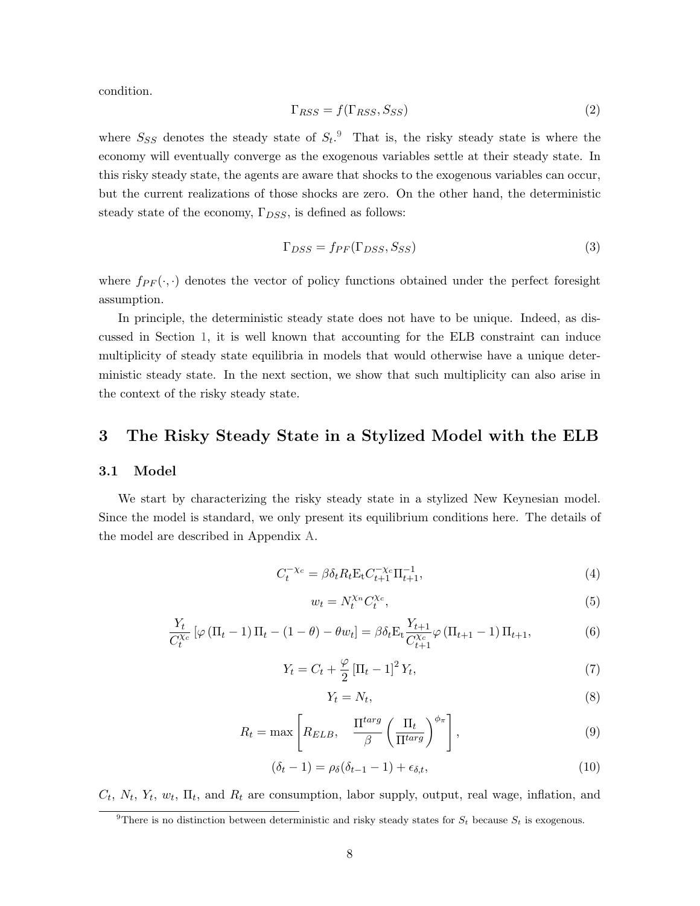condition.

$$\Gamma_{RSS} = f(\Gamma_{RSS}, S_{SS}) \tag{2}$$

where $S_{SS}$ denotes the steady state of $S_t$.[9] That is, the risky steady state is where the economy will eventually converge as the exogenous variables settle at their steady state. In this risky steady state, the agents are aware that shocks to the exogenous variables can occur, but the current realizations of those shocks are zero. On the other hand, the deterministic steady state of the economy, $\Gamma_{DSS}$, is defined as follows:

$$\Gamma_{DSS} = f_{PF}(\Gamma_{DSS}, S_{SS}) \tag{3}$$

where $f_{PF}(\cdot,\cdot)$ denotes the vector of policy functions obtained under the perfect foresight assumption.

In principle, the deterministic steady state does not have to be unique. Indeed, as discussed in Section 1, it is well known that accounting for the ELB constraint can induce multiplicity of steady state equilibria in models that would otherwise have a unique deterministic steady state. In the next section, we show that such multiplicity can also arise in the context of the risky steady state.

## 3 The Risky Steady State in a Stylized Model with the ELB

### 3.1 Model

We start by characterizing the risky steady state in a stylized New Keynesian model. Since the model is standard, we only present its equilibrium conditions here. The details of the model are described in Appendix A.

$$C_t^{-\chi_c} = \beta \delta_t R_t \mathrm{E_t} C_{t+1}^{-\chi_c} \Pi_{t+1}^{-1}, \tag{4}$$

$$w_t = N_t^{\chi_n} C_t^{\chi_c}, \tag{5}$$

$$\frac{Y_t}{C_t^{\chi_c}} \left[\varphi \left(\Pi_t - 1\right) \Pi_t - (1-\theta) - \theta w_t\right] = \beta \delta_t \mathrm{E_t} \frac{Y_{t+1}}{C_{t+1}^{\chi_c}} \varphi \left(\Pi_{t+1} - 1\right) \Pi_{t+1}, \tag{6}$$

$$Y_t = C_t + \frac{\varphi}{2} \left[\Pi_t - 1\right]^2 Y_t, \tag{7}$$

$$Y_t = N_t, \tag{8}$$

$$R_t = \max\left[R_{ELB}, \quad \frac{\Pi^{targ}}{\beta} \left(\frac{\Pi_t}{\Pi^{targ}}\right)^{\phi_\pi}\right], \tag{9}$$

$$(\delta_t - 1) = \rho_\delta (\delta_{t-1} - 1) + \epsilon_{\delta,t}, \tag{10}$$

$C_t$, $N_t$, $Y_t$, $w_t$, $\Pi_t$, and $R_t$ are consumption, labor supply, output, real wage, inflation, and

[9] There is no distinction between deterministic and risky steady states for $S_t$ because $S_t$ is exogenous.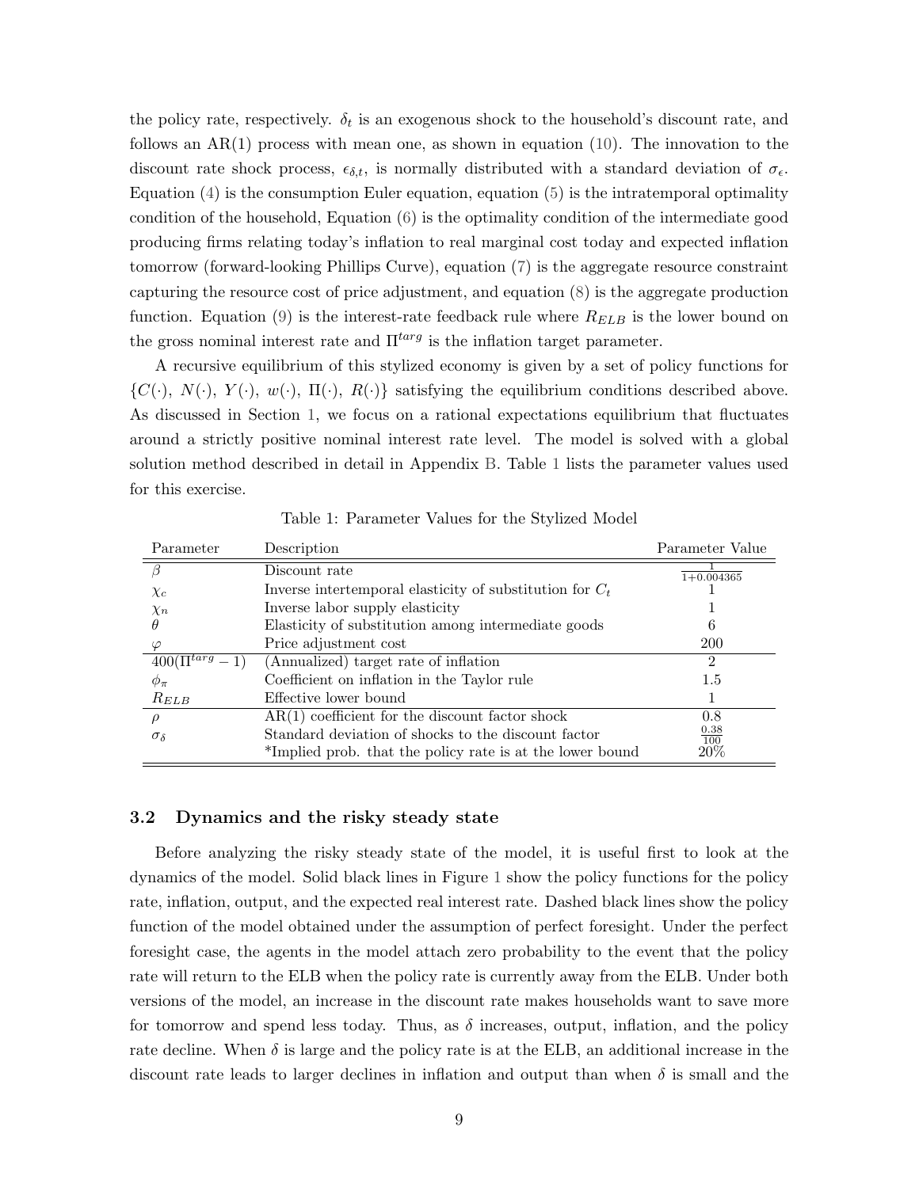the policy rate, respectively. $\delta_t$ is an exogenous shock to the household's discount rate, and follows an AR(1) process with mean one, as shown in equation (10). The innovation to the discount rate shock process, $\epsilon_{\delta,t}$, is normally distributed with a standard deviation of $\sigma_\epsilon$. Equation (4) is the consumption Euler equation, equation (5) is the intratemporal optimality condition of the household, Equation (6) is the optimality condition of the intermediate good producing firms relating today's inflation to real marginal cost today and expected inflation tomorrow (forward-looking Phillips Curve), equation (7) is the aggregate resource constraint capturing the resource cost of price adjustment, and equation (8) is the aggregate production function. Equation (9) is the interest-rate feedback rule where $R_{ELB}$ is the lower bound on the gross nominal interest rate and $\Pi^{targ}$ is the inflation target parameter.

A recursive equilibrium of this stylized economy is given by a set of policy functions for $\{C(\cdot),\ N(\cdot),\ Y(\cdot),\ w(\cdot),\ \Pi(\cdot),\ R(\cdot)\}$ satisfying the equilibrium conditions described above. As discussed in Section 1, we focus on a rational expectations equilibrium that fluctuates around a strictly positive nominal interest rate level. The model is solved with a global solution method described in detail in Appendix B. Table 1 lists the parameter values used for this exercise.

Table 1: Parameter Values for the Stylized Model

| Parameter | Description | Parameter Value |
|---|---|---|
| $\beta$ | Discount rate | $\frac{1}{1+0.004365}$ |
| $\chi_c$ | Inverse intertemporal elasticity of substitution for $C_t$ | 1 |
| $\chi_n$ | Inverse labor supply elasticity | 1 |
| $\theta$ | Elasticity of substitution among intermediate goods | 6 |
| $\varphi$ | Price adjustment cost | 200 |
| $400(\Pi^{targ}-1)$ | (Annualized) target rate of inflation | 2 |
| $\phi_\pi$ | Coefficient on inflation in the Taylor rule | 1.5 |
| $R_{ELB}$ | Effective lower bound | 1 |
| $\rho$ | AR(1) coefficient for the discount factor shock | 0.8 |
| $\sigma_\delta$ | Standard deviation of shocks to the discount factor | $\frac{0.38}{100}$ |
| | *Implied prob. that the policy rate is at the lower bound | 20% |

### 3.2 Dynamics and the risky steady state

Before analyzing the risky steady state of the model, it is useful first to look at the dynamics of the model. Solid black lines in Figure 1 show the policy functions for the policy rate, inflation, output, and the expected real interest rate. Dashed black lines show the policy function of the model obtained under the assumption of perfect foresight. Under the perfect foresight case, the agents in the model attach zero probability to the event that the policy rate will return to the ELB when the policy rate is currently away from the ELB. Under both versions of the model, an increase in the discount rate makes households want to save more for tomorrow and spend less today. Thus, as $\delta$ increases, output, inflation, and the policy rate decline. When $\delta$ is large and the policy rate is at the ELB, an additional increase in the discount rate leads to larger declines in inflation and output than when $\delta$ is small and the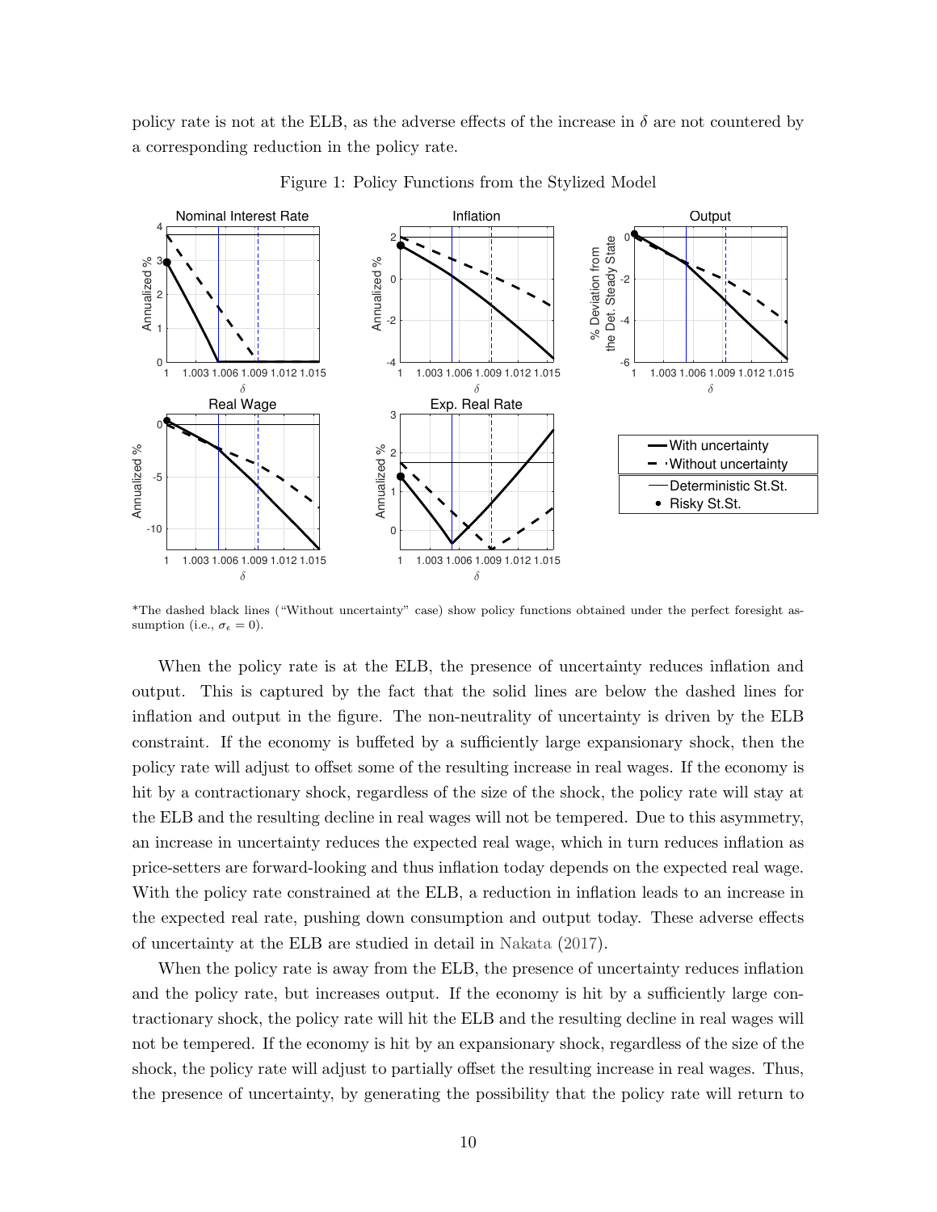policy rate is not at the ELB, as the adverse effects of the increase in $\delta$ are not countered by a corresponding reduction in the policy rate.

Figure 1: Policy Functions from the Stylized Model

*The dashed black lines ("Without uncertainty" case) show policy functions obtained under the perfect foresight assumption (i.e., $\sigma_\epsilon = 0$).

When the policy rate is at the ELB, the presence of uncertainty reduces inflation and output. This is captured by the fact that the solid lines are below the dashed lines for inflation and output in the figure. The non-neutrality of uncertainty is driven by the ELB constraint. If the economy is buffeted by a sufficiently large expansionary shock, then the policy rate will adjust to offset some of the resulting increase in real wages. If the economy is hit by a contractionary shock, regardless of the size of the shock, the policy rate will stay at the ELB and the resulting decline in real wages will not be tempered. Due to this asymmetry, an increase in uncertainty reduces the expected real wage, which in turn reduces inflation as price-setters are forward-looking and thus inflation today depends on the expected real wage. With the policy rate constrained at the ELB, a reduction in inflation leads to an increase in the expected real rate, pushing down consumption and output today. These adverse effects of uncertainty at the ELB are studied in detail in Nakata (2017).

When the policy rate is away from the ELB, the presence of uncertainty reduces inflation and the policy rate, but increases output. If the economy is hit by a sufficiently large contractionary shock, the policy rate will hit the ELB and the resulting decline in real wages will not be tempered. If the economy is hit by an expansionary shock, regardless of the size of the shock, the policy rate will adjust to partially offset the resulting increase in real wages. Thus, the presence of uncertainty, by generating the possibility that the policy rate will return to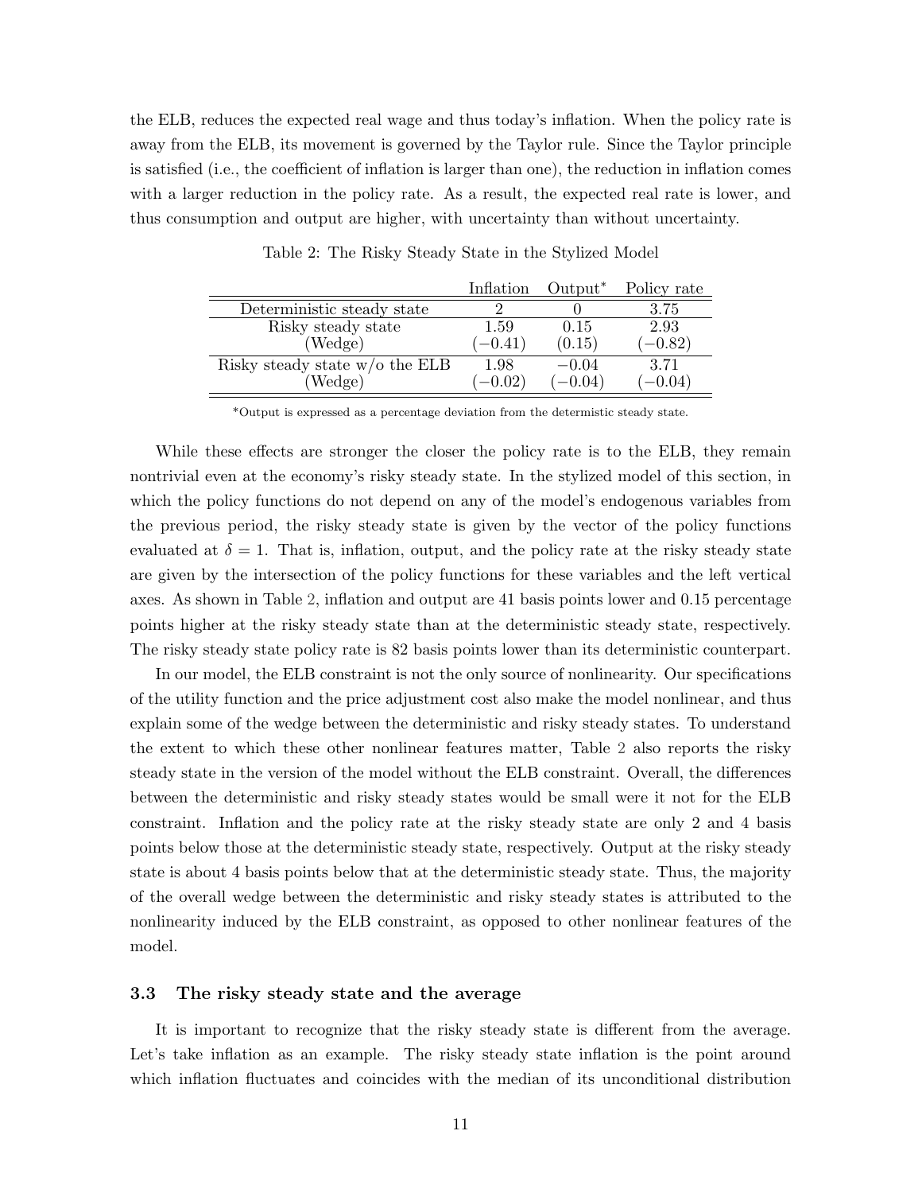the ELB, reduces the expected real wage and thus today's inflation. When the policy rate is away from the ELB, its movement is governed by the Taylor rule. Since the Taylor principle is satisfied (i.e., the coefficient of inflation is larger than one), the reduction in inflation comes with a larger reduction in the policy rate. As a result, the expected real rate is lower, and thus consumption and output are higher, with uncertainty than without uncertainty.

Table 2: The Risky Steady State in the Stylized Model

| | Inflation | Output* | Policy rate |
|---|---|---|---|
| Deterministic steady state | 2 | 0 | 3.75 |
| Risky steady state | 1.59 | 0.15 | 2.93 |
| (Wedge) | $(-0.41)$ | (0.15) | $(-0.82)$ |
| Risky steady state w/o the ELB | 1.98 | $-0.04$ | 3.71 |
| (Wedge) | $(-0.02)$ | $(-0.04)$ | $(-0.04)$ |

*Output is expressed as a percentage deviation from the determistic steady state.

While these effects are stronger the closer the policy rate is to the ELB, they remain nontrivial even at the economy's risky steady state. In the stylized model of this section, in which the policy functions do not depend on any of the model's endogenous variables from the previous period, the risky steady state is given by the vector of the policy functions evaluated at $\delta = 1$. That is, inflation, output, and the policy rate at the risky steady state are given by the intersection of the policy functions for these variables and the left vertical axes. As shown in Table 2, inflation and output are 41 basis points lower and 0.15 percentage points higher at the risky steady state than at the deterministic steady state, respectively. The risky steady state policy rate is 82 basis points lower than its deterministic counterpart.

In our model, the ELB constraint is not the only source of nonlinearity. Our specifications of the utility function and the price adjustment cost also make the model nonlinear, and thus explain some of the wedge between the deterministic and risky steady states. To understand the extent to which these other nonlinear features matter, Table 2 also reports the risky steady state in the version of the model without the ELB constraint. Overall, the differences between the deterministic and risky steady states would be small were it not for the ELB constraint. Inflation and the policy rate at the risky steady state are only 2 and 4 basis points below those at the deterministic steady state, respectively. Output at the risky steady state is about 4 basis points below that at the deterministic steady state. Thus, the majority of the overall wedge between the deterministic and risky steady states is attributed to the nonlinearity induced by the ELB constraint, as opposed to other nonlinear features of the model.

### 3.3 The risky steady state and the average

It is important to recognize that the risky steady state is different from the average. Let's take inflation as an example. The risky steady state inflation is the point around which inflation fluctuates and coincides with the median of its unconditional distribution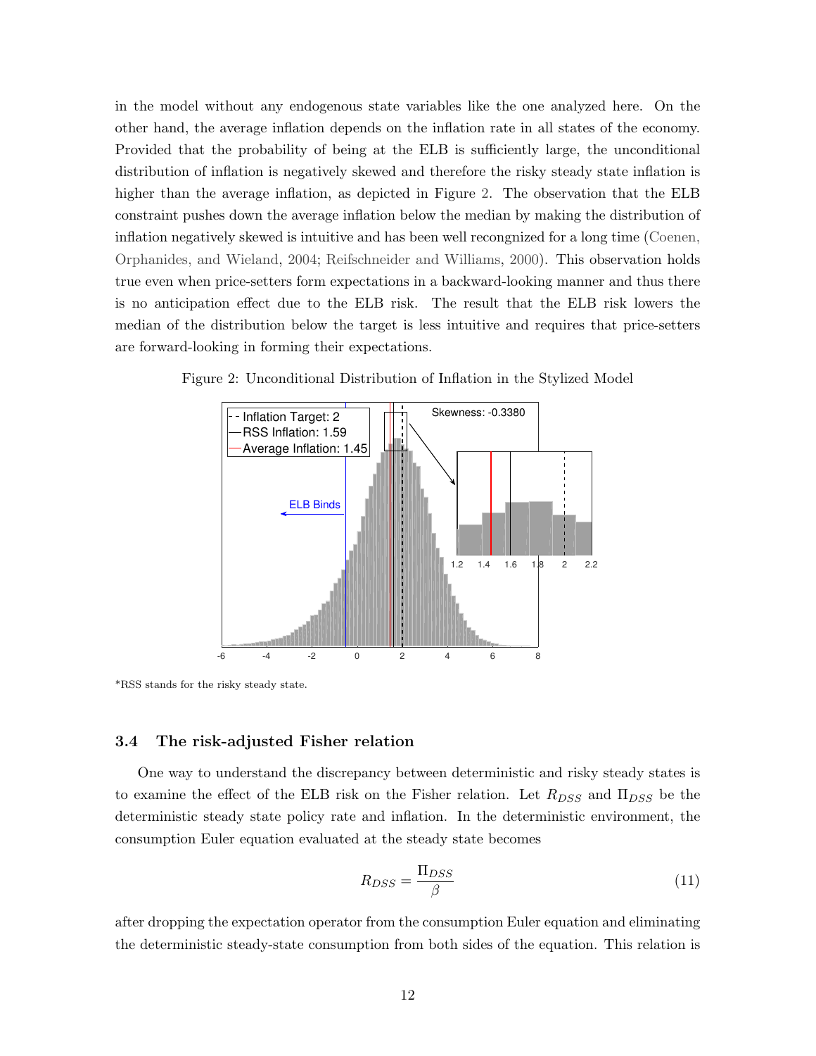in the model without any endogenous state variables like the one analyzed here. On the other hand, the average inflation depends on the inflation rate in all states of the economy. Provided that the probability of being at the ELB is sufficiently large, the unconditional distribution of inflation is negatively skewed and therefore the risky steady state inflation is higher than the average inflation, as depicted in Figure 2. The observation that the ELB constraint pushes down the average inflation below the median by making the distribution of inflation negatively skewed is intuitive and has been well recongnized for a long time (Coenen, Orphanides, and Wieland, 2004; Reifschneider and Williams, 2000). This observation holds true even when price-setters form expectations in a backward-looking manner and thus there is no anticipation effect due to the ELB risk. The result that the ELB risk lowers the median of the distribution below the target is less intuitive and requires that price-setters are forward-looking in forming their expectations.

Figure 2: Unconditional Distribution of Inflation in the Stylized Model

*RSS stands for the risky steady state.

### 3.4 The risk-adjusted Fisher relation

One way to understand the discrepancy between deterministic and risky steady states is to examine the effect of the ELB risk on the Fisher relation. Let $R_{DSS}$ and $\Pi_{DSS}$ be the deterministic steady state policy rate and inflation. In the deterministic environment, the consumption Euler equation evaluated at the steady state becomes

$$R_{DSS} = \frac{\Pi_{DSS}}{\beta} \tag{11}$$

after dropping the expectation operator from the consumption Euler equation and eliminating the deterministic steady-state consumption from both sides of the equation. This relation is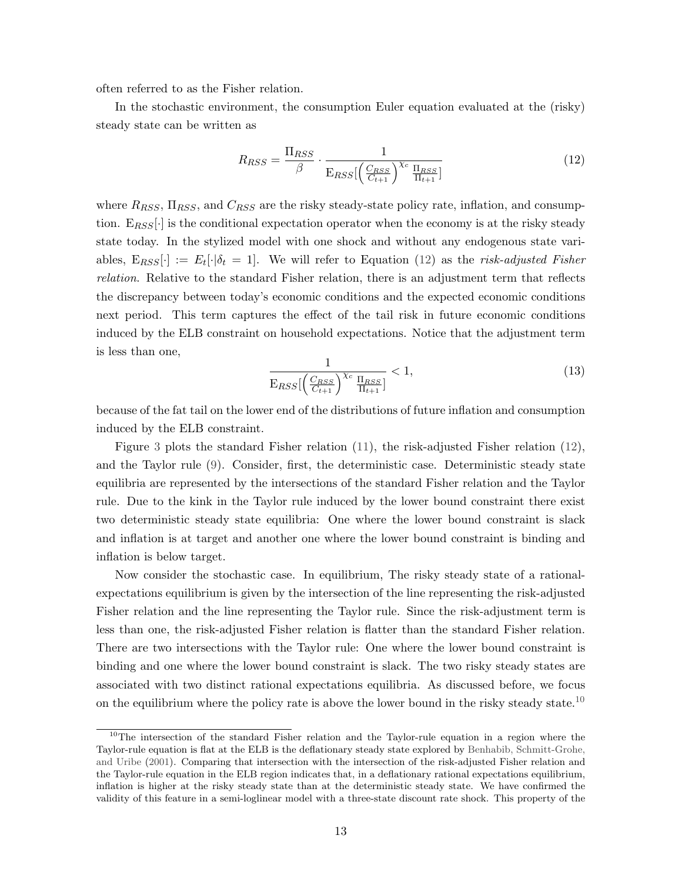often referred to as the Fisher relation.

In the stochastic environment, the consumption Euler equation evaluated at the (risky) steady state can be written as

$$R_{RSS} = \frac{\Pi_{RSS}}{\beta} \cdot \frac{1}{\mathrm{E}_{RSS}[\left(\frac{C_{RSS}}{C_{t+1}}\right)^{\chi_c} \frac{\Pi_{RSS}}{\Pi_{t+1}}]} \tag{12}$$

where $R_{RSS}$, $\Pi_{RSS}$, and $C_{RSS}$ are the risky steady-state policy rate, inflation, and consumption. $\mathrm{E}_{RSS}[\cdot]$ is the conditional expectation operator when the economy is at the risky steady state today. In the stylized model with one shock and without any endogenous state variables, $\mathrm{E}_{RSS}[\cdot] := E_t[\cdot|\delta_t = 1]$. We will refer to Equation (12) as the *risk-adjusted Fisher relation*. Relative to the standard Fisher relation, there is an adjustment term that reflects the discrepancy between today's economic conditions and the expected economic conditions next period. This term captures the effect of the tail risk in future economic conditions induced by the ELB constraint on household expectations. Notice that the adjustment term is less than one,

$$\frac{1}{\mathrm{E}_{RSS}[\left(\frac{C_{RSS}}{C_{t+1}}\right)^{\chi_c} \frac{\Pi_{RSS}}{\Pi_{t+1}}]} < 1, \tag{13}$$

because of the fat tail on the lower end of the distributions of future inflation and consumption induced by the ELB constraint.

Figure 3 plots the standard Fisher relation (11), the risk-adjusted Fisher relation (12), and the Taylor rule (9). Consider, first, the deterministic case. Deterministic steady state equilibria are represented by the intersections of the standard Fisher relation and the Taylor rule. Due to the kink in the Taylor rule induced by the lower bound constraint there exist two deterministic steady state equilibria: One where the lower bound constraint is slack and inflation is at target and another one where the lower bound constraint is binding and inflation is below target.

Now consider the stochastic case. In equilibrium, The risky steady state of a rational-expectations equilibrium is given by the intersection of the line representing the risk-adjusted Fisher relation and the line representing the Taylor rule. Since the risk-adjustment term is less than one, the risk-adjusted Fisher relation is flatter than the standard Fisher relation. There are two intersections with the Taylor rule: One where the lower bound constraint is binding and one where the lower bound constraint is slack. The two risky steady states are associated with two distinct rational expectations equilibria. As discussed before, we focus on the equilibrium where the policy rate is above the lower bound in the risky steady state.[10]

[10] The intersection of the standard Fisher relation and the Taylor-rule equation in a region where the Taylor-rule equation is flat at the ELB is the deflationary steady state explored by Benhabib, Schmitt-Grohe, and Uribe (2001). Comparing that intersection with the intersection of the risk-adjusted Fisher relation and the Taylor-rule equation in the ELB region indicates that, in a deflationary rational expectations equilibrium, inflation is higher at the risky steady state than at the deterministic steady state. We have confirmed the validity of this feature in a semi-loglinear model with a three-state discount rate shock. This property of the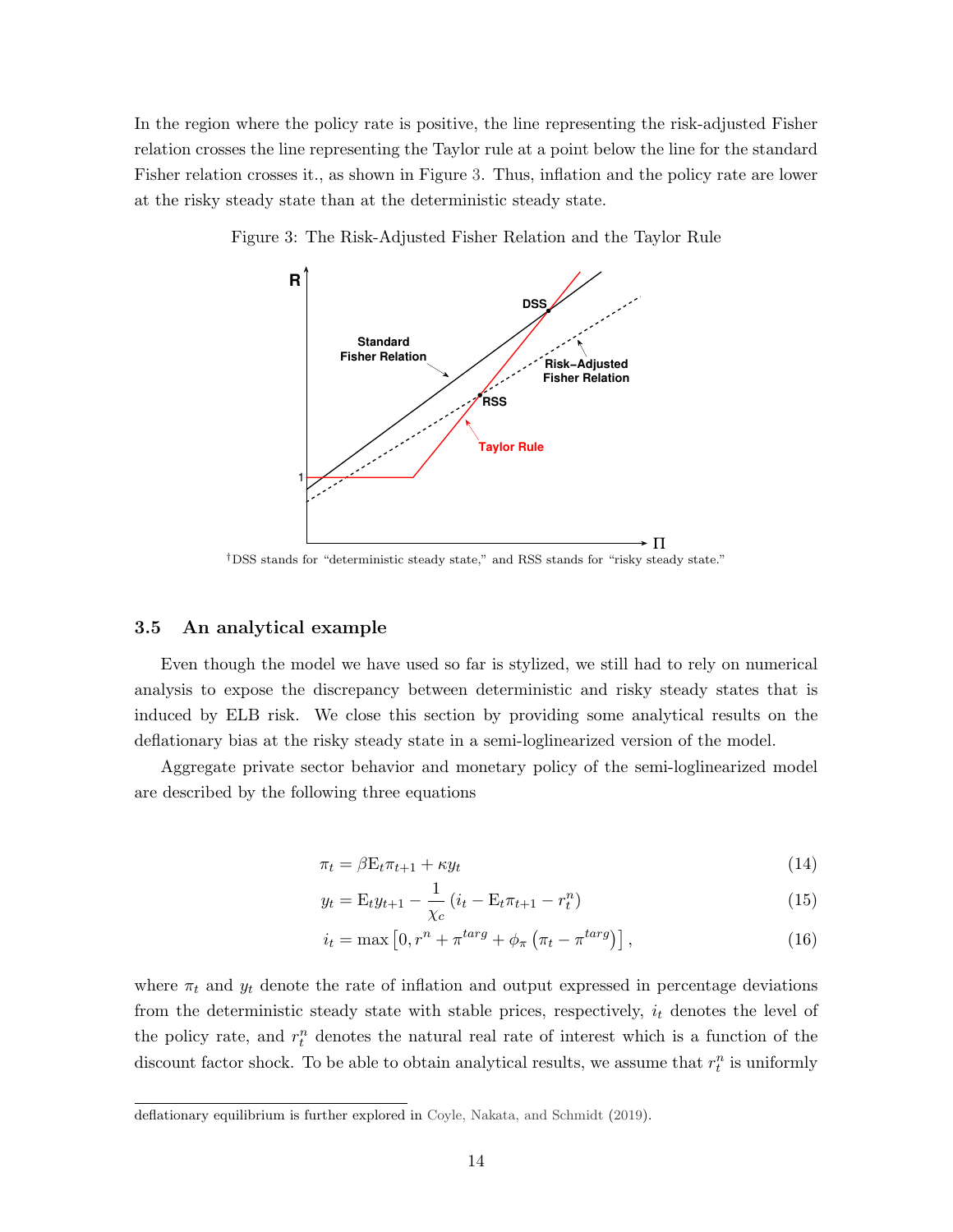In the region where the policy rate is positive, the line representing the risk-adjusted Fisher relation crosses the line representing the Taylor rule at a point below the line for the standard Fisher relation crosses it., as shown in Figure 3. Thus, inflation and the policy rate are lower at the risky steady state than at the deterministic steady state.

Figure 3: The Risk-Adjusted Fisher Relation and the Taylor Rule

†DSS stands for "deterministic steady state," and RSS stands for "risky steady state."

### 3.5 An analytical example

Even though the model we have used so far is stylized, we still had to rely on numerical analysis to expose the discrepancy between deterministic and risky steady states that is induced by ELB risk. We close this section by providing some analytical results on the deflationary bias at the risky steady state in a semi-loglinearized version of the model.

Aggregate private sector behavior and monetary policy of the semi-loglinearized model are described by the following three equations

$$\pi_t = \beta \mathrm{E}_t \pi_{t+1} + \kappa y_t \tag{14}$$

$$y_t = \mathrm{E}_t y_{t+1} - \frac{1}{\chi_c} \left( i_t - \mathrm{E}_t \pi_{t+1} - r_t^n \right) \tag{15}$$

$$i_t = \max \left[ 0, r^n + \pi^{targ} + \phi_\pi \left( \pi_t - \pi^{targ} \right) \right], \tag{16}$$

where $\pi_t$ and $y_t$ denote the rate of inflation and output expressed in percentage deviations from the deterministic steady state with stable prices, respectively, $i_t$ denotes the level of the policy rate, and $r_t^n$ denotes the natural real rate of interest which is a function of the discount factor shock. To be able to obtain analytical results, we assume that $r_t^n$ is uniformly

deflationary equilibrium is further explored in Coyle, Nakata, and Schmidt (2019).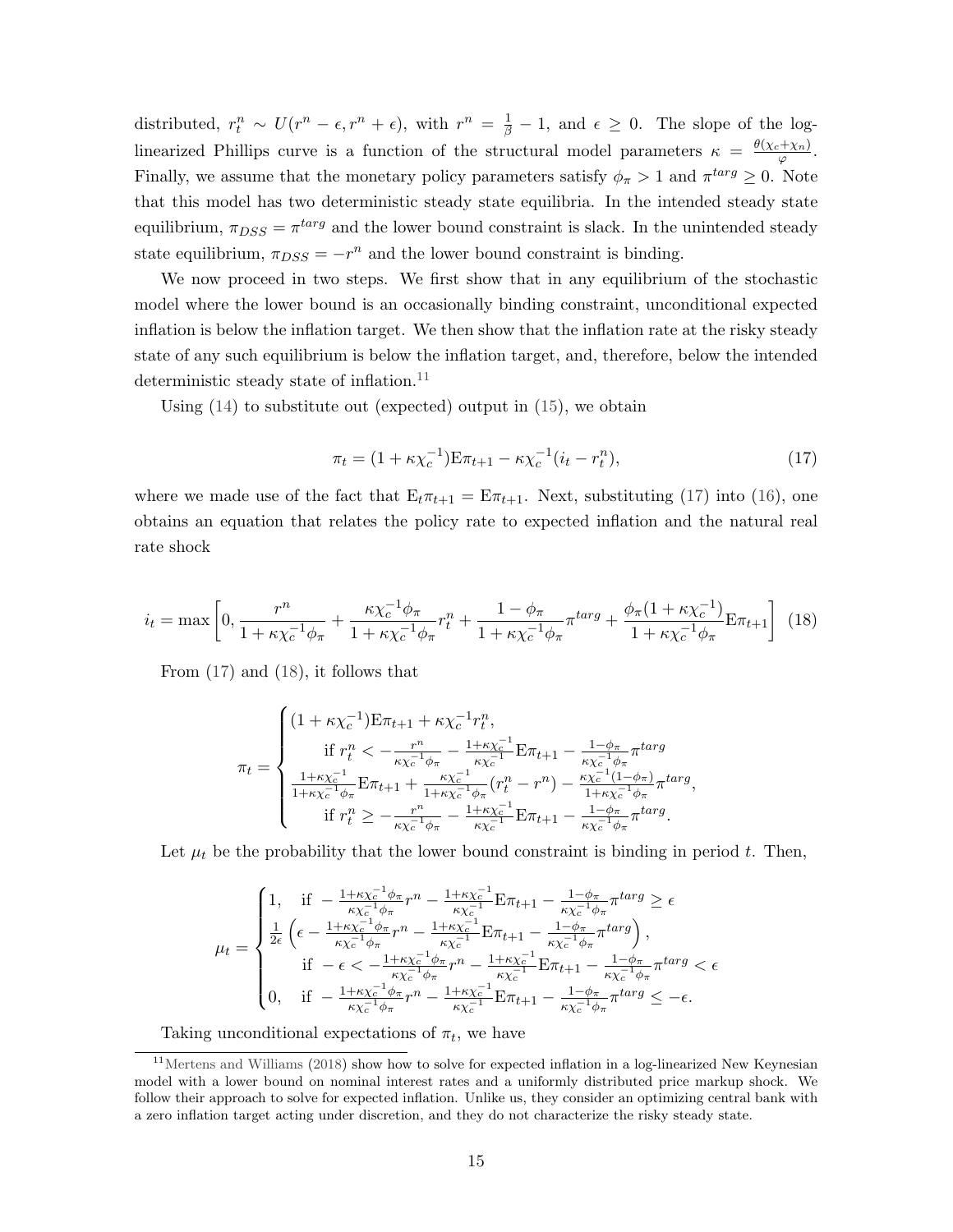distributed, $r_t^n \sim U(r^n - \epsilon, r^n + \epsilon)$, with $r^n = \frac{1}{\beta} - 1$, and $\epsilon \geq 0$. The slope of the log-linearized Phillips curve is a function of the structural model parameters $\kappa = \frac{\theta(\chi_c + \chi_n)}{\varphi}$. Finally, we assume that the monetary policy parameters satisfy $\phi_\pi > 1$ and $\pi^{targ} \geq 0$. Note that this model has two deterministic steady state equilibria. In the intended steady state equilibrium, $\pi_{DSS} = \pi^{targ}$ and the lower bound constraint is slack. In the unintended steady state equilibrium, $\pi_{DSS} = -r^n$ and the lower bound constraint is binding.

We now proceed in two steps. We first show that in any equilibrium of the stochastic model where the lower bound is an occasionally binding constraint, unconditional expected inflation is below the inflation target. We then show that the inflation rate at the risky steady state of any such equilibrium is below the inflation target, and, therefore, below the intended deterministic steady state of inflation.[11]

Using (14) to substitute out (expected) output in (15), we obtain

$$\pi_t = (1 + \kappa\chi_c^{-1})\mathrm{E}\pi_{t+1} - \kappa\chi_c^{-1}(i_t - r_t^n), \tag{17}$$

where we made use of the fact that $\mathrm{E}_t\pi_{t+1} = \mathrm{E}\pi_{t+1}$. Next, substituting (17) into (16), one obtains an equation that relates the policy rate to expected inflation and the natural real rate shock

$$i_t = \max\left[0, \frac{r^n}{1 + \kappa\chi_c^{-1}\phi_\pi} + \frac{\kappa\chi_c^{-1}\phi_\pi}{1 + \kappa\chi_c^{-1}\phi_\pi}r_t^n + \frac{1 - \phi_\pi}{1 + \kappa\chi_c^{-1}\phi_\pi}\pi^{targ} + \frac{\phi_\pi(1 + \kappa\chi_c^{-1})}{1 + \kappa\chi_c^{-1}\phi_\pi}\mathrm{E}\pi_{t+1}\right] \tag{18}$$

From (17) and (18), it follows that

$$\pi_t = \begin{cases} (1 + \kappa\chi_c^{-1})\mathrm{E}\pi_{t+1} + \kappa\chi_c^{-1}r_t^n, \\ \qquad \text{if } r_t^n < -\frac{r^n}{\kappa\chi_c^{-1}\phi_\pi} - \frac{1+\kappa\chi_c^{-1}}{\kappa\chi_c^{-1}}\mathrm{E}\pi_{t+1} - \frac{1-\phi_\pi}{\kappa\chi_c^{-1}\phi_\pi}\pi^{targ} \\ \frac{1+\kappa\chi_c^{-1}}{1+\kappa\chi_c^{-1}\phi_\pi}\mathrm{E}\pi_{t+1} + \frac{\kappa\chi_c^{-1}}{1+\kappa\chi_c^{-1}\phi_\pi}(r_t^n - r^n) - \frac{\kappa\chi_c^{-1}(1-\phi_\pi)}{1+\kappa\chi_c^{-1}\phi_\pi}\pi^{targ}, \\ \qquad \text{if } r_t^n \geq -\frac{r^n}{\kappa\chi_c^{-1}\phi_\pi} - \frac{1+\kappa\chi_c^{-1}}{\kappa\chi_c^{-1}}\mathrm{E}\pi_{t+1} - \frac{1-\phi_\pi}{\kappa\chi_c^{-1}\phi_\pi}\pi^{targ}. \end{cases}$$

Let $\mu_t$ be the probability that the lower bound constraint is binding in period $t$. Then,

$$\mu_t = \begin{cases} 1, \quad \text{if } -\frac{1+\kappa\chi_c^{-1}\phi_\pi}{\kappa\chi_c^{-1}\phi_\pi}r^n - \frac{1+\kappa\chi_c^{-1}}{\kappa\chi_c^{-1}}\mathrm{E}\pi_{t+1} - \frac{1-\phi_\pi}{\kappa\chi_c^{-1}\phi_\pi}\pi^{targ} \geq \epsilon \\ \frac{1}{2\epsilon}\left(\epsilon - \frac{1+\kappa\chi_c^{-1}\phi_\pi}{\kappa\chi_c^{-1}\phi_\pi}r^n - \frac{1+\kappa\chi_c^{-1}}{\kappa\chi_c^{-1}}\mathrm{E}\pi_{t+1} - \frac{1-\phi_\pi}{\kappa\chi_c^{-1}\phi_\pi}\pi^{targ}\right), \\ \qquad \text{if } -\epsilon < -\frac{1+\kappa\chi_c^{-1}\phi_\pi}{\kappa\chi_c^{-1}\phi_\pi}r^n - \frac{1+\kappa\chi_c^{-1}}{\kappa\chi_c^{-1}}\mathrm{E}\pi_{t+1} - \frac{1-\phi_\pi}{\kappa\chi_c^{-1}\phi_\pi}\pi^{targ} < \epsilon \\ 0, \quad \text{if } -\frac{1+\kappa\chi_c^{-1}\phi_\pi}{\kappa\chi_c^{-1}\phi_\pi}r^n - \frac{1+\kappa\chi_c^{-1}}{\kappa\chi_c^{-1}}\mathrm{E}\pi_{t+1} - \frac{1-\phi_\pi}{\kappa\chi_c^{-1}\phi_\pi}\pi^{targ} \leq -\epsilon. \end{cases}$$

Taking unconditional expectations of $\pi_t$, we have

[11] Mertens and Williams (2018) show how to solve for expected inflation in a log-linearized New Keynesian model with a lower bound on nominal interest rates and a uniformly distributed price markup shock. We follow their approach to solve for expected inflation. Unlike us, they consider an optimizing central bank with a zero inflation target acting under discretion, and they do not characterize the risky steady state.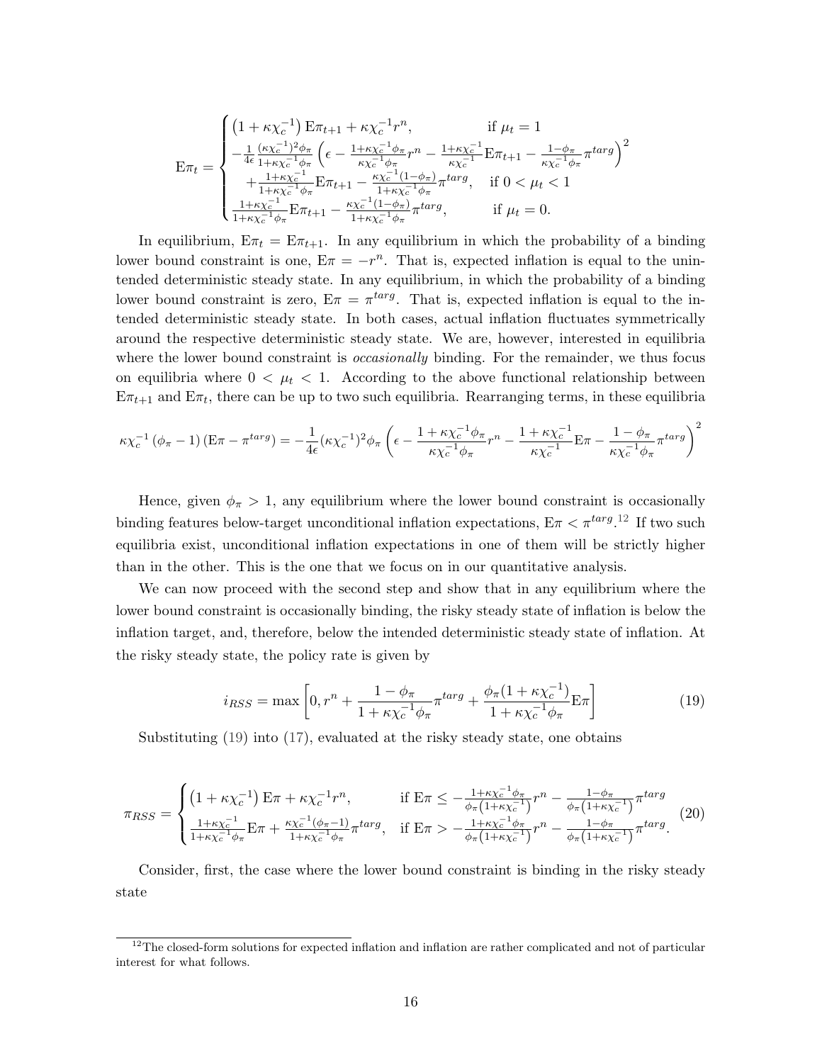$$
\mathrm{E}\pi_t = \begin{cases} \left(1+\kappa\chi_c^{-1}\right)\mathrm{E}\pi_{t+1} + \kappa\chi_c^{-1} r^n, & \text{if } \mu_t = 1 \\ -\frac{1}{4\epsilon}\frac{(\kappa\chi_c^{-1})^2\phi_\pi}{1+\kappa\chi_c^{-1}\phi_\pi}\left(\epsilon - \frac{1+\kappa\chi_c^{-1}\phi_\pi}{\kappa\chi_c^{-1}\phi_\pi} r^n - \frac{1+\kappa\chi_c^{-1}}{\kappa\chi_c^{-1}}\mathrm{E}\pi_{t+1} - \frac{1-\phi_\pi}{\kappa\chi_c^{-1}\phi_\pi}\pi^{targ}\right)^2 & \\ \quad + \frac{1+\kappa\chi_c^{-1}}{1+\kappa\chi_c^{-1}\phi_\pi}\mathrm{E}\pi_{t+1} - \frac{\kappa\chi_c^{-1}(1-\phi_\pi)}{1+\kappa\chi_c^{-1}\phi_\pi}\pi^{targ}, & \text{if } 0 < \mu_t < 1 \\ \frac{1+\kappa\chi_c^{-1}}{1+\kappa\chi_c^{-1}\phi_\pi}\mathrm{E}\pi_{t+1} - \frac{\kappa\chi_c^{-1}(1-\phi_\pi)}{1+\kappa\chi_c^{-1}\phi_\pi}\pi^{targ}, & \text{if } \mu_t = 0. \end{cases}
$$

In equilibrium, $\mathrm{E}\pi_t = \mathrm{E}\pi_{t+1}$. In any equilibrium in which the probability of a binding lower bound constraint is one, $\mathrm{E}\pi = -r^n$. That is, expected inflation is equal to the unintended deterministic steady state. In any equilibrium, in which the probability of a binding lower bound constraint is zero, $\mathrm{E}\pi = \pi^{targ}$. That is, expected inflation is equal to the intended deterministic steady state. In both cases, actual inflation fluctuates symmetrically around the respective deterministic steady state. We are, however, interested in equilibria where the lower bound constraint is *occasionally* binding. For the remainder, we thus focus on equilibria where $0 < \mu_t < 1$. According to the above functional relationship between $\mathrm{E}\pi_{t+1}$ and $\mathrm{E}\pi_t$, there can be up to two such equilibria. Rearranging terms, in these equilibria

$$
\kappa\chi_c^{-1}\left(\phi_\pi - 1\right)\left(\mathrm{E}\pi - \pi^{targ}\right) = -\frac{1}{4\epsilon}(\kappa\chi_c^{-1})^2\phi_\pi\left(\epsilon - \frac{1+\kappa\chi_c^{-1}\phi_\pi}{\kappa\chi_c^{-1}\phi_\pi}r^n - \frac{1+\kappa\chi_c^{-1}}{\kappa\chi_c^{-1}}\mathrm{E}\pi - \frac{1-\phi_\pi}{\kappa\chi_c^{-1}\phi_\pi}\pi^{targ}\right)^2
$$

Hence, given $\phi_\pi > 1$, any equilibrium where the lower bound constraint is occasionally binding features below-target unconditional inflation expectations, $\mathrm{E}\pi < \pi^{targ}$.[12] If two such equilibria exist, unconditional inflation expectations in one of them will be strictly higher than in the other. This is the one that we focus on in our quantitative analysis.

We can now proceed with the second step and show that in any equilibrium where the lower bound constraint is occasionally binding, the risky steady state of inflation is below the inflation target, and, therefore, below the intended deterministic steady state of inflation. At the risky steady state, the policy rate is given by

$$
i_{RSS} = \max\left[0, r^n + \frac{1-\phi_\pi}{1+\kappa\chi_c^{-1}\phi_\pi}\pi^{targ} + \frac{\phi_\pi(1+\kappa\chi_c^{-1})}{1+\kappa\chi_c^{-1}\phi_\pi}\mathrm{E}\pi\right] \tag{19}
$$

Substituting (19) into (17), evaluated at the risky steady state, one obtains

$$
\pi_{RSS} = \begin{cases} \left(1+\kappa\chi_c^{-1}\right)\mathrm{E}\pi + \kappa\chi_c^{-1}r^n, & \text{if } \mathrm{E}\pi \leq -\frac{1+\kappa\chi_c^{-1}\phi_\pi}{\phi_\pi\left(1+\kappa\chi_c^{-1}\right)}r^n - \frac{1-\phi_\pi}{\phi_\pi\left(1+\kappa\chi_c^{-1}\right)}\pi^{targ} \\ \frac{1+\kappa\chi_c^{-1}}{1+\kappa\chi_c^{-1}\phi_\pi}\mathrm{E}\pi + \frac{\kappa\chi_c^{-1}(\phi_\pi - 1)}{1+\kappa\chi_c^{-1}\phi_\pi}\pi^{targ}, & \text{if } \mathrm{E}\pi > -\frac{1+\kappa\chi_c^{-1}\phi_\pi}{\phi_\pi\left(1+\kappa\chi_c^{-1}\right)}r^n - \frac{1-\phi_\pi}{\phi_\pi\left(1+\kappa\chi_c^{-1}\right)}\pi^{targ}. \end{cases} \tag{20}
$$

Consider, first, the case where the lower bound constraint is binding in the risky steady state

[12] The closed-form solutions for expected inflation and inflation are rather complicated and not of particular interest for what follows.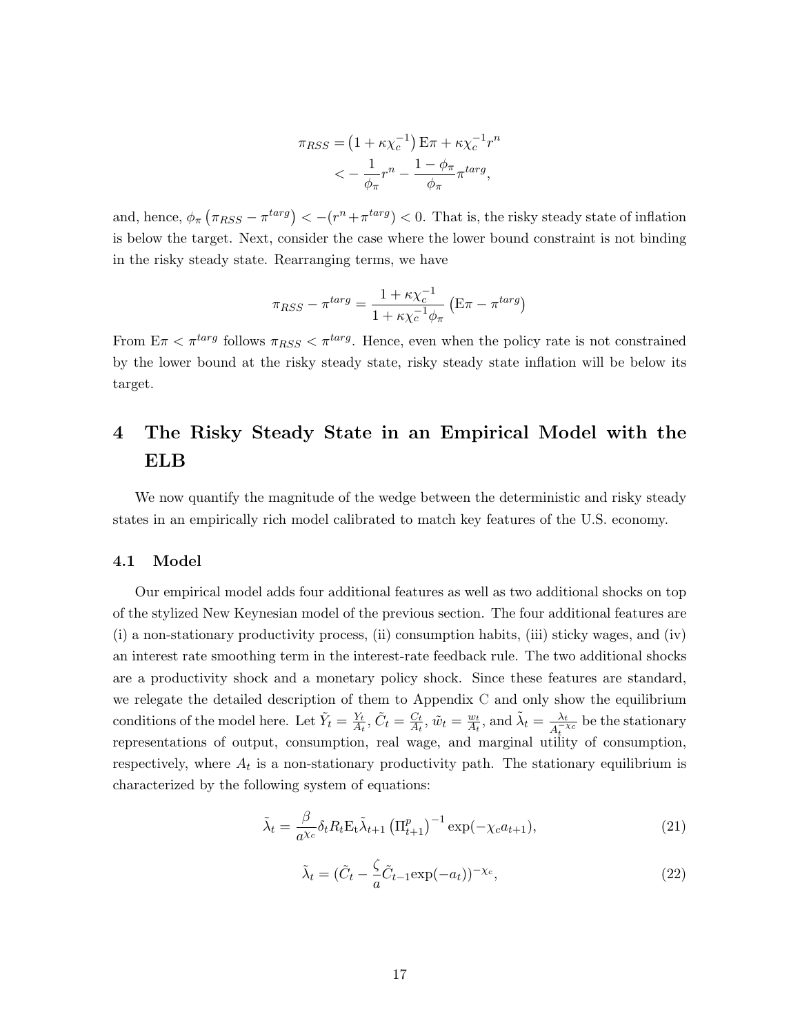$$
\begin{aligned}
\pi_{RSS} &= \left(1+\kappa\chi_c^{-1}\right)\mathrm{E}\pi + \kappa\chi_c^{-1} r^n \\
&< -\frac{1}{\phi_\pi} r^n - \frac{1-\phi_\pi}{\phi_\pi}\pi^{targ},
\end{aligned}
$$

and, hence, $\phi_\pi\left(\pi_{RSS} - \pi^{targ}\right) < -(r^n + \pi^{targ}) < 0$. That is, the risky steady state of inflation is below the target. Next, consider the case where the lower bound constraint is not binding in the risky steady state. Rearranging terms, we have

$$
\pi_{RSS} - \pi^{targ} = \frac{1+\kappa\chi_c^{-1}}{1+\kappa\chi_c^{-1}\phi_\pi}\left(\mathrm{E}\pi - \pi^{targ}\right)
$$

From $\mathrm{E}\pi < \pi^{targ}$ follows $\pi_{RSS} < \pi^{targ}$. Hence, even when the policy rate is not constrained by the lower bound at the risky steady state, risky steady state inflation will be below its target.

# 4 The Risky Steady State in an Empirical Model with the ELB

We now quantify the magnitude of the wedge between the deterministic and risky steady states in an empirically rich model calibrated to match key features of the U.S. economy.

## 4.1 Model

Our empirical model adds four additional features as well as two additional shocks on top of the stylized New Keynesian model of the previous section. The four additional features are (i) a non-stationary productivity process, (ii) consumption habits, (iii) sticky wages, and (iv) an interest rate smoothing term in the interest-rate feedback rule. The two additional shocks are a productivity shock and a monetary policy shock. Since these features are standard, we relegate the detailed description of them to Appendix C and only show the equilibrium conditions of the model here. Let $\tilde{Y}_t = \frac{Y_t}{A_t}$, $\tilde{C}_t = \frac{C_t}{A_t}$, $\tilde{w}_t = \frac{w_t}{A_t}$, and $\tilde{\lambda}_t = \frac{\lambda_t}{A_t^{-\chi_c}}$ be the stationary representations of output, consumption, real wage, and marginal utility of consumption, respectively, where $A_t$ is a non-stationary productivity path. The stationary equilibrium is characterized by the following system of equations:

$$
\tilde{\lambda}_t = \frac{\beta}{a^{\chi_c}}\delta_t R_t \mathrm{E_t}\tilde{\lambda}_{t+1}\left(\Pi^p_{t+1}\right)^{-1}\exp(-\chi_c a_{t+1}), \tag{21}
$$

$$
\tilde{\lambda}_t = (\tilde{C}_t - \frac{\zeta}{a}\tilde{C}_{t-1}\exp(-a_t))^{-\chi_c}, \tag{22}
$$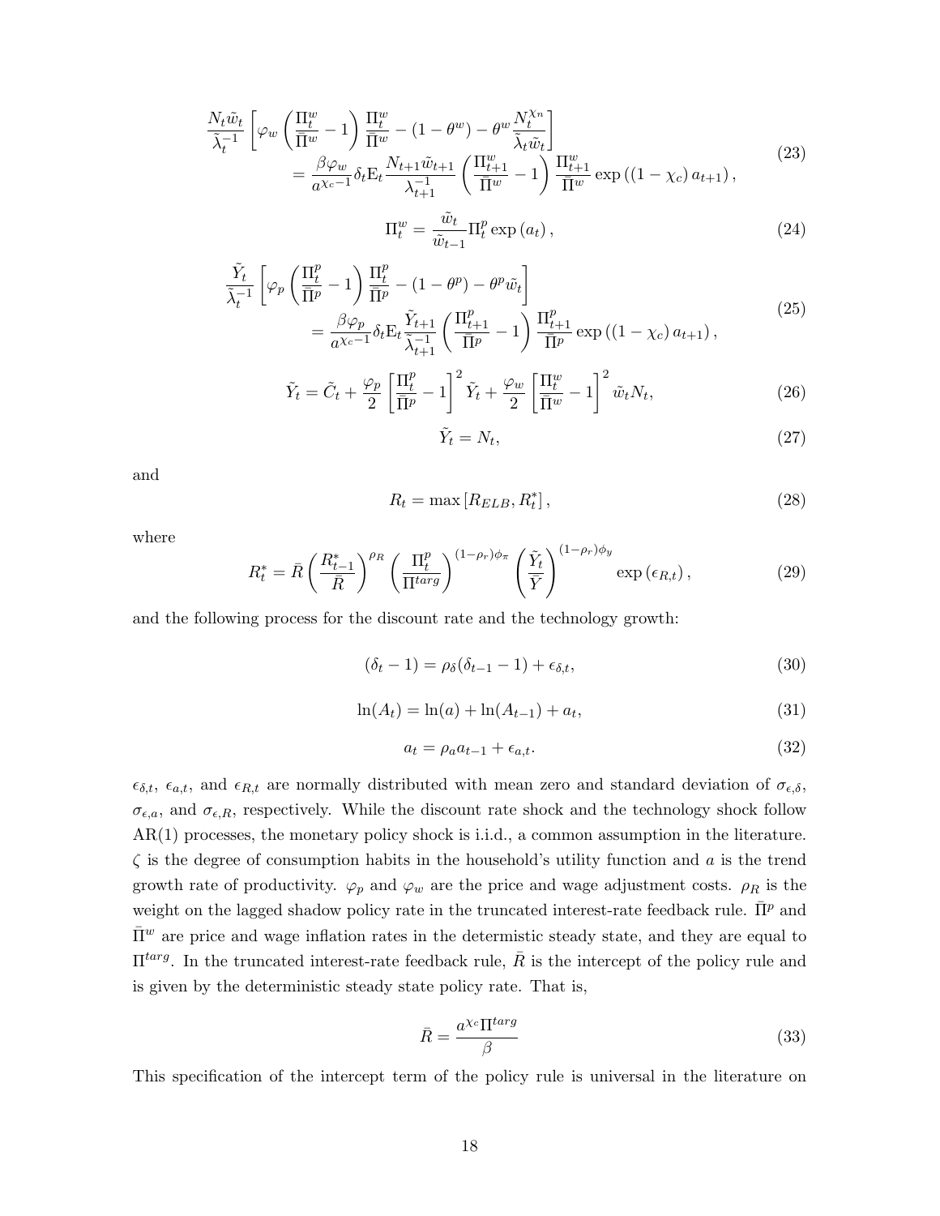$$\frac{N_t \tilde{w}_t}{\tilde{\lambda}_t^{-1}} \left[ \varphi_w \left( \frac{\Pi_t^w}{\bar{\Pi}^w} - 1 \right) \frac{\Pi_t^w}{\bar{\Pi}^w} - (1 - \theta^w) - \theta^w \frac{N_t^{\chi_n}}{\tilde{\lambda}_t \tilde{w}_t} \right] = \frac{\beta \varphi_w}{a^{\chi_c - 1}} \delta_t \mathrm{E}_t \frac{N_{t+1} \tilde{w}_{t+1}}{\lambda_{t+1}^{-1}} \left( \frac{\Pi_{t+1}^w}{\bar{\Pi}^w} - 1 \right) \frac{\Pi_{t+1}^w}{\bar{\Pi}^w} \exp\left( (1 - \chi_c) a_{t+1} \right), \tag{23}$$

$$\Pi_t^w = \frac{\tilde{w}_t}{\tilde{w}_{t-1}} \Pi_t^p \exp(a_t), \tag{24}$$

$$\frac{\tilde{Y}_t}{\tilde{\lambda}_t^{-1}} \left[ \varphi_p \left( \frac{\Pi_t^p}{\bar{\Pi}^p} - 1 \right) \frac{\Pi_t^p}{\bar{\Pi}^p} - (1 - \theta^p) - \theta^p \tilde{w}_t \right] = \frac{\beta \varphi_p}{a^{\chi_c - 1}} \delta_t \mathrm{E}_t \frac{\tilde{Y}_{t+1}}{\tilde{\lambda}_{t+1}^{-1}} \left( \frac{\Pi_{t+1}^p}{\bar{\Pi}^p} - 1 \right) \frac{\Pi_{t+1}^p}{\bar{\Pi}^p} \exp\left( (1 - \chi_c) a_{t+1} \right), \tag{25}$$

$$\tilde{Y}_t = \tilde{C}_t + \frac{\varphi_p}{2} \left[ \frac{\Pi_t^p}{\bar{\Pi}^p} - 1 \right]^2 \tilde{Y}_t + \frac{\varphi_w}{2} \left[ \frac{\Pi_t^w}{\bar{\Pi}^w} - 1 \right]^2 \tilde{w}_t N_t, \tag{26}$$

$$\tilde{Y}_t = N_t, \tag{27}$$

and

$$R_t = \max\left[ R_{ELB}, R_t^* \right], \tag{28}$$

where

$$R_t^* = \bar{R} \left( \frac{R_{t-1}^*}{\bar{R}} \right)^{\rho_R} \left( \frac{\Pi_t^p}{\Pi^{targ}} \right)^{(1-\rho_r)\phi_\pi} \left( \frac{\tilde{Y}_t}{\bar{Y}} \right)^{(1-\rho_r)\phi_y} \exp(\epsilon_{R,t}), \tag{29}$$

and the following process for the discount rate and the technology growth:

$$(\delta_t - 1) = \rho_\delta (\delta_{t-1} - 1) + \epsilon_{\delta,t}, \tag{30}$$

$$\ln(A_t) = \ln(a) + \ln(A_{t-1}) + a_t, \tag{31}$$

$$a_t = \rho_a a_{t-1} + \epsilon_{a,t}. \tag{32}$$

$\epsilon_{\delta,t}$, $\epsilon_{a,t}$, and $\epsilon_{R,t}$ are normally distributed with mean zero and standard deviation of $\sigma_{\epsilon,\delta}$, $\sigma_{\epsilon,a}$, and $\sigma_{\epsilon,R}$, respectively. While the discount rate shock and the technology shock follow AR(1) processes, the monetary policy shock is i.i.d., a common assumption in the literature. $\zeta$ is the degree of consumption habits in the household's utility function and $a$ is the trend growth rate of productivity. $\varphi_p$ and $\varphi_w$ are the price and wage adjustment costs. $\rho_R$ is the weight on the lagged shadow policy rate in the truncated interest-rate feedback rule. $\bar{\Pi}^p$ and $\bar{\Pi}^w$ are price and wage inflation rates in the determstic steady state, and they are equal to $\Pi^{targ}$. In the truncated interest-rate feedback rule, $\bar{R}$ is the intercept of the policy rule and is given by the deterministic steady state policy rate. That is,

$$\bar{R} = \frac{a^{\chi_c} \Pi^{targ}}{\beta} \tag{33}$$

This specification of the intercept term of the policy rule is universal in the literature on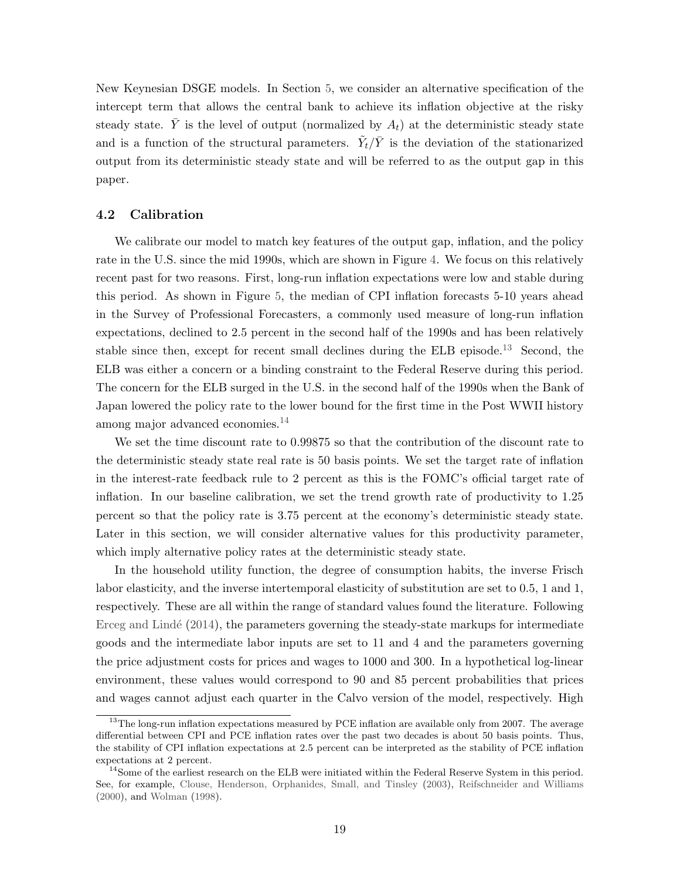New Keynesian DSGE models. In Section 5, we consider an alternative specification of the intercept term that allows the central bank to achieve its inflation objective at the risky steady state. $\bar{Y}$ is the level of output (normalized by $A_t$) at the deterministic steady state and is a function of the structural parameters. $\tilde{Y}_t/\bar{Y}$ is the deviation of the stationarized output from its deterministic steady state and will be referred to as the output gap in this paper.

### 4.2 Calibration

We calibrate our model to match key features of the output gap, inflation, and the policy rate in the U.S. since the mid 1990s, which are shown in Figure 4. We focus on this relatively recent past for two reasons. First, long-run inflation expectations were low and stable during this period. As shown in Figure 5, the median of CPI inflation forecasts 5-10 years ahead in the Survey of Professional Forecasters, a commonly used measure of long-run inflation expectations, declined to 2.5 percent in the second half of the 1990s and has been relatively stable since then, except for recent small declines during the ELB episode.[13] Second, the ELB was either a concern or a binding constraint to the Federal Reserve during this period. The concern for the ELB surged in the U.S. in the second half of the 1990s when the Bank of Japan lowered the policy rate to the lower bound for the first time in the Post WWII history among major advanced economies.[14]

We set the time discount rate to 0.99875 so that the contribution of the discount rate to the deterministic steady state real rate is 50 basis points. We set the target rate of inflation in the interest-rate feedback rule to 2 percent as this is the FOMC's official target rate of inflation. In our baseline calibration, we set the trend growth rate of productivity to 1.25 percent so that the policy rate is 3.75 percent at the economy's deterministic steady state. Later in this section, we will consider alternative values for this productivity parameter, which imply alternative policy rates at the deterministic steady state.

In the household utility function, the degree of consumption habits, the inverse Frisch labor elasticity, and the inverse intertemporal elasticity of substitution are set to 0.5, 1 and 1, respectively. These are all within the range of standard values found the literature. Following Erceg and Lindé (2014), the parameters governing the steady-state markups for intermediate goods and the intermediate labor inputs are set to 11 and 4 and the parameters governing the price adjustment costs for prices and wages to 1000 and 300. In a hypothetical log-linear environment, these values would correspond to 90 and 85 percent probabilities that prices and wages cannot adjust each quarter in the Calvo version of the model, respectively. High

[13] The long-run inflation expectations measured by PCE inflation are available only from 2007. The average differential between CPI and PCE inflation rates over the past two decades is about 50 basis points. Thus, the stability of CPI inflation expectations at 2.5 percent can be interpreted as the stability of PCE inflation expectations at 2 percent.

[14] Some of the earliest research on the ELB were initiated within the Federal Reserve System in this period. See, for example, Clouse, Henderson, Orphanides, Small, and Tinsley (2003), Reifschneider and Williams (2000), and Wolman (1998).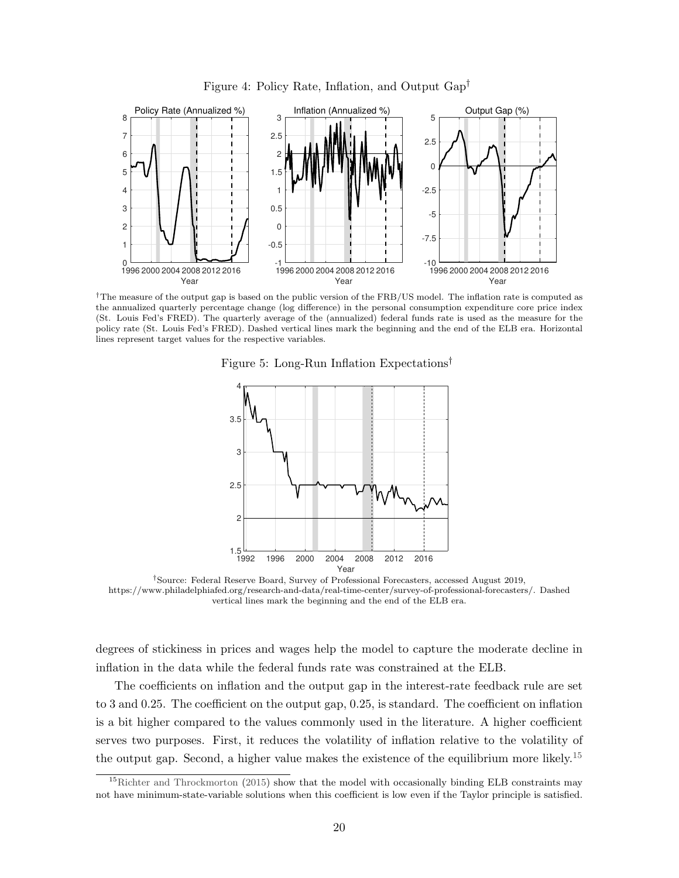Figure 4: Policy Rate, Inflation, and Output Gap†

†The measure of the output gap is based on the public version of the FRB/US model. The inflation rate is computed as the annualized quarterly percentage change (log difference) in the personal consumption expenditure core price index (St. Louis Fed's FRED). The quarterly average of the (annualized) federal funds rate is used as the measure for the policy rate (St. Louis Fed's FRED). Dashed vertical lines mark the beginning and the end of the ELB era. Horizontal lines represent target values for the respective variables.

Figure 5: Long-Run Inflation Expectations†

†Source: Federal Reserve Board, Survey of Professional Forecasters, accessed August 2019, https://www.philadelphiafed.org/research-and-data/real-time-center/survey-of-professional-forecasters/. Dashed vertical lines mark the beginning and the end of the ELB era.

degrees of stickiness in prices and wages help the model to capture the moderate decline in inflation in the data while the federal funds rate was constrained at the ELB.

The coefficients on inflation and the output gap in the interest-rate feedback rule are set to 3 and 0.25. The coefficient on the output gap, 0.25, is standard. The coefficient on inflation is a bit higher compared to the values commonly used in the literature. A higher coefficient serves two purposes. First, it reduces the volatility of inflation relative to the volatility of the output gap. Second, a higher value makes the existence of the equilibrium more likely.[15]

[15] Richter and Throckmorton (2015) show that the model with occasionally binding ELB constraints may not have minimum-state-variable solutions when this coefficient is low even if the Taylor principle is satisfied.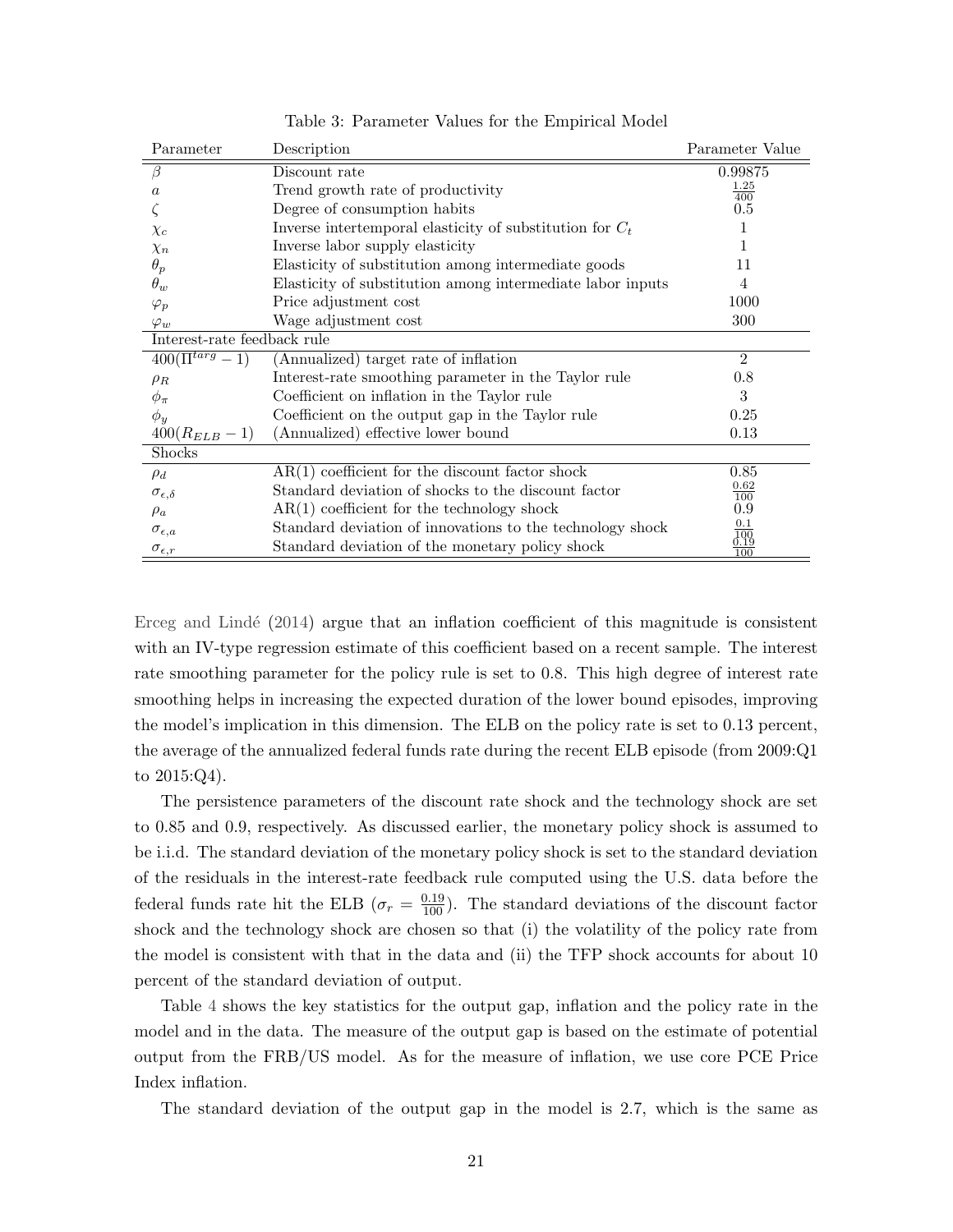Table 3: Parameter Values for the Empirical Model

| Parameter | Description | Parameter Value |
|---|---|---|
| $\beta$ | Discount rate | 0.99875 |
| $a$ | Trend growth rate of productivity | $\frac{1.25}{400}$ |
| $\zeta$ | Degree of consumption habits | 0.5 |
| $\chi_c$ | Inverse intertemporal elasticity of substitution for $C_t$ | 1 |
| $\chi_n$ | Inverse labor supply elasticity | 1 |
| $\theta_p$ | Elasticity of substitution among intermediate goods | 11 |
| $\theta_w$ | Elasticity of substitution among intermediate labor inputs | 4 |
| $\varphi_p$ | Price adjustment cost | 1000 |
| $\varphi_w$ | Wage adjustment cost | 300 |
| Interest-rate feedback rule | | |
| $400(\Pi^{targ} - 1)$ | (Annualized) target rate of inflation | 2 |
| $\rho_R$ | Interest-rate smoothing parameter in the Taylor rule | 0.8 |
| $\phi_\pi$ | Coefficient on inflation in the Taylor rule | 3 |
| $\phi_y$ | Coefficient on the output gap in the Taylor rule | 0.25 |
| $400(R_{ELB} - 1)$ | (Annualized) effective lower bound | 0.13 |
| Shocks | | |
| $\rho_d$ | AR(1) coefficient for the discount factor shock | 0.85 |
| $\sigma_{\epsilon,\delta}$ | Standard deviation of shocks to the discount factor | $\frac{0.62}{100}$ |
| $\rho_a$ | AR(1) coefficient for the technology shock | 0.9 |
| $\sigma_{\epsilon,a}$ | Standard deviation of innovations to the technology shock | $\frac{0.1}{100}$ |
| $\sigma_{\epsilon,r}$ | Standard deviation of the monetary policy shock | $\frac{0.19}{100}$ |

Erceg and Lindé (2014) argue that an inflation coefficient of this magnitude is consistent with an IV-type regression estimate of this coefficient based on a recent sample. The interest rate smoothing parameter for the policy rule is set to 0.8. This high degree of interest rate smoothing helps in increasing the expected duration of the lower bound episodes, improving the model's implication in this dimension. The ELB on the policy rate is set to 0.13 percent, the average of the annualized federal funds rate during the recent ELB episode (from 2009:Q1 to 2015:Q4).

The persistence parameters of the discount rate shock and the technology shock are set to 0.85 and 0.9, respectively. As discussed earlier, the monetary policy shock is assumed to be i.i.d. The standard deviation of the monetary policy shock is set to the standard deviation of the residuals in the interest-rate feedback rule computed using the U.S. data before the federal funds rate hit the ELB ($\sigma_r = \frac{0.19}{100}$). The standard deviations of the discount factor shock and the technology shock are chosen so that (i) the volatility of the policy rate from the model is consistent with that in the data and (ii) the TFP shock accounts for about 10 percent of the standard deviation of output.

Table 4 shows the key statistics for the output gap, inflation and the policy rate in the model and in the data. The measure of the output gap is based on the estimate of potential output from the FRB/US model. As for the measure of inflation, we use core PCE Price Index inflation.

The standard deviation of the output gap in the model is 2.7, which is the same as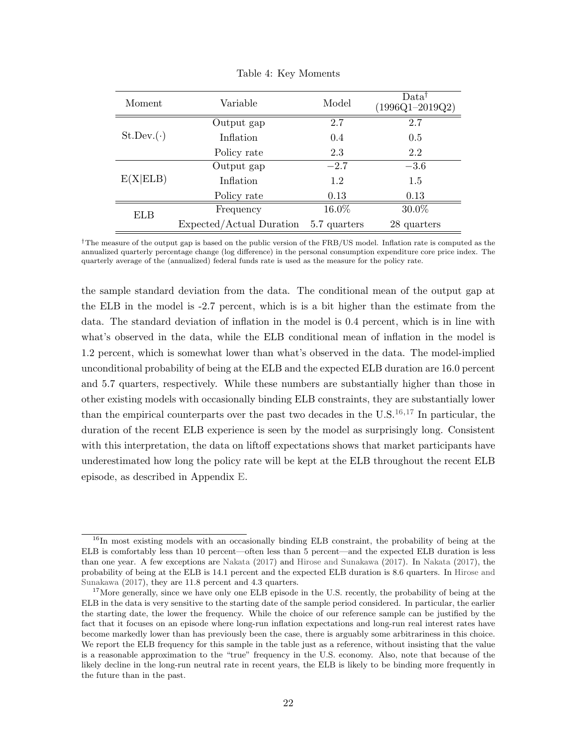Table 4: Key Moments

| Moment | Variable | Model | Data[†] (1996Q1–2019Q2) |
|---|---|---|---|
| St.Dev.(·) | Output gap | 2.7 | 2.7 |
| | Inflation | 0.4 | 0.5 |
| | Policy rate | 2.3 | 2.2 |
| E(X\|ELB) | Output gap | −2.7 | −3.6 |
| | Inflation | 1.2 | 1.5 |
| | Policy rate | 0.13 | 0.13 |
| ELB | Frequency | 16.0% | 30.0% |
| | Expected/Actual Duration | 5.7 quarters | 28 quarters |

[†]The measure of the output gap is based on the public version of the FRB/US model. Inflation rate is computed as the annualized quarterly percentage change (log difference) in the personal consumption expenditure core price index. The quarterly average of the (annualized) federal funds rate is used as the measure for the policy rate.

the sample standard deviation from the data. The conditional mean of the output gap at the ELB in the model is -2.7 percent, which is is a bit higher than the estimate from the data. The standard deviation of inflation in the model is 0.4 percent, which is in line with what's observed in the data, while the ELB conditional mean of inflation in the model is 1.2 percent, which is somewhat lower than what's observed in the data. The model-implied unconditional probability of being at the ELB and the expected ELB duration are 16.0 percent and 5.7 quarters, respectively. While these numbers are substantially higher than those in other existing models with occasionally binding ELB constraints, they are substantially lower than the empirical counterparts over the past two decades in the U.S.[16,17] In particular, the duration of the recent ELB experience is seen by the model as surprisingly long. Consistent with this interpretation, the data on liftoff expectations shows that market participants have underestimated how long the policy rate will be kept at the ELB throughout the recent ELB episode, as described in Appendix E.

[16]In most existing models with an occasionally binding ELB constraint, the probability of being at the ELB is comfortably less than 10 percent—often less than 5 percent—and the expected ELB duration is less than one year. A few exceptions are Nakata (2017) and Hirose and Sunakawa (2017). In Nakata (2017), the probability of being at the ELB is 14.1 percent and the expected ELB duration is 8.6 quarters. In Hirose and Sunakawa (2017), they are 11.8 percent and 4.3 quarters.

[17]More generally, since we have only one ELB episode in the U.S. recently, the probability of being at the ELB in the data is very sensitive to the starting date of the sample period considered. In particular, the earlier the starting date, the lower the frequency. While the choice of our reference sample can be justified by the fact that it focuses on an episode where long-run inflation expectations and long-run real interest rates have become markedly lower than has previously been the case, there is arguably some arbitrariness in this choice. We report the ELB frequency for this sample in the table just as a reference, without insisting that the value is a reasonable approximation to the "true" frequency in the U.S. economy. Also, note that because of the likely decline in the long-run neutral rate in recent years, the ELB is likely to be binding more frequently in the future than in the past.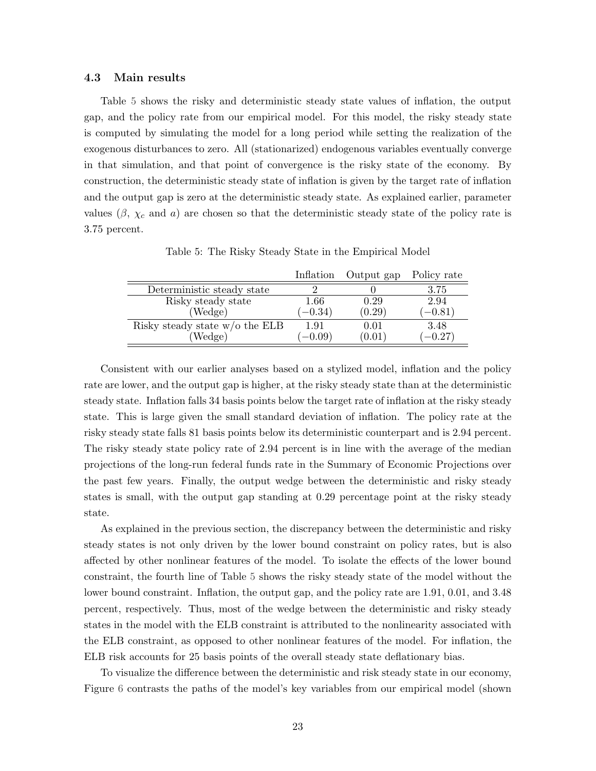### 4.3 Main results

Table 5 shows the risky and deterministic steady state values of inflation, the output gap, and the policy rate from our empirical model. For this model, the risky steady state is computed by simulating the model for a long period while setting the realization of the exogenous disturbances to zero. All (stationarized) endogenous variables eventually converge in that simulation, and that point of convergence is the risky state of the economy. By construction, the deterministic steady state of inflation is given by the target rate of inflation and the output gap is zero at the deterministic steady state. As explained earlier, parameter values ($\beta$, $\chi_c$ and $a$) are chosen so that the deterministic steady state of the policy rate is 3.75 percent.

Table 5: The Risky Steady State in the Empirical Model

| | Inflation | Output gap | Policy rate |
|---|---|---|---|
| Deterministic steady state | 2 | 0 | 3.75 |
| Risky steady state | 1.66 | 0.29 | 2.94 |
| (Wedge) | $(-0.34)$ | $(0.29)$ | $(-0.81)$ |
| Risky steady state w/o the ELB | 1.91 | 0.01 | 3.48 |
| (Wedge) | $(-0.09)$ | $(0.01)$ | $(-0.27)$ |

Consistent with our earlier analyses based on a stylized model, inflation and the policy rate are lower, and the output gap is higher, at the risky steady state than at the deterministic steady state. Inflation falls 34 basis points below the target rate of inflation at the risky steady state. This is large given the small standard deviation of inflation. The policy rate at the risky steady state falls 81 basis points below its deterministic counterpart and is 2.94 percent. The risky steady state policy rate of 2.94 percent is in line with the average of the median projections of the long-run federal funds rate in the Summary of Economic Projections over the past few years. Finally, the output wedge between the deterministic and risky steady states is small, with the output gap standing at 0.29 percentage point at the risky steady state.

As explained in the previous section, the discrepancy between the deterministic and risky steady states is not only driven by the lower bound constraint on policy rates, but is also affected by other nonlinear features of the model. To isolate the effects of the lower bound constraint, the fourth line of Table 5 shows the risky steady state of the model without the lower bound constraint. Inflation, the output gap, and the policy rate are 1.91, 0.01, and 3.48 percent, respectively. Thus, most of the wedge between the deterministic and risky steady states in the model with the ELB constraint is attributed to the nonlinearity associated with the ELB constraint, as opposed to other nonlinear features of the model. For inflation, the ELB risk accounts for 25 basis points of the overall steady state deflationary bias.

To visualize the difference between the deterministic and risk steady state in our economy, Figure 6 contrasts the paths of the model's key variables from our empirical model (shown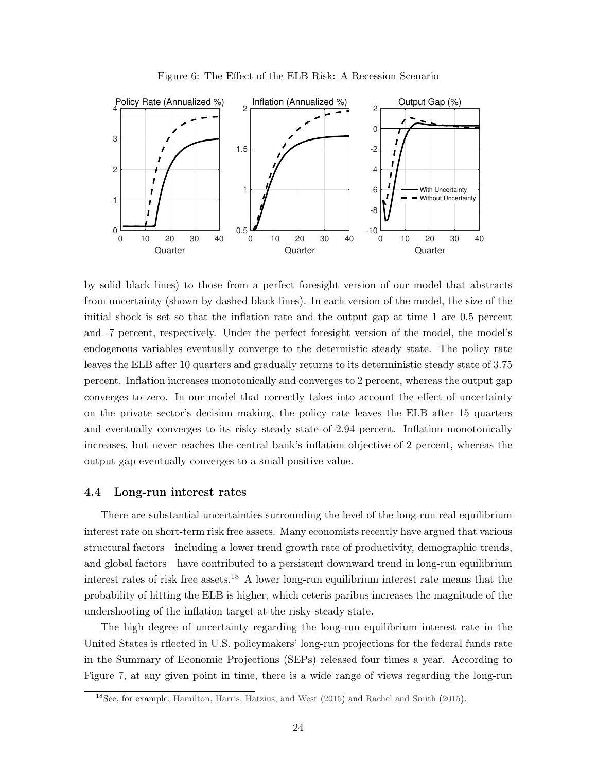Figure 6: The Effect of the ELB Risk: A Recession Scenario

by solid black lines) to those from a perfect foresight version of our model that abstracts from uncertainty (shown by dashed black lines). In each version of the model, the size of the initial shock is set so that the inflation rate and the output gap at time 1 are 0.5 percent and -7 percent, respectively. Under the perfect foresight version of the model, the model's endogenous variables eventually converge to the determistic steady state. The policy rate leaves the ELB after 10 quarters and gradually returns to its deterministic steady state of 3.75 percent. Inflation increases monotonically and converges to 2 percent, whereas the output gap converges to zero. In our model that correctly takes into account the effect of uncertainty on the private sector's decision making, the policy rate leaves the ELB after 15 quarters and eventually converges to its risky steady state of 2.94 percent. Inflation monotonically increases, but never reaches the central bank's inflation objective of 2 percent, whereas the output gap eventually converges to a small positive value.

### 4.4 Long-run interest rates

There are substantial uncertainties surrounding the level of the long-run real equilibrium interest rate on short-term risk free assets. Many economists recently have argued that various structural factors—including a lower trend growth rate of productivity, demographic trends, and global factors—have contributed to a persistent downward trend in long-run equilibrium interest rates of risk free assets.[18] A lower long-run equilibrium interest rate means that the probability of hitting the ELB is higher, which ceteris paribus increases the magnitude of the undershooting of the inflation target at the risky steady state.

The high degree of uncertainty regarding the long-run equilibrium interest rate in the United States is rflected in U.S. policymakers' long-run projections for the federal funds rate in the Summary of Economic Projections (SEPs) released four times a year. According to Figure 7, at any given point in time, there is a wide range of views regarding the long-run

[18] See, for example, Hamilton, Harris, Hatzius, and West (2015) and Rachel and Smith (2015).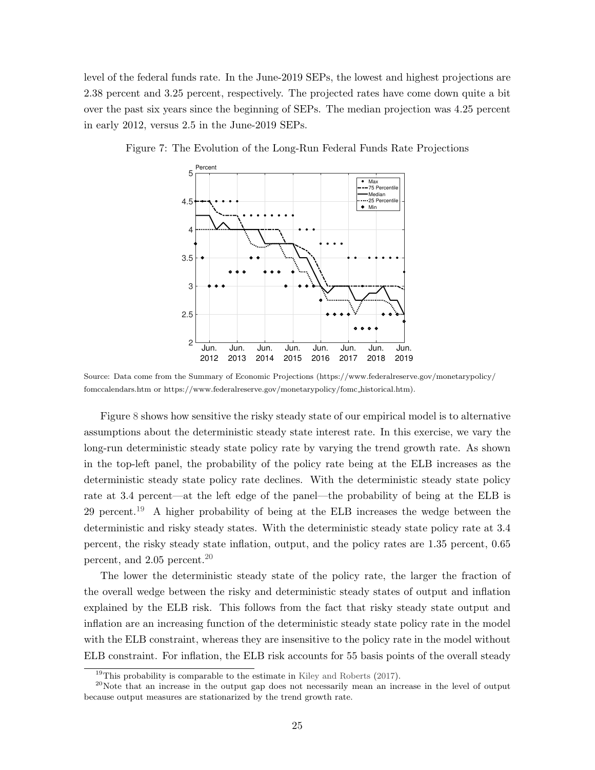level of the federal funds rate. In the June-2019 SEPs, the lowest and highest projections are 2.38 percent and 3.25 percent, respectively. The projected rates have come down quite a bit over the past six years since the beginning of SEPs. The median projection was 4.25 percent in early 2012, versus 2.5 in the June-2019 SEPs.

Figure 7: The Evolution of the Long-Run Federal Funds Rate Projections

Source: Data come from the Summary of Economic Projections (https://www.federalreserve.gov/monetarypolicy/fomccalendars.htm or https://www.federalreserve.gov/monetarypolicy/fomc_historical.htm).

Figure 8 shows how sensitive the risky steady state of our empirical model is to alternative assumptions about the deterministic steady state interest rate. In this exercise, we vary the long-run deterministic steady state policy rate by varying the trend growth rate. As shown in the top-left panel, the probability of the policy rate being at the ELB increases as the deterministic steady state policy rate declines. With the deterministic steady state policy rate at 3.4 percent—at the left edge of the panel—the probability of being at the ELB is 29 percent.[19] A higher probability of being at the ELB increases the wedge between the deterministic and risky steady states. With the deterministic steady state policy rate at 3.4 percent, the risky steady state inflation, output, and the policy rates are 1.35 percent, 0.65 percent, and 2.05 percent.[20]

The lower the deterministic steady state of the policy rate, the larger the fraction of the overall wedge between the risky and deterministic steady states of output and inflation explained by the ELB risk. This follows from the fact that risky steady state output and inflation are an increasing function of the deterministic steady state policy rate in the model with the ELB constraint, whereas they are insensitive to the policy rate in the model without ELB constraint. For inflation, the ELB risk accounts for 55 basis points of the overall steady

[19]This probability is comparable to the estimate in Kiley and Roberts (2017).

[20]Note that an increase in the output gap does not necessarily mean an increase in the level of output because output measures are stationarized by the trend growth rate.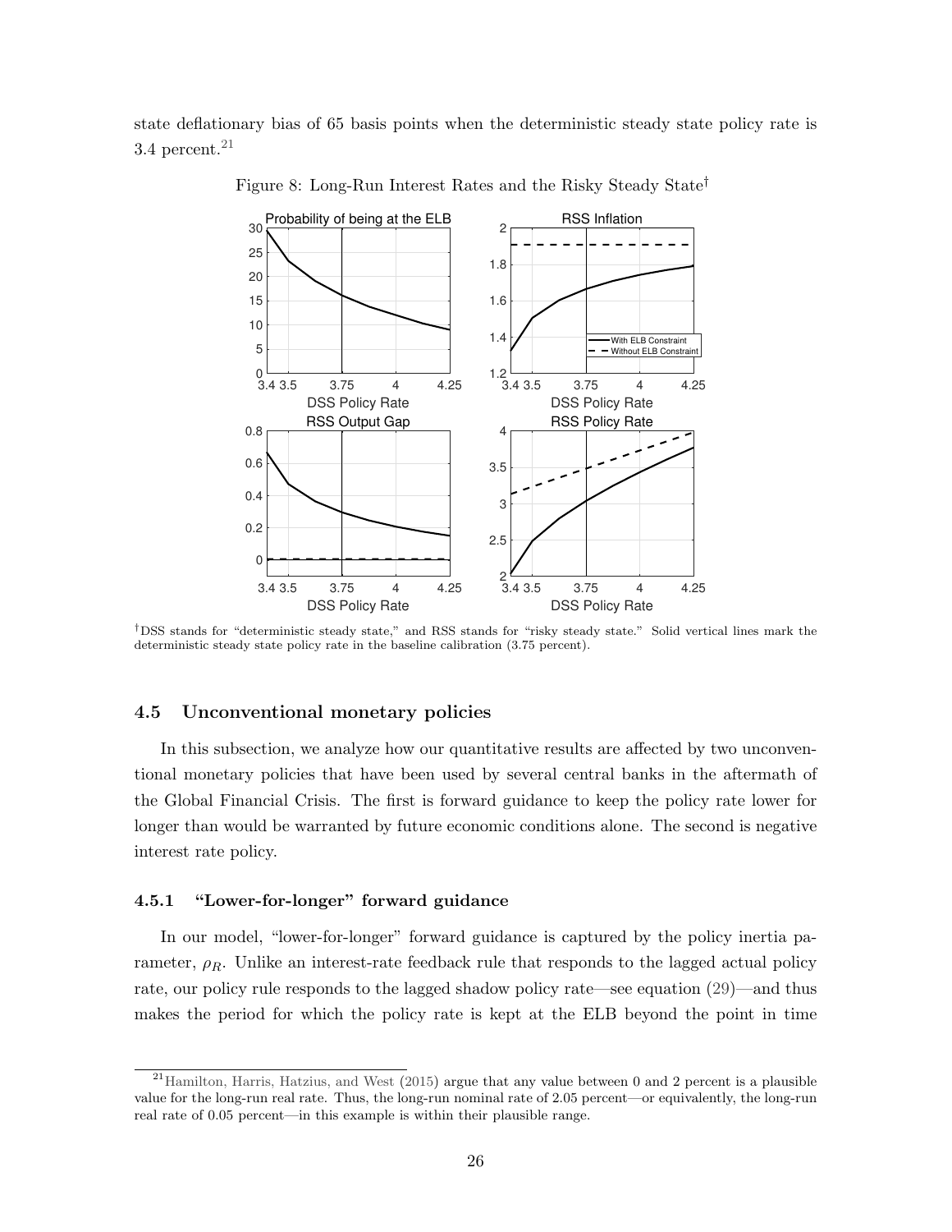state deflationary bias of 65 basis points when the deterministic steady state policy rate is 3.4 percent.[21]

Figure 8: Long-Run Interest Rates and the Risky Steady State†

†DSS stands for "deterministic steady state," and RSS stands for "risky steady state." Solid vertical lines mark the deterministic steady state policy rate in the baseline calibration (3.75 percent).

### 4.5 Unconventional monetary policies

In this subsection, we analyze how our quantitative results are affected by two unconventional monetary policies that have been used by several central banks in the aftermath of the Global Financial Crisis. The first is forward guidance to keep the policy rate lower for longer than would be warranted by future economic conditions alone. The second is negative interest rate policy.

#### 4.5.1 "Lower-for-longer" forward guidance

In our model, "lower-for-longer" forward guidance is captured by the policy inertia parameter, $\rho_R$. Unlike an interest-rate feedback rule that responds to the lagged actual policy rate, our policy rule responds to the lagged shadow policy rate—see equation (29)—and thus makes the period for which the policy rate is kept at the ELB beyond the point in time

[21] Hamilton, Harris, Hatzius, and West (2015) argue that any value between 0 and 2 percent is a plausible value for the long-run real rate. Thus, the long-run nominal rate of 2.05 percent—or equivalently, the long-run real rate of 0.05 percent—in this example is within their plausible range.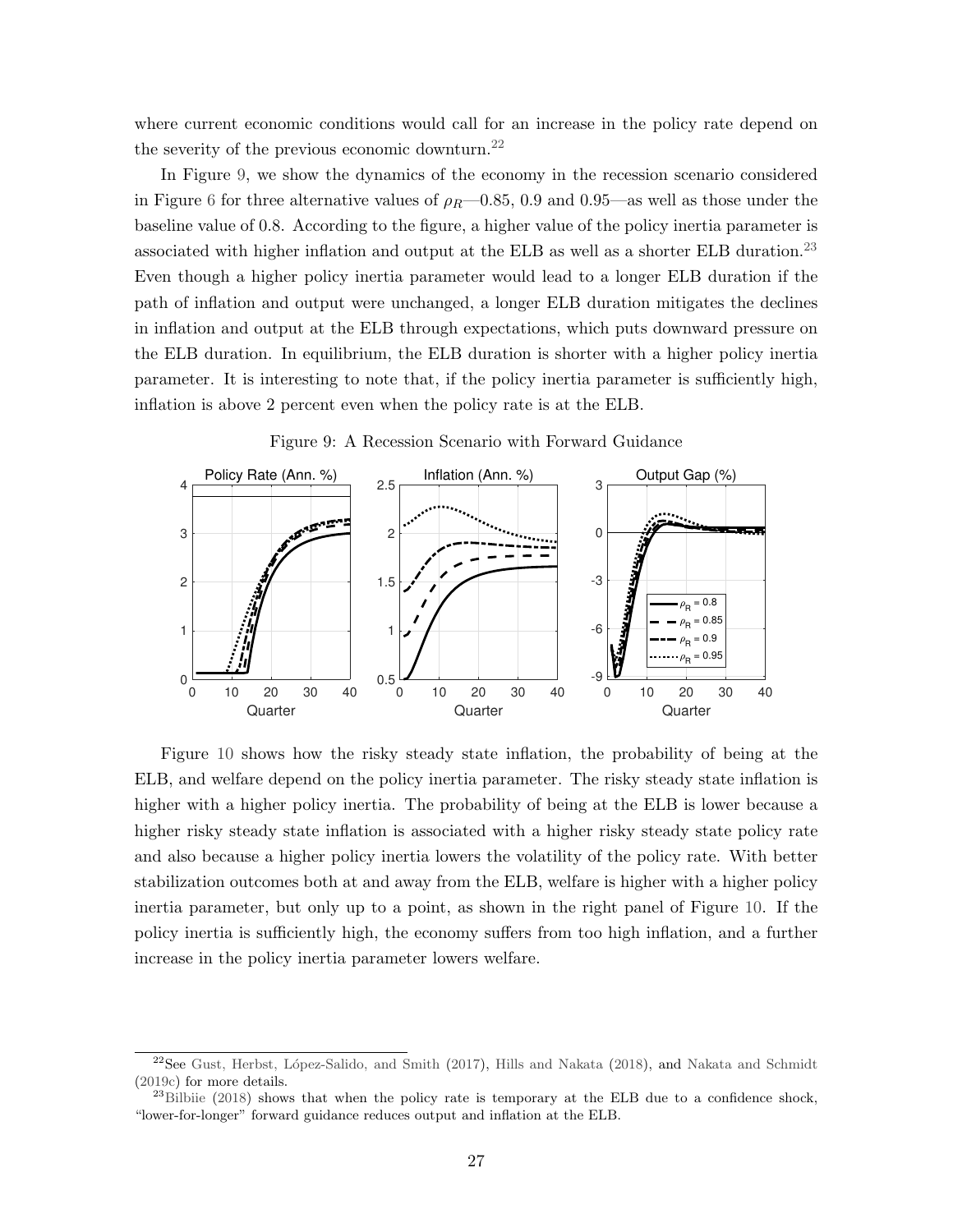where current economic conditions would call for an increase in the policy rate depend on the severity of the previous economic downturn.[22]

In Figure 9, we show the dynamics of the economy in the recession scenario considered in Figure 6 for three alternative values of $\rho_R$—0.85, 0.9 and 0.95—as well as those under the baseline value of 0.8. According to the figure, a higher value of the policy inertia parameter is associated with higher inflation and output at the ELB as well as a shorter ELB duration.[23] Even though a higher policy inertia parameter would lead to a longer ELB duration if the path of inflation and output were unchanged, a longer ELB duration mitigates the declines in inflation and output at the ELB through expectations, which puts downward pressure on the ELB duration. In equilibrium, the ELB duration is shorter with a higher policy inertia parameter. It is interesting to note that, if the policy inertia parameter is sufficiently high, inflation is above 2 percent even when the policy rate is at the ELB.

Figure 9: A Recession Scenario with Forward Guidance

Figure 10 shows how the risky steady state inflation, the probability of being at the ELB, and welfare depend on the policy inertia parameter. The risky steady state inflation is higher with a higher policy inertia. The probability of being at the ELB is lower because a higher risky steady state inflation is associated with a higher risky steady state policy rate and also because a higher policy inertia lowers the volatility of the policy rate. With better stabilization outcomes both at and away from the ELB, welfare is higher with a higher policy inertia parameter, but only up to a point, as shown in the right panel of Figure 10. If the policy inertia is sufficiently high, the economy suffers from too high inflation, and a further increase in the policy inertia parameter lowers welfare.

[22] See Gust, Herbst, López-Salido, and Smith (2017), Hills and Nakata (2018), and Nakata and Schmidt (2019c) for more details.

[23] Bilbiie (2018) shows that when the policy rate is temporary at the ELB due to a confidence shock, "lower-for-longer" forward guidance reduces output and inflation at the ELB.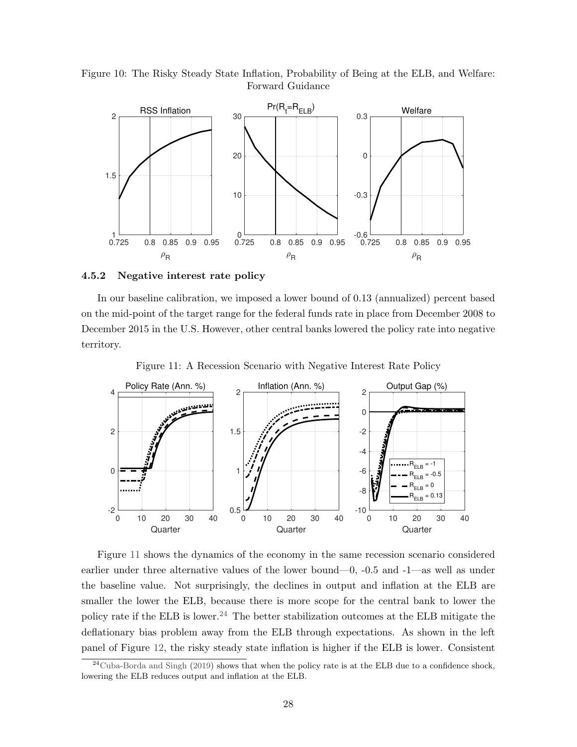Figure 10: The Risky Steady State Inflation, Probability of Being at the ELB, and Welfare: Forward Guidance

#### 4.5.2 Negative interest rate policy

In our baseline calibration, we imposed a lower bound of 0.13 (annualized) percent based on the mid-point of the target range for the federal funds rate in place from December 2008 to December 2015 in the U.S. However, other central banks lowered the policy rate into negative territory.

Figure 11: A Recession Scenario with Negative Interest Rate Policy

Figure 11 shows the dynamics of the economy in the same recession scenario considered earlier under three alternative values of the lower bound—0, -0.5 and -1—as well as under the baseline value. Not surprisingly, the declines in output and inflation at the ELB are smaller the lower the ELB, because there is more scope for the central bank to lower the policy rate if the ELB is lower.[24] The better stabilization outcomes at the ELB mitigate the deflationary bias problem away from the ELB through expectations. As shown in the left panel of Figure 12, the risky steady state inflation is higher if the ELB is lower. Consistent

[24] Cuba-Borda and Singh (2019) shows that when the policy rate is at the ELB due to a confidence shock, lowering the ELB reduces output and inflation at the ELB.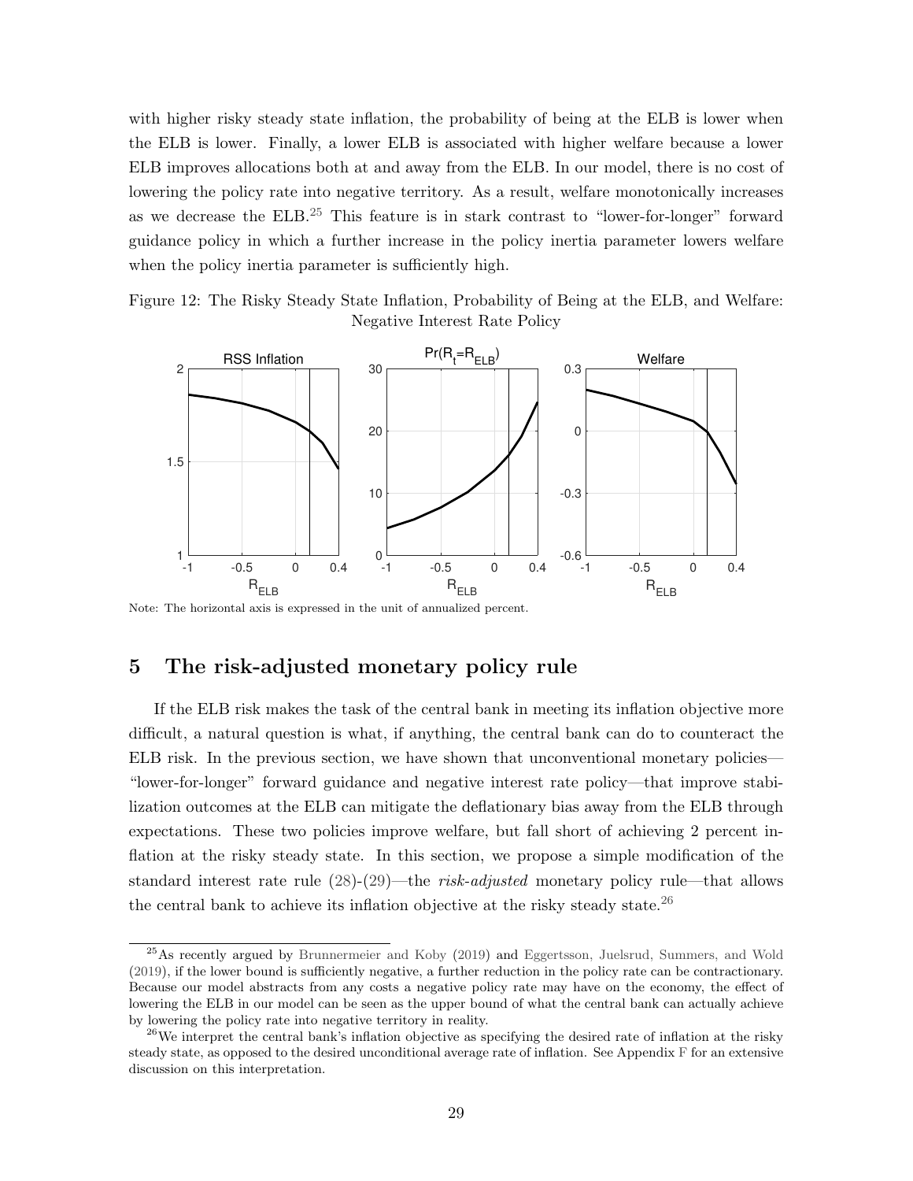with higher risky steady state inflation, the probability of being at the ELB is lower when the ELB is lower. Finally, a lower ELB is associated with higher welfare because a lower ELB improves allocations both at and away from the ELB. In our model, there is no cost of lowering the policy rate into negative territory. As a result, welfare monotonically increases as we decrease the ELB.[25] This feature is in stark contrast to "lower-for-longer" forward guidance policy in which a further increase in the policy inertia parameter lowers welfare when the policy inertia parameter is sufficiently high.

Figure 12: The Risky Steady State Inflation, Probability of Being at the ELB, and Welfare: Negative Interest Rate Policy

Note: The horizontal axis is expressed in the unit of annualized percent.

## 5 The risk-adjusted monetary policy rule

If the ELB risk makes the task of the central bank in meeting its inflation objective more difficult, a natural question is what, if anything, the central bank can do to counteract the ELB risk. In the previous section, we have shown that unconventional monetary policies—"lower-for-longer" forward guidance and negative interest rate policy—that improve stabilization outcomes at the ELB can mitigate the deflationary bias away from the ELB through expectations. These two policies improve welfare, but fall short of achieving 2 percent inflation at the risky steady state. In this section, we propose a simple modification of the standard interest rate rule (28)-(29)—the *risk-adjusted* monetary policy rule—that allows the central bank to achieve its inflation objective at the risky steady state.[26]

[25] As recently argued by Brunnermeier and Koby (2019) and Eggertsson, Juelsrud, Summers, and Wold (2019), if the lower bound is sufficiently negative, a further reduction in the policy rate can be contractionary. Because our model abstracts from any costs a negative policy rate may have on the economy, the effect of lowering the ELB in our model can be seen as the upper bound of what the central bank can actually achieve by lowering the policy rate into negative territory in reality.

[26] We interpret the central bank's inflation objective as specifying the desired rate of inflation at the risky steady state, as opposed to the desired unconditional average rate of inflation. See Appendix F for an extensive discussion on this interpretation.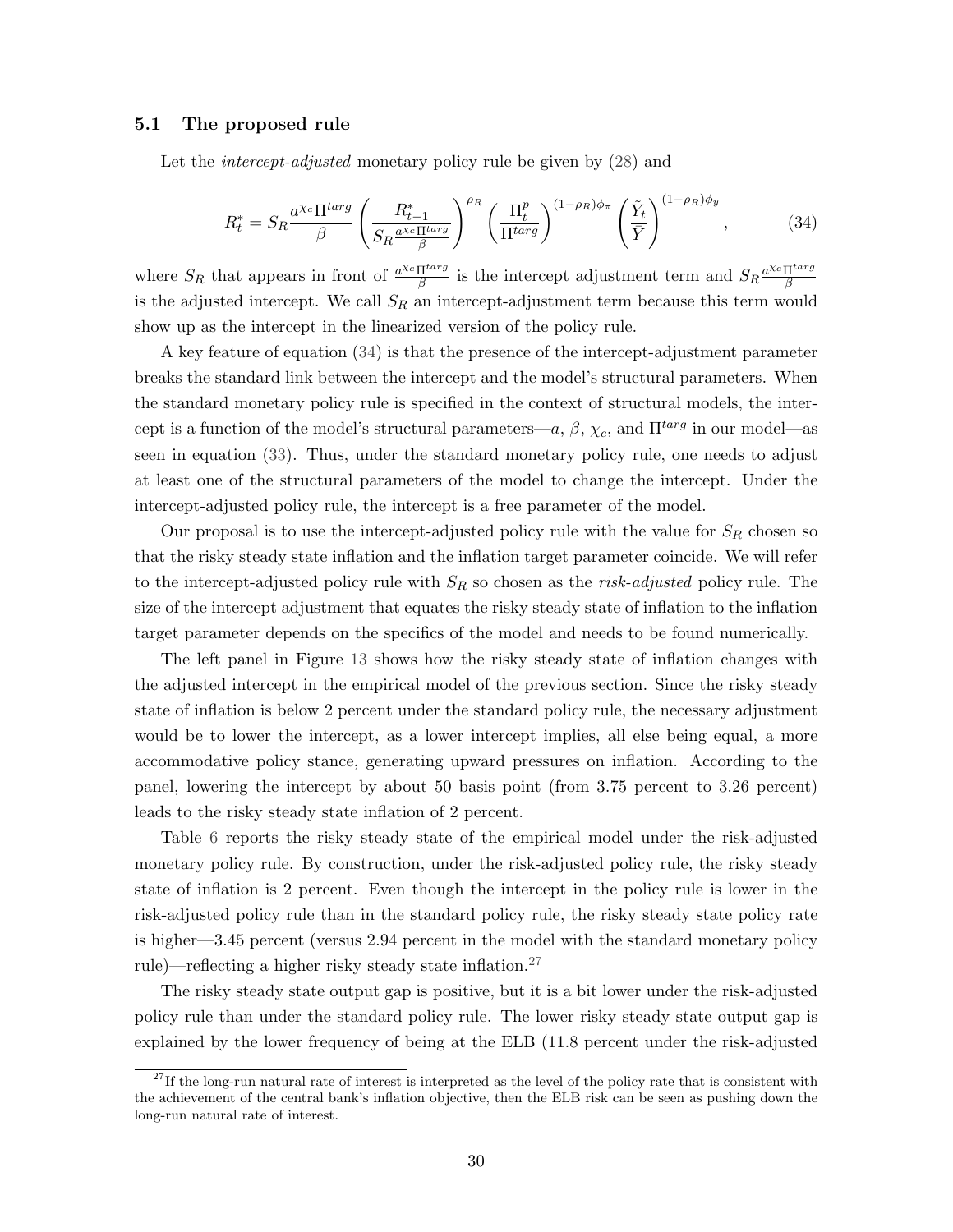### 5.1 The proposed rule

Let the *intercept-adjusted* monetary policy rule be given by (28) and

$$R_t^* = S_R \frac{a^{\chi_c} \Pi^{targ}}{\beta} \left( \frac{R_{t-1}^*}{S_R \frac{a^{\chi_c} \Pi^{targ}}{\beta}} \right)^{\rho_R} \left( \frac{\Pi_t^p}{\Pi^{targ}} \right)^{(1-\rho_R)\phi_\pi} \left( \frac{\tilde{Y}_t}{\bar{Y}} \right)^{(1-\rho_R)\phi_y}, \tag{34}$$

where $S_R$ that appears in front of $\frac{a^{\chi_c} \Pi^{targ}}{\beta}$ is the intercept adjustment term and $S_R \frac{a^{\chi_c} \Pi^{targ}}{\beta}$ is the adjusted intercept. We call $S_R$ an intercept-adjustment term because this term would show up as the intercept in the linearized version of the policy rule.

A key feature of equation (34) is that the presence of the intercept-adjustment parameter breaks the standard link between the intercept and the model's structural parameters. When the standard monetary policy rule is specified in the context of structural models, the intercept is a function of the model's structural parameters—$a$, $\beta$, $\chi_c$, and $\Pi^{targ}$ in our model—as seen in equation (33). Thus, under the standard monetary policy rule, one needs to adjust at least one of the structural parameters of the model to change the intercept. Under the intercept-adjusted policy rule, the intercept is a free parameter of the model.

Our proposal is to use the intercept-adjusted policy rule with the value for $S_R$ chosen so that the risky steady state inflation and the inflation target parameter coincide. We will refer to the intercept-adjusted policy rule with $S_R$ so chosen as the *risk-adjusted* policy rule. The size of the intercept adjustment that equates the risky steady state of inflation to the inflation target parameter depends on the specifics of the model and needs to be found numerically.

The left panel in Figure 13 shows how the risky steady state of inflation changes with the adjusted intercept in the empirical model of the previous section. Since the risky steady state of inflation is below 2 percent under the standard policy rule, the necessary adjustment would be to lower the intercept, as a lower intercept implies, all else being equal, a more accommodative policy stance, generating upward pressures on inflation. According to the panel, lowering the intercept by about 50 basis point (from 3.75 percent to 3.26 percent) leads to the risky steady state inflation of 2 percent.

Table 6 reports the risky steady state of the empirical model under the risk-adjusted monetary policy rule. By construction, under the risk-adjusted policy rule, the risky steady state of inflation is 2 percent. Even though the intercept in the policy rule is lower in the risk-adjusted policy rule than in the standard policy rule, the risky steady state policy rate is higher—3.45 percent (versus 2.94 percent in the model with the standard monetary policy rule)—reflecting a higher risky steady state inflation.[27]

The risky steady state output gap is positive, but it is a bit lower under the risk-adjusted policy rule than under the standard policy rule. The lower risky steady state output gap is explained by the lower frequency of being at the ELB (11.8 percent under the risk-adjusted

[27] If the long-run natural rate of interest is interpreted as the level of the policy rate that is consistent with the achievement of the central bank's inflation objective, then the ELB risk can be seen as pushing down the long-run natural rate of interest.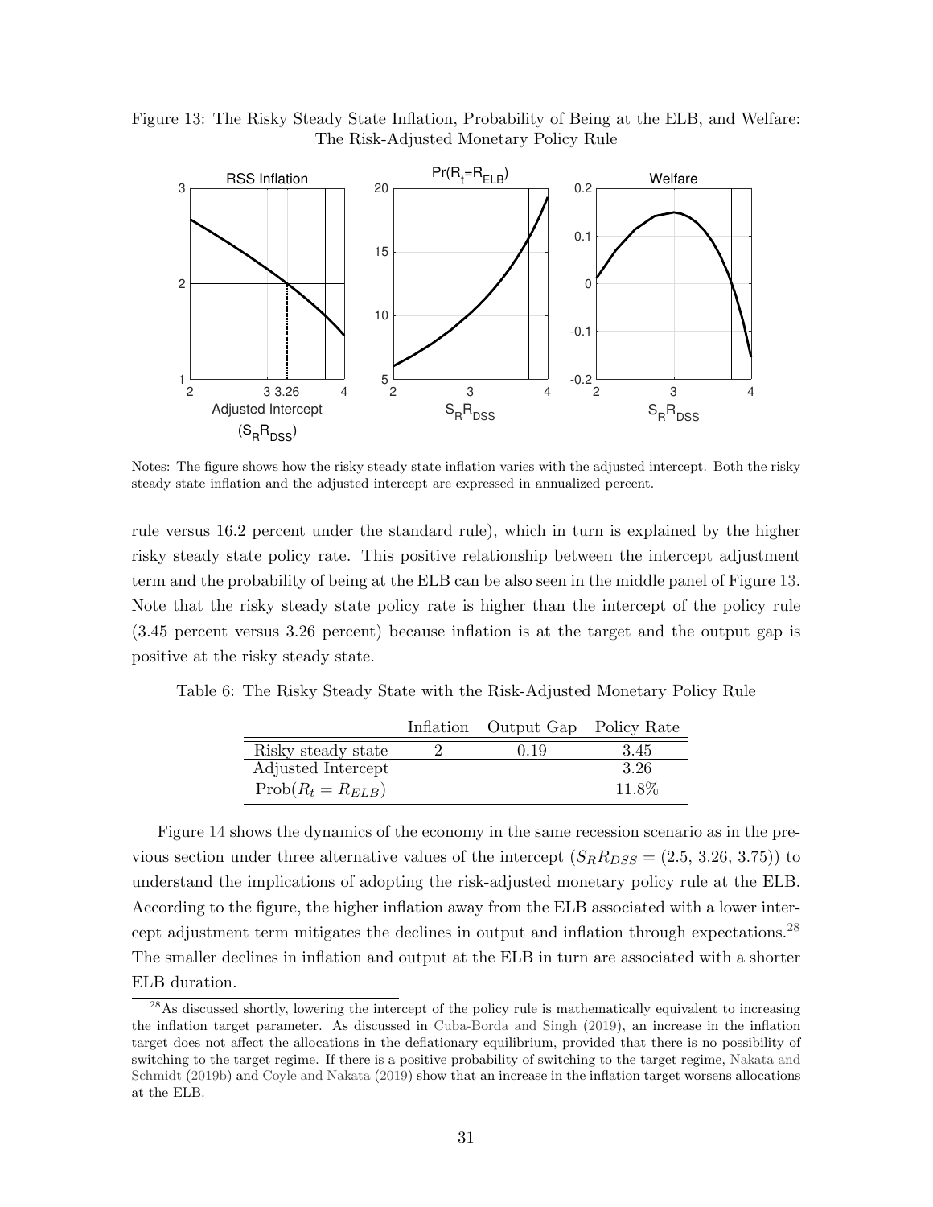Figure 13: The Risky Steady State Inflation, Probability of Being at the ELB, and Welfare: The Risk-Adjusted Monetary Policy Rule

Notes: The figure shows how the risky steady state inflation varies with the adjusted intercept. Both the risky steady state inflation and the adjusted intercept are expressed in annualized percent.

rule versus 16.2 percent under the standard rule), which in turn is explained by the higher risky steady state policy rate. This positive relationship between the intercept adjustment term and the probability of being at the ELB can be also seen in the middle panel of Figure 13. Note that the risky steady state policy rate is higher than the intercept of the policy rule (3.45 percent versus 3.26 percent) because inflation is at the target and the output gap is positive at the risky steady state.

Table 6: The Risky Steady State with the Risk-Adjusted Monetary Policy Rule

| | Inflation | Output Gap | Policy Rate |
|---|---|---|---|
| Risky steady state | 2 | 0.19 | 3.45 |
| Adjusted Intercept | | | 3.26 |
| $\text{Prob}(R_t = R_{ELB})$ | | | 11.8% |

Figure 14 shows the dynamics of the economy in the same recession scenario as in the previous section under three alternative values of the intercept ($S_R R_{DSS} = (2.5, 3.26, 3.75)$) to understand the implications of adopting the risk-adjusted monetary policy rule at the ELB. According to the figure, the higher inflation away from the ELB associated with a lower intercept adjustment term mitigates the declines in output and inflation through expectations.[28] The smaller declines in inflation and output at the ELB in turn are associated with a shorter ELB duration.

[28] As discussed shortly, lowering the intercept of the policy rule is mathematically equivalent to increasing the inflation target parameter. As discussed in Cuba-Borda and Singh (2019), an increase in the inflation target does not affect the allocations in the deflationary equilibrium, provided that there is no possibility of switching to the target regime. If there is a positive probability of switching to the target regime, Nakata and Schmidt (2019b) and Coyle and Nakata (2019) show that an increase in the inflation target worsens allocations at the ELB.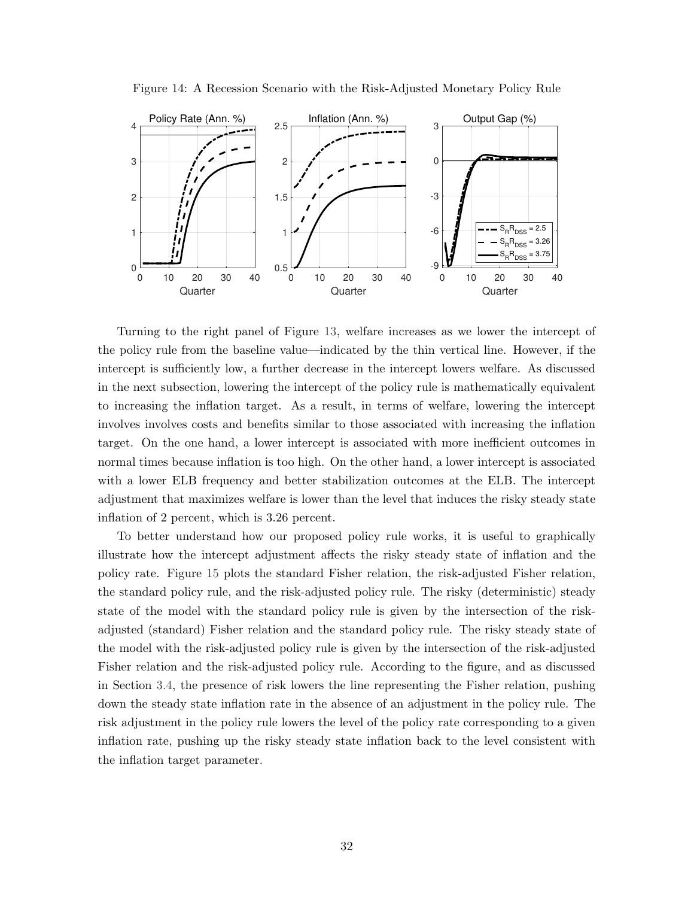Figure 14: A Recession Scenario with the Risk-Adjusted Monetary Policy Rule

Turning to the right panel of Figure 13, welfare increases as we lower the intercept of the policy rule from the baseline value—indicated by the thin vertical line. However, if the intercept is sufficiently low, a further decrease in the intercept lowers welfare. As discussed in the next subsection, lowering the intercept of the policy rule is mathematically equivalent to increasing the inflation target. As a result, in terms of welfare, lowering the intercept involves involves costs and benefits similar to those associated with increasing the inflation target. On the one hand, a lower intercept is associated with more inefficient outcomes in normal times because inflation is too high. On the other hand, a lower intercept is associated with a lower ELB frequency and better stabilization outcomes at the ELB. The intercept adjustment that maximizes welfare is lower than the level that induces the risky steady state inflation of 2 percent, which is 3.26 percent.

To better understand how our proposed policy rule works, it is useful to graphically illustrate how the intercept adjustment affects the risky steady state of inflation and the policy rate. Figure 15 plots the standard Fisher relation, the risk-adjusted Fisher relation, the standard policy rule, and the risk-adjusted policy rule. The risky (deterministic) steady state of the model with the standard policy rule is given by the intersection of the risk-adjusted (standard) Fisher relation and the standard policy rule. The risky steady state of the model with the risk-adjusted policy rule is given by the intersection of the risk-adjusted Fisher relation and the risk-adjusted policy rule. According to the figure, and as discussed in Section 3.4, the presence of risk lowers the line representing the Fisher relation, pushing down the steady state inflation rate in the absence of an adjustment in the policy rule. The risk adjustment in the policy rule lowers the level of the policy rate corresponding to a given inflation rate, pushing up the risky steady state inflation back to the level consistent with the inflation target parameter.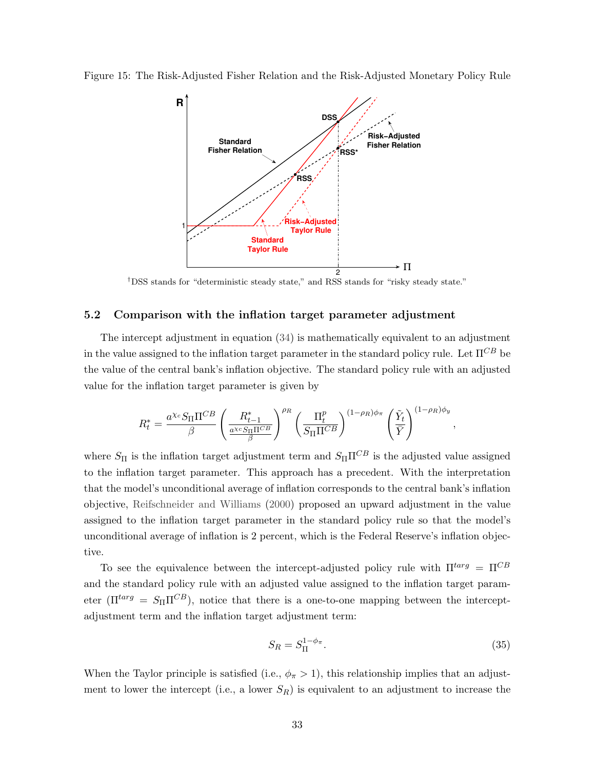Figure 15: The Risk-Adjusted Fisher Relation and the Risk-Adjusted Monetary Policy Rule

†DSS stands for “deterministic steady state,” and RSS stands for “risky steady state.”

### 5.2 Comparison with the inflation target parameter adjustment

The intercept adjustment in equation (34) is mathematically equivalent to an adjustment in the value assigned to the inflation target parameter in the standard policy rule. Let $\Pi^{CB}$ be the value of the central bank's inflation objective. The standard policy rule with an adjusted value for the inflation target parameter is given by

$$R_t^* = \frac{a^{\chi_c} S_\Pi \Pi^{CB}}{\beta} \left( \frac{R_{t-1}^*}{\frac{a^{\chi_c} S_\Pi \Pi^{CB}}{\beta}} \right)^{\rho_R} \left( \frac{\Pi_t^p}{S_\Pi \Pi^{CB}} \right)^{(1-\rho_R)\phi_\pi} \left( \frac{\tilde{Y}_t}{\tilde{Y}} \right)^{(1-\rho_R)\phi_y},$$

where $S_\Pi$ is the inflation target adjustment term and $S_\Pi \Pi^{CB}$ is the adjusted value assigned to the inflation target parameter. This approach has a precedent. With the interpretation that the model's unconditional average of inflation corresponds to the central bank's inflation objective, Reifschneider and Williams (2000) proposed an upward adjustment in the value assigned to the inflation target parameter in the standard policy rule so that the model's unconditional average of inflation is 2 percent, which is the Federal Reserve's inflation objective.

To see the equivalence between the intercept-adjusted policy rule with $\Pi^{targ} = \Pi^{CB}$ and the standard policy rule with an adjusted value assigned to the inflation target parameter ($\Pi^{targ} = S_\Pi \Pi^{CB}$), notice that there is a one-to-one mapping between the intercept-adjustment term and the inflation target adjustment term:

$$S_R = S_\Pi^{1-\phi_\pi}. \tag{35}$$

When the Taylor principle is satisfied (i.e., $\phi_\pi > 1$), this relationship implies that an adjustment to lower the intercept (i.e., a lower $S_R$) is equivalent to an adjustment to increase the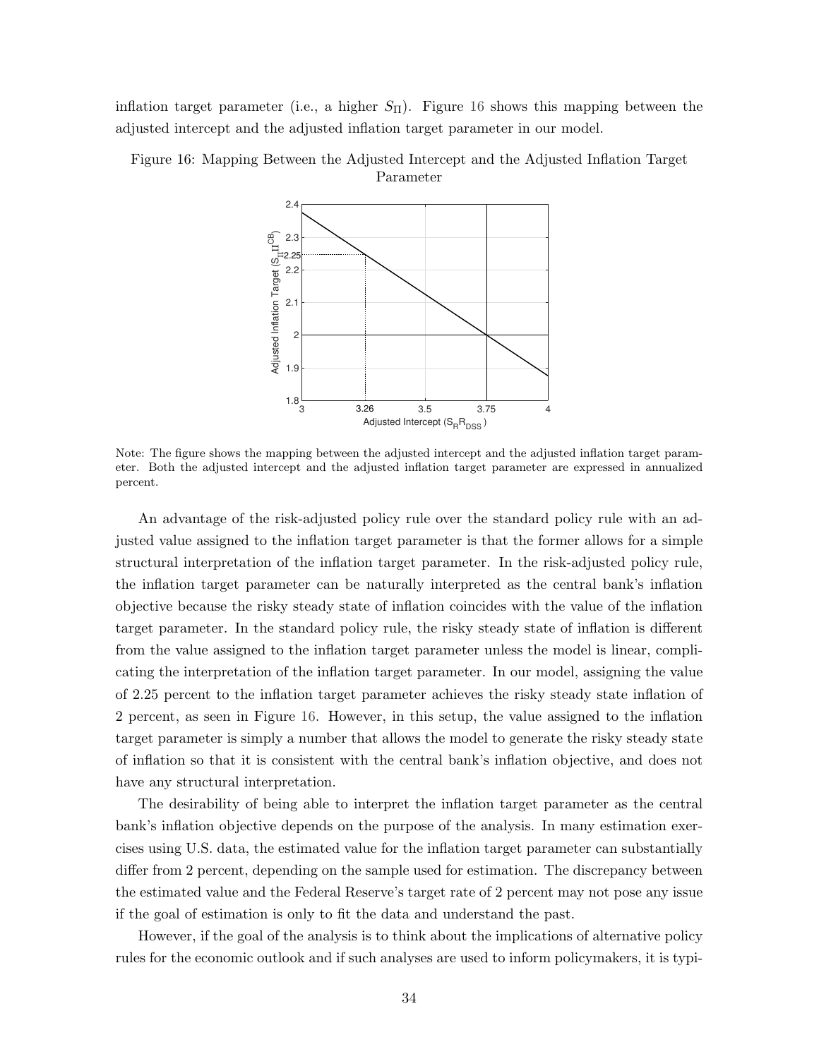inflation target parameter (i.e., a higher $S_{\Pi}$). Figure 16 shows this mapping between the adjusted intercept and the adjusted inflation target parameter in our model.

Figure 16: Mapping Between the Adjusted Intercept and the Adjusted Inflation Target Parameter

Note: The figure shows the mapping between the adjusted intercept and the adjusted inflation target parameter. Both the adjusted intercept and the adjusted inflation target parameter are expressed in annualized percent.

An advantage of the risk-adjusted policy rule over the standard policy rule with an adjusted value assigned to the inflation target parameter is that the former allows for a simple structural interpretation of the inflation target parameter. In the risk-adjusted policy rule, the inflation target parameter can be naturally interpreted as the central bank's inflation objective because the risky steady state of inflation coincides with the value of the inflation target parameter. In the standard policy rule, the risky steady state of inflation is different from the value assigned to the inflation target parameter unless the model is linear, complicating the interpretation of the inflation target parameter. In our model, assigning the value of 2.25 percent to the inflation target parameter achieves the risky steady state inflation of 2 percent, as seen in Figure 16. However, in this setup, the value assigned to the inflation target parameter is simply a number that allows the model to generate the risky steady state of inflation so that it is consistent with the central bank's inflation objective, and does not have any structural interpretation.

The desirability of being able to interpret the inflation target parameter as the central bank's inflation objective depends on the purpose of the analysis. In many estimation exercises using U.S. data, the estimated value for the inflation target parameter can substantially differ from 2 percent, depending on the sample used for estimation. The discrepancy between the estimated value and the Federal Reserve's target rate of 2 percent may not pose any issue if the goal of estimation is only to fit the data and understand the past.

However, if the goal of the analysis is to think about the implications of alternative policy rules for the economic outlook and if such analyses are used to inform policymakers, it is typi-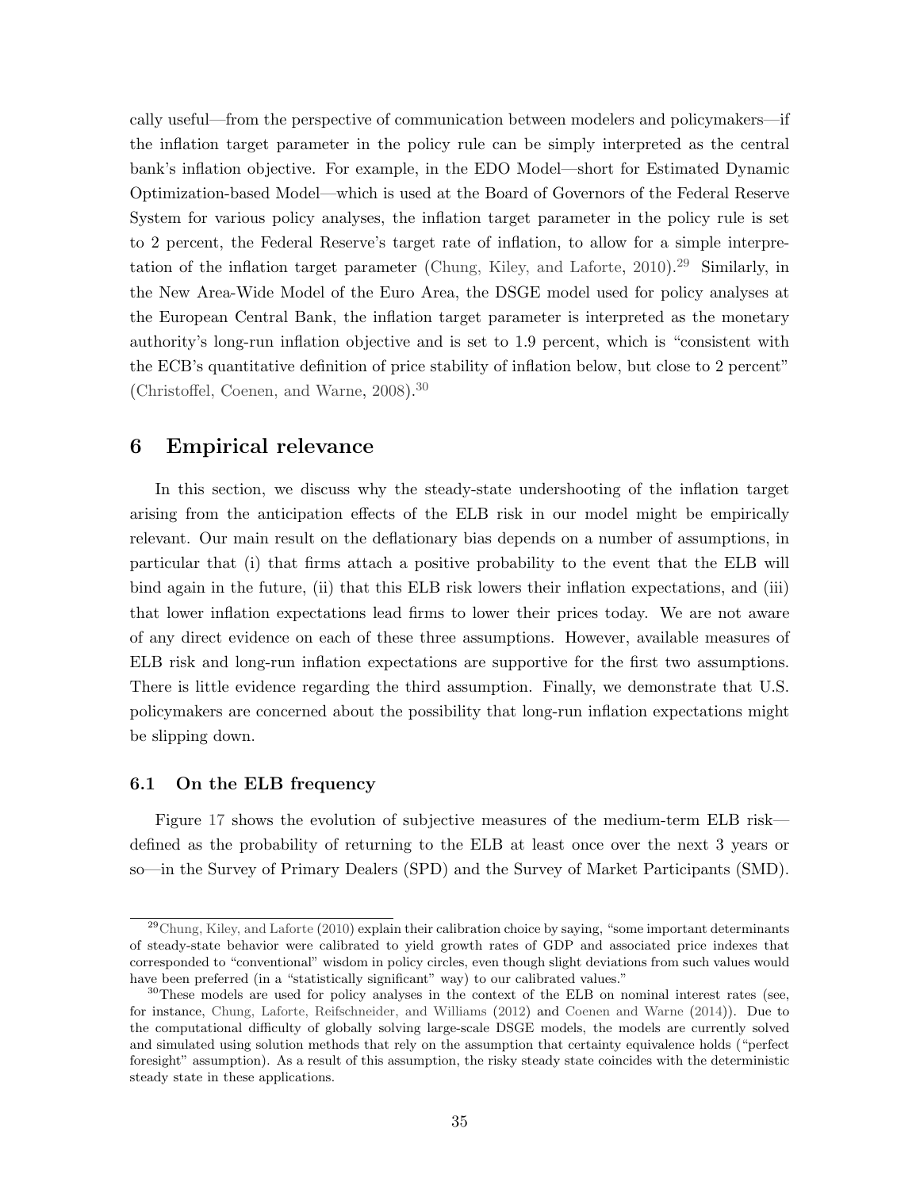cally useful—from the perspective of communication between modelers and policymakers—if the inflation target parameter in the policy rule can be simply interpreted as the central bank's inflation objective. For example, in the EDO Model—short for Estimated Dynamic Optimization-based Model—which is used at the Board of Governors of the Federal Reserve System for various policy analyses, the inflation target parameter in the policy rule is set to 2 percent, the Federal Reserve's target rate of inflation, to allow for a simple interpretation of the inflation target parameter (Chung, Kiley, and Laforte, 2010).[29] Similarly, in the New Area-Wide Model of the Euro Area, the DSGE model used for policy analyses at the European Central Bank, the inflation target parameter is interpreted as the monetary authority's long-run inflation objective and is set to 1.9 percent, which is "consistent with the ECB's quantitative definition of price stability of inflation below, but close to 2 percent" (Christoffel, Coenen, and Warne, 2008).[30]

## 6 Empirical relevance

In this section, we discuss why the steady-state undershooting of the inflation target arising from the anticipation effects of the ELB risk in our model might be empirically relevant. Our main result on the deflationary bias depends on a number of assumptions, in particular that (i) that firms attach a positive probability to the event that the ELB will bind again in the future, (ii) that this ELB risk lowers their inflation expectations, and (iii) that lower inflation expectations lead firms to lower their prices today. We are not aware of any direct evidence on each of these three assumptions. However, available measures of ELB risk and long-run inflation expectations are supportive for the first two assumptions. There is little evidence regarding the third assumption. Finally, we demonstrate that U.S. policymakers are concerned about the possibility that long-run inflation expectations might be slipping down.

### 6.1 On the ELB frequency

Figure 17 shows the evolution of subjective measures of the medium-term ELB risk—defined as the probability of returning to the ELB at least once over the next 3 years or so—in the Survey of Primary Dealers (SPD) and the Survey of Market Participants (SMD).

[29] Chung, Kiley, and Laforte (2010) explain their calibration choice by saying, "some important determinants of steady-state behavior were calibrated to yield growth rates of GDP and associated price indexes that corresponded to "conventional" wisdom in policy circles, even though slight deviations from such values would have been preferred (in a "statistically significant" way) to our calibrated values."

[30] These models are used for policy analyses in the context of the ELB on nominal interest rates (see, for instance, Chung, Laforte, Reifschneider, and Williams (2012) and Coenen and Warne (2014)). Due to the computational difficulty of globally solving large-scale DSGE models, the models are currently solved and simulated using solution methods that rely on the assumption that certainty equivalence holds ("perfect foresight" assumption). As a result of this assumption, the risky steady state coincides with the deterministic steady state in these applications.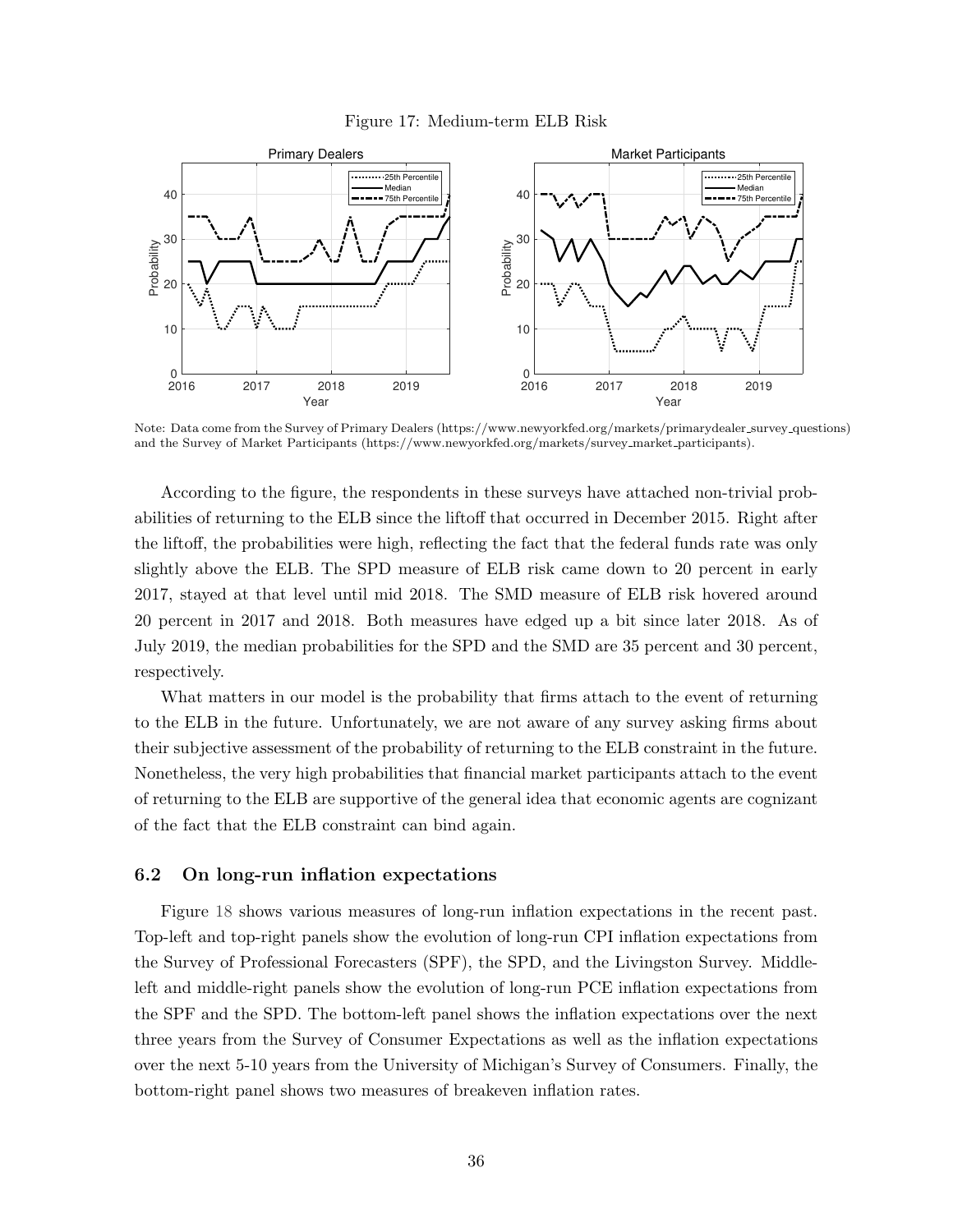Figure 17: Medium-term ELB Risk

Note: Data come from the Survey of Primary Dealers (https://www.newyorkfed.org/markets/primarydealer_survey_questions) and the Survey of Market Participants (https://www.newyorkfed.org/markets/survey_market_participants).

According to the figure, the respondents in these surveys have attached non-trivial probabilities of returning to the ELB since the liftoff that occurred in December 2015. Right after the liftoff, the probabilities were high, reflecting the fact that the federal funds rate was only slightly above the ELB. The SPD measure of ELB risk came down to 20 percent in early 2017, stayed at that level until mid 2018. The SMD measure of ELB risk hovered around 20 percent in 2017 and 2018. Both measures have edged up a bit since later 2018. As of July 2019, the median probabilities for the SPD and the SMD are 35 percent and 30 percent, respectively.

What matters in our model is the probability that firms attach to the event of returning to the ELB in the future. Unfortunately, we are not aware of any survey asking firms about their subjective assessment of the probability of returning to the ELB constraint in the future. Nonetheless, the very high probabilities that financial market participants attach to the event of returning to the ELB are supportive of the general idea that economic agents are cognizant of the fact that the ELB constraint can bind again.

### 6.2 On long-run inflation expectations

Figure 18 shows various measures of long-run inflation expectations in the recent past. Top-left and top-right panels show the evolution of long-run CPI inflation expectations from the Survey of Professional Forecasters (SPF), the SPD, and the Livingston Survey. Middle-left and middle-right panels show the evolution of long-run PCE inflation expectations from the SPF and the SPD. The bottom-left panel shows the inflation expectations over the next three years from the Survey of Consumer Expectations as well as the inflation expectations over the next 5-10 years from the University of Michigan's Survey of Consumers. Finally, the bottom-right panel shows two measures of breakeven inflation rates.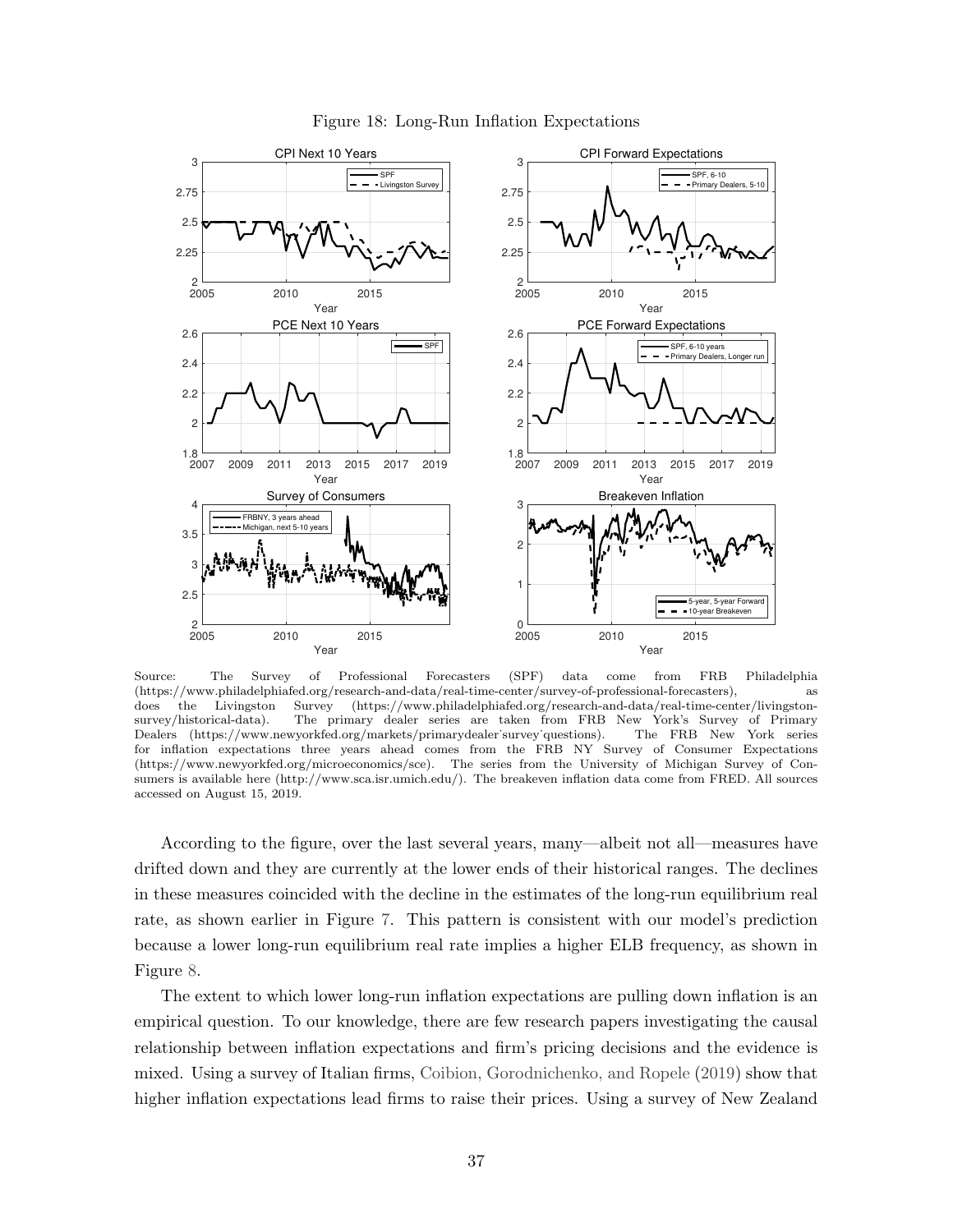Figure 18: Long-Run Inflation Expectations

Source: The Survey of Professional Forecasters (SPF) data come from FRB Philadelphia (https://www.philadelphiafed.org/research-and-data/real-time-center/survey-of-professional-forecasters), as does the Livingston Survey (https://www.philadelphiafed.org/research-and-data/real-time-center/livingston-survey/historical-data). The primary dealer series are taken from FRB New York's Survey of Primary Dealers (https://www.newyorkfed.org/markets/primarydealer˙survey˙questions). The FRB New York series for inflation expectations three years ahead comes from the FRB NY Survey of Consumer Expectations (https://www.newyorkfed.org/microeconomics/sce). The series from the University of Michigan Survey of Consumers is available here (http://www.sca.isr.umich.edu/). The breakeven inflation data come from FRED. All sources accessed on August 15, 2019.

According to the figure, over the last several years, many—albeit not all—measures have drifted down and they are currently at the lower ends of their historical ranges. The declines in these measures coincided with the decline in the estimates of the long-run equilibrium real rate, as shown earlier in Figure 7. This pattern is consistent with our model's prediction because a lower long-run equilibrium real rate implies a higher ELB frequency, as shown in Figure 8.

The extent to which lower long-run inflation expectations are pulling down inflation is an empirical question. To our knowledge, there are few research papers investigating the causal relationship between inflation expectations and firm's pricing decisions and the evidence is mixed. Using a survey of Italian firms, Coibion, Gorodnichenko, and Ropele (2019) show that higher inflation expectations lead firms to raise their prices. Using a survey of New Zealand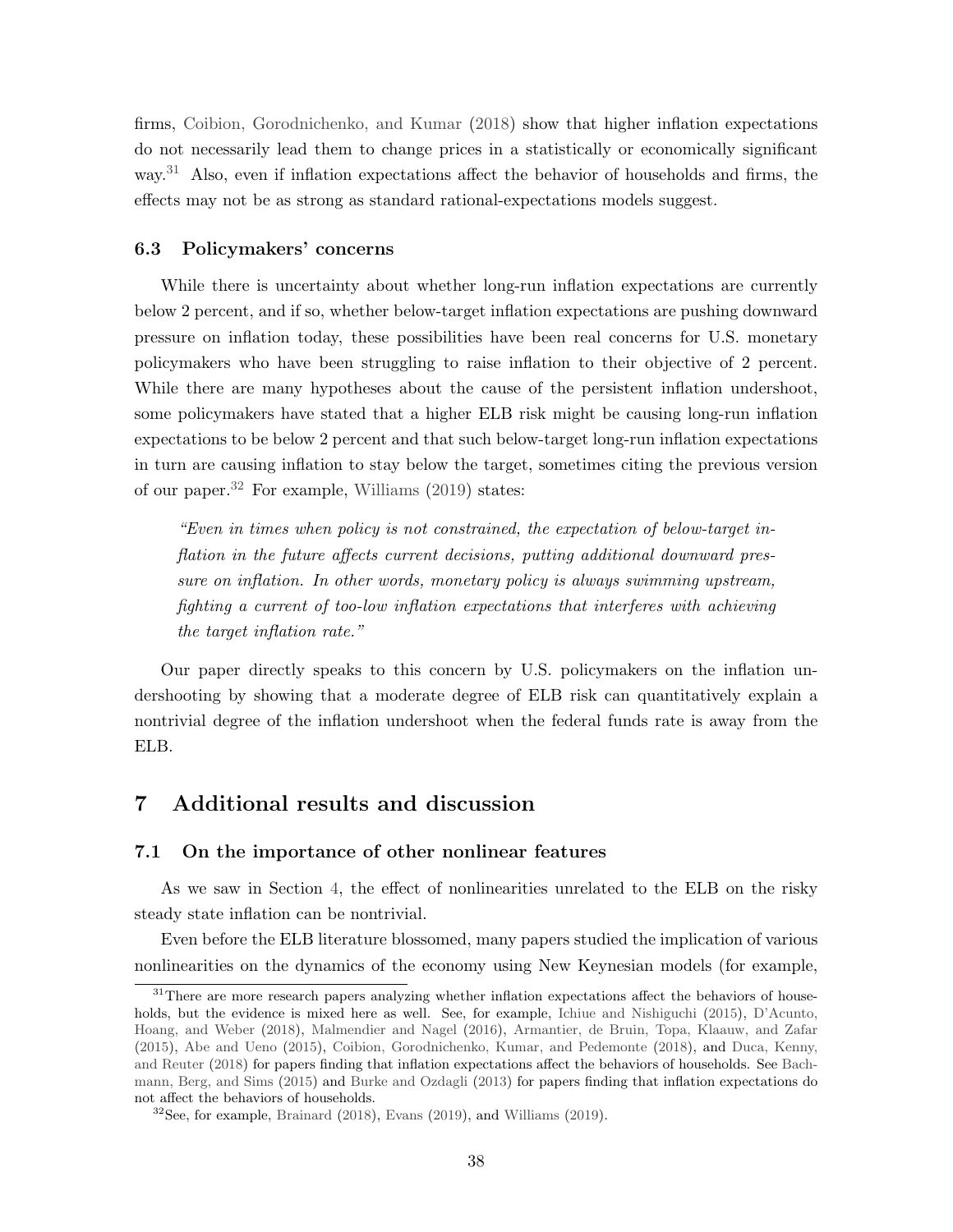firms, Coibion, Gorodnichenko, and Kumar (2018) show that higher inflation expectations do not necessarily lead them to change prices in a statistically or economically significant way.[31] Also, even if inflation expectations affect the behavior of households and firms, the effects may not be as strong as standard rational-expectations models suggest.

### 6.3 Policymakers' concerns

While there is uncertainty about whether long-run inflation expectations are currently below 2 percent, and if so, whether below-target inflation expectations are pushing downward pressure on inflation today, these possibilities have been real concerns for U.S. monetary policymakers who have been struggling to raise inflation to their objective of 2 percent. While there are many hypotheses about the cause of the persistent inflation undershoot, some policymakers have stated that a higher ELB risk might be causing long-run inflation expectations to be below 2 percent and that such below-target long-run inflation expectations in turn are causing inflation to stay below the target, sometimes citing the previous version of our paper.[32] For example, Williams (2019) states:

> *"Even in times when policy is not constrained, the expectation of below-target inflation in the future affects current decisions, putting additional downward pressure on inflation. In other words, monetary policy is always swimming upstream, fighting a current of too-low inflation expectations that interferes with achieving the target inflation rate."*

Our paper directly speaks to this concern by U.S. policymakers on the inflation undershooting by showing that a moderate degree of ELB risk can quantitatively explain a nontrivial degree of the inflation undershoot when the federal funds rate is away from the ELB.

## 7 Additional results and discussion

### 7.1 On the importance of other nonlinear features

As we saw in Section 4, the effect of nonlinearities unrelated to the ELB on the risky steady state inflation can be nontrivial.

Even before the ELB literature blossomed, many papers studied the implication of various nonlinearities on the dynamics of the economy using New Keynesian models (for example,

[31] There are more research papers analyzing whether inflation expectations affect the behaviors of households, but the evidence is mixed here as well. See, for example, Ichiue and Nishiguchi (2015), D'Acunto, Hoang, and Weber (2018), Malmendier and Nagel (2016), Armantier, de Bruin, Topa, Klaauw, and Zafar (2015), Abe and Ueno (2015), Coibion, Gorodnichenko, Kumar, and Pedemonte (2018), and Duca, Kenny, and Reuter (2018) for papers finding that inflation expectations affect the behaviors of households. See Bachmann, Berg, and Sims (2015) and Burke and Ozdagli (2013) for papers finding that inflation expectations do not affect the behaviors of households.

[32] See, for example, Brainard (2018), Evans (2019), and Williams (2019).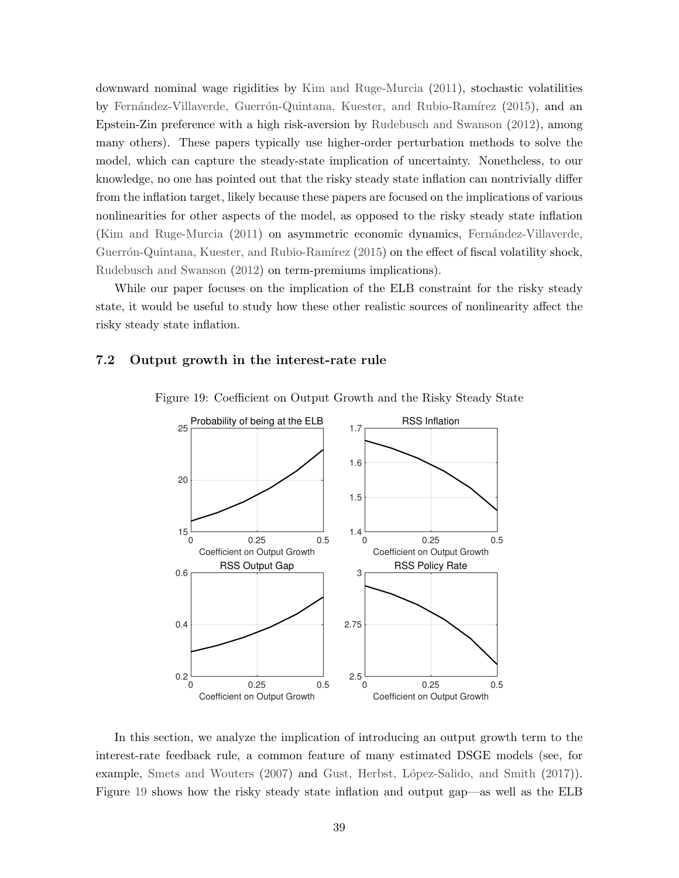downward nominal wage rigidities by Kim and Ruge-Murcia (2011), stochastic volatilities by Fernández-Villaverde, Guerrón-Quintana, Kuester, and Rubio-Ramírez (2015), and an Epstein-Zin preference with a high risk-aversion by Rudebusch and Swanson (2012), among many others). These papers typically use higher-order perturbation methods to solve the model, which can capture the steady-state implication of uncertainty. Nonetheless, to our knowledge, no one has pointed out that the risky steady state inflation can nontrivially differ from the inflation target, likely because these papers are focused on the implications of various nonlinearities for other aspects of the model, as opposed to the risky steady state inflation (Kim and Ruge-Murcia (2011) on asymmetric economic dynamics, Fernández-Villaverde, Guerrón-Quintana, Kuester, and Rubio-Ramírez (2015) on the effect of fiscal volatility shock, Rudebusch and Swanson (2012) on term-premiums implications).

While our paper focuses on the implication of the ELB constraint for the risky steady state, it would be useful to study how these other realistic sources of nonlinearity affect the risky steady state inflation.

### 7.2 Output growth in the interest-rate rule

Figure 19: Coefficient on Output Growth and the Risky Steady State

In this section, we analyze the implication of introducing an output growth term to the interest-rate feedback rule, a common feature of many estimated DSGE models (see, for example, Smets and Wouters (2007) and Gust, Herbst, López-Salido, and Smith (2017)). Figure 19 shows how the risky steady state inflation and output gap—as well as the ELB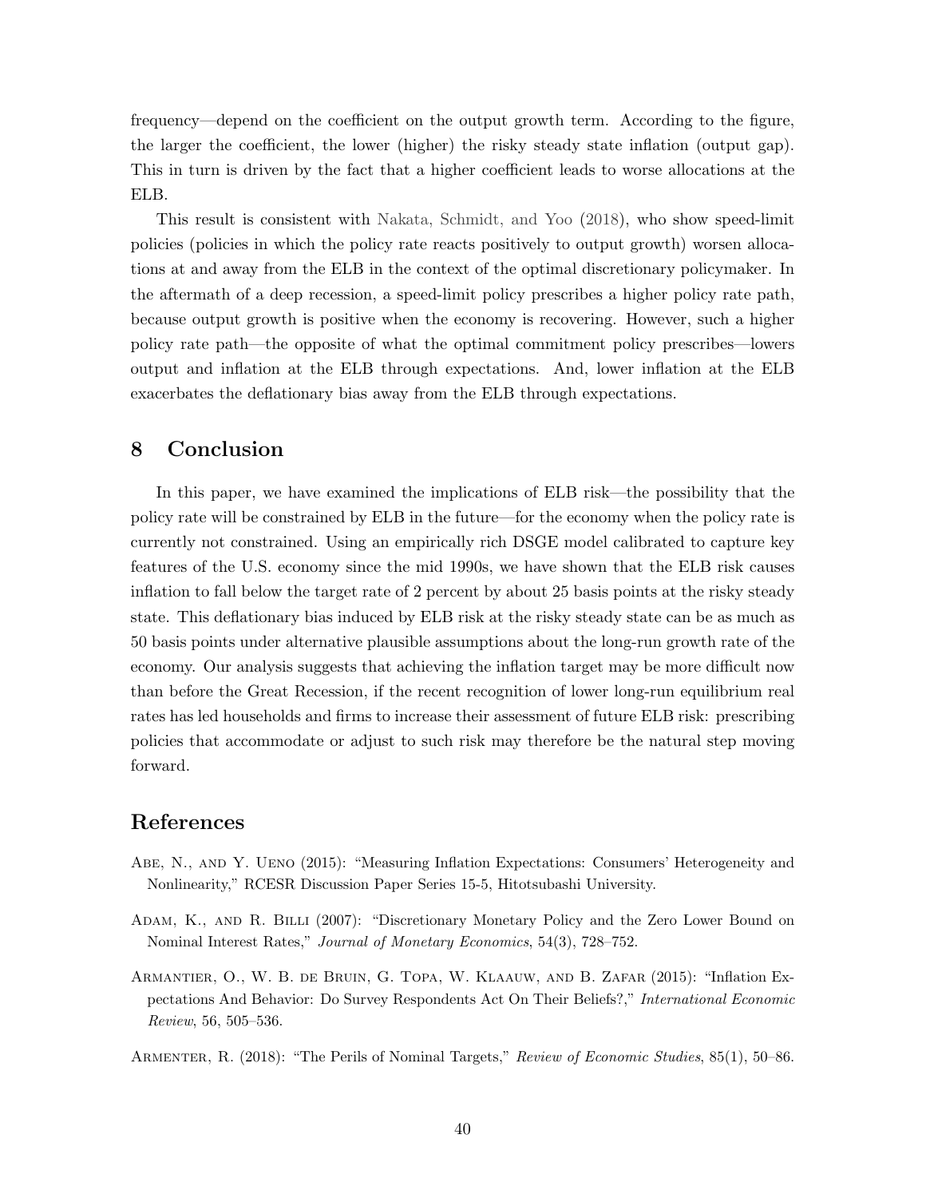frequency—depend on the coefficient on the output growth term. According to the figure, the larger the coefficient, the lower (higher) the risky steady state inflation (output gap). This in turn is driven by the fact that a higher coefficient leads to worse allocations at the ELB.

This result is consistent with Nakata, Schmidt, and Yoo (2018), who show speed-limit policies (policies in which the policy rate reacts positively to output growth) worsen allocations at and away from the ELB in the context of the optimal discretionary policymaker. In the aftermath of a deep recession, a speed-limit policy prescribes a higher policy rate path, because output growth is positive when the economy is recovering. However, such a higher policy rate path—the opposite of what the optimal commitment policy prescribes—lowers output and inflation at the ELB through expectations. And, lower inflation at the ELB exacerbates the deflationary bias away from the ELB through expectations.

# 8 Conclusion

In this paper, we have examined the implications of ELB risk—the possibility that the policy rate will be constrained by ELB in the future—for the economy when the policy rate is currently not constrained. Using an empirically rich DSGE model calibrated to capture key features of the U.S. economy since the mid 1990s, we have shown that the ELB risk causes inflation to fall below the target rate of 2 percent by about 25 basis points at the risky steady state. This deflationary bias induced by ELB risk at the risky steady state can be as much as 50 basis points under alternative plausible assumptions about the long-run growth rate of the economy. Our analysis suggests that achieving the inflation target may be more difficult now than before the Great Recession, if the recent recognition of lower long-run equilibrium real rates has led households and firms to increase their assessment of future ELB risk: prescribing policies that accommodate or adjust to such risk may therefore be the natural step moving forward.

# References

Abe, N., and Y. Ueno (2015): "Measuring Inflation Expectations: Consumers' Heterogeneity and Nonlinearity," RCESR Discussion Paper Series 15-5, Hitotsubashi University.

Adam, K., and R. Billi (2007): "Discretionary Monetary Policy and the Zero Lower Bound on Nominal Interest Rates," *Journal of Monetary Economics*, 54(3), 728–752.

Armantier, O., W. B. de Bruin, G. Topa, W. Klaauw, and B. Zafar (2015): "Inflation Expectations And Behavior: Do Survey Respondents Act On Their Beliefs?," *International Economic Review*, 56, 505–536.

Armenter, R. (2018): "The Perils of Nominal Targets," *Review of Economic Studies*, 85(1), 50–86.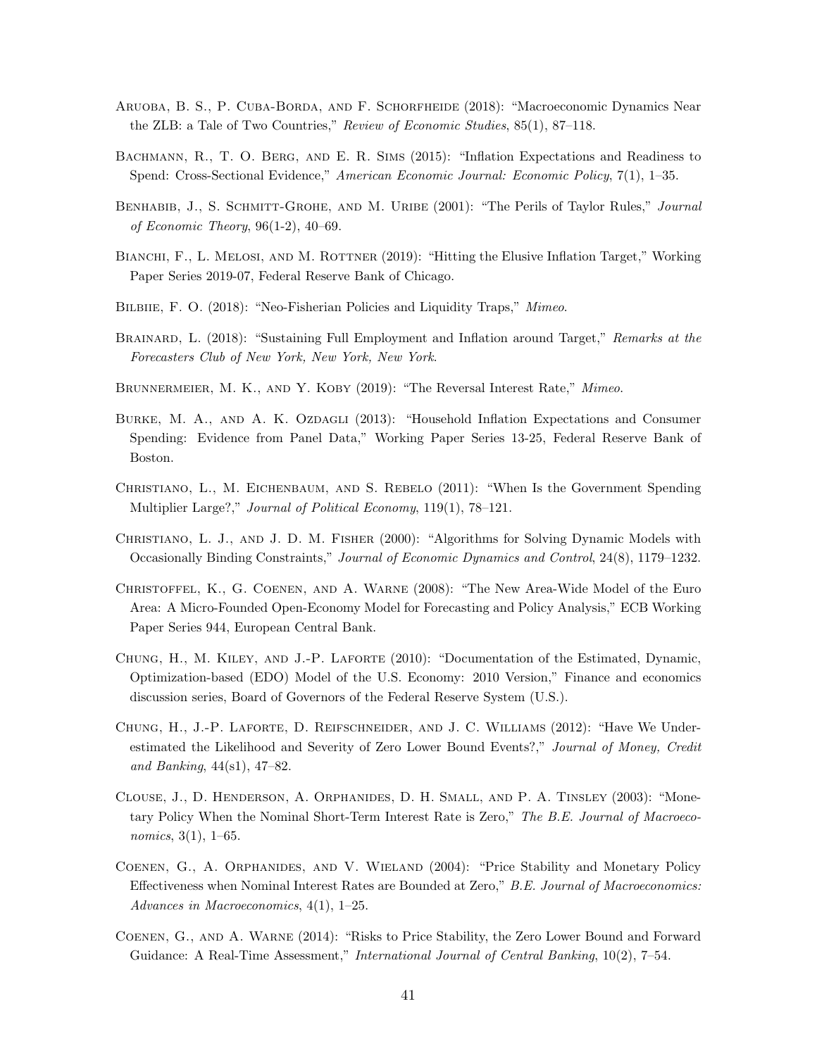Aruoba, B. S., P. Cuba-Borda, and F. Schorfheide (2018): "Macroeconomic Dynamics Near the ZLB: a Tale of Two Countries," *Review of Economic Studies*, 85(1), 87–118.

Bachmann, R., T. O. Berg, and E. R. Sims (2015): "Inflation Expectations and Readiness to Spend: Cross-Sectional Evidence," *American Economic Journal: Economic Policy*, 7(1), 1–35.

Benhabib, J., S. Schmitt-Grohe, and M. Uribe (2001): "The Perils of Taylor Rules," *Journal of Economic Theory*, 96(1-2), 40–69.

Bianchi, F., L. Melosi, and M. Rottner (2019): "Hitting the Elusive Inflation Target," Working Paper Series 2019-07, Federal Reserve Bank of Chicago.

Bilbiie, F. O. (2018): "Neo-Fisherian Policies and Liquidity Traps," *Mimeo*.

Brainard, L. (2018): "Sustaining Full Employment and Inflation around Target," *Remarks at the Forecasters Club of New York, New York, New York*.

Brunnermeier, M. K., and Y. Koby (2019): "The Reversal Interest Rate," *Mimeo*.

Burke, M. A., and A. K. Ozdagli (2013): "Household Inflation Expectations and Consumer Spending: Evidence from Panel Data," Working Paper Series 13-25, Federal Reserve Bank of Boston.

Christiano, L., M. Eichenbaum, and S. Rebelo (2011): "When Is the Government Spending Multiplier Large?," *Journal of Political Economy*, 119(1), 78–121.

Christiano, L. J., and J. D. M. Fisher (2000): "Algorithms for Solving Dynamic Models with Occasionally Binding Constraints," *Journal of Economic Dynamics and Control*, 24(8), 1179–1232.

Christoffel, K., G. Coenen, and A. Warne (2008): "The New Area-Wide Model of the Euro Area: A Micro-Founded Open-Economy Model for Forecasting and Policy Analysis," ECB Working Paper Series 944, European Central Bank.

Chung, H., M. Kiley, and J.-P. Laforte (2010): "Documentation of the Estimated, Dynamic, Optimization-based (EDO) Model of the U.S. Economy: 2010 Version," Finance and economics discussion series, Board of Governors of the Federal Reserve System (U.S.).

Chung, H., J.-P. Laforte, D. Reifschneider, and J. C. Williams (2012): "Have We Underestimated the Likelihood and Severity of Zero Lower Bound Events?," *Journal of Money, Credit and Banking*, 44(s1), 47–82.

Clouse, J., D. Henderson, A. Orphanides, D. H. Small, and P. A. Tinsley (2003): "Monetary Policy When the Nominal Short-Term Interest Rate is Zero," *The B.E. Journal of Macroeconomics*, 3(1), 1–65.

Coenen, G., A. Orphanides, and V. Wieland (2004): "Price Stability and Monetary Policy Effectiveness when Nominal Interest Rates are Bounded at Zero," *B.E. Journal of Macroeconomics: Advances in Macroeconomics*, 4(1), 1–25.

Coenen, G., and A. Warne (2014): "Risks to Price Stability, the Zero Lower Bound and Forward Guidance: A Real-Time Assessment," *International Journal of Central Banking*, 10(2), 7–54.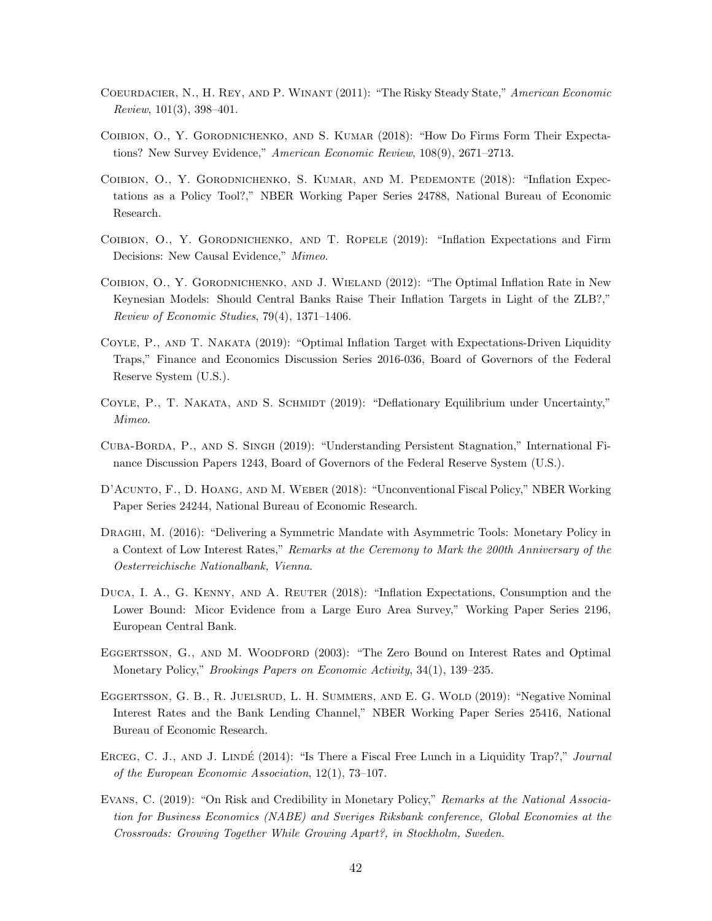Coeurdacier, N., H. Rey, and P. Winant (2011): "The Risky Steady State," *American Economic Review*, 101(3), 398–401.

Coibion, O., Y. Gorodnichenko, and S. Kumar (2018): "How Do Firms Form Their Expectations? New Survey Evidence," *American Economic Review*, 108(9), 2671–2713.

Coibion, O., Y. Gorodnichenko, S. Kumar, and M. Pedemonte (2018): "Inflation Expectations as a Policy Tool?," NBER Working Paper Series 24788, National Bureau of Economic Research.

Coibion, O., Y. Gorodnichenko, and T. Ropele (2019): "Inflation Expectations and Firm Decisions: New Causal Evidence," *Mimeo*.

Coibion, O., Y. Gorodnichenko, and J. Wieland (2012): "The Optimal Inflation Rate in New Keynesian Models: Should Central Banks Raise Their Inflation Targets in Light of the ZLB?," *Review of Economic Studies*, 79(4), 1371–1406.

Coyle, P., and T. Nakata (2019): "Optimal Inflation Target with Expectations-Driven Liquidity Traps," Finance and Economics Discussion Series 2016-036, Board of Governors of the Federal Reserve System (U.S.).

Coyle, P., T. Nakata, and S. Schmidt (2019): "Deflationary Equilibrium under Uncertainty," *Mimeo*.

Cuba-Borda, P., and S. Singh (2019): "Understanding Persistent Stagnation," International Finance Discussion Papers 1243, Board of Governors of the Federal Reserve System (U.S.).

D'Acunto, F., D. Hoang, and M. Weber (2018): "Unconventional Fiscal Policy," NBER Working Paper Series 24244, National Bureau of Economic Research.

Draghi, M. (2016): "Delivering a Symmetric Mandate with Asymmetric Tools: Monetary Policy in a Context of Low Interest Rates," *Remarks at the Ceremony to Mark the 200th Anniversary of the Oesterreichische Nationalbank, Vienna*.

Duca, I. A., G. Kenny, and A. Reuter (2018): "Inflation Expectations, Consumption and the Lower Bound: Micor Evidence from a Large Euro Area Survey," Working Paper Series 2196, European Central Bank.

Eggertsson, G., and M. Woodford (2003): "The Zero Bound on Interest Rates and Optimal Monetary Policy," *Brookings Papers on Economic Activity*, 34(1), 139–235.

Eggertsson, G. B., R. Juelsrud, L. H. Summers, and E. G. Wold (2019): "Negative Nominal Interest Rates and the Bank Lending Channel," NBER Working Paper Series 25416, National Bureau of Economic Research.

Erceg, C. J., and J. Lindé (2014): "Is There a Fiscal Free Lunch in a Liquidity Trap?," *Journal of the European Economic Association*, 12(1), 73–107.

Evans, C. (2019): "On Risk and Credibility in Monetary Policy," *Remarks at the National Association for Business Economics (NABE) and Sveriges Riksbank conference, Global Economies at the Crossroads: Growing Together While Growing Apart?, in Stockholm, Sweden*.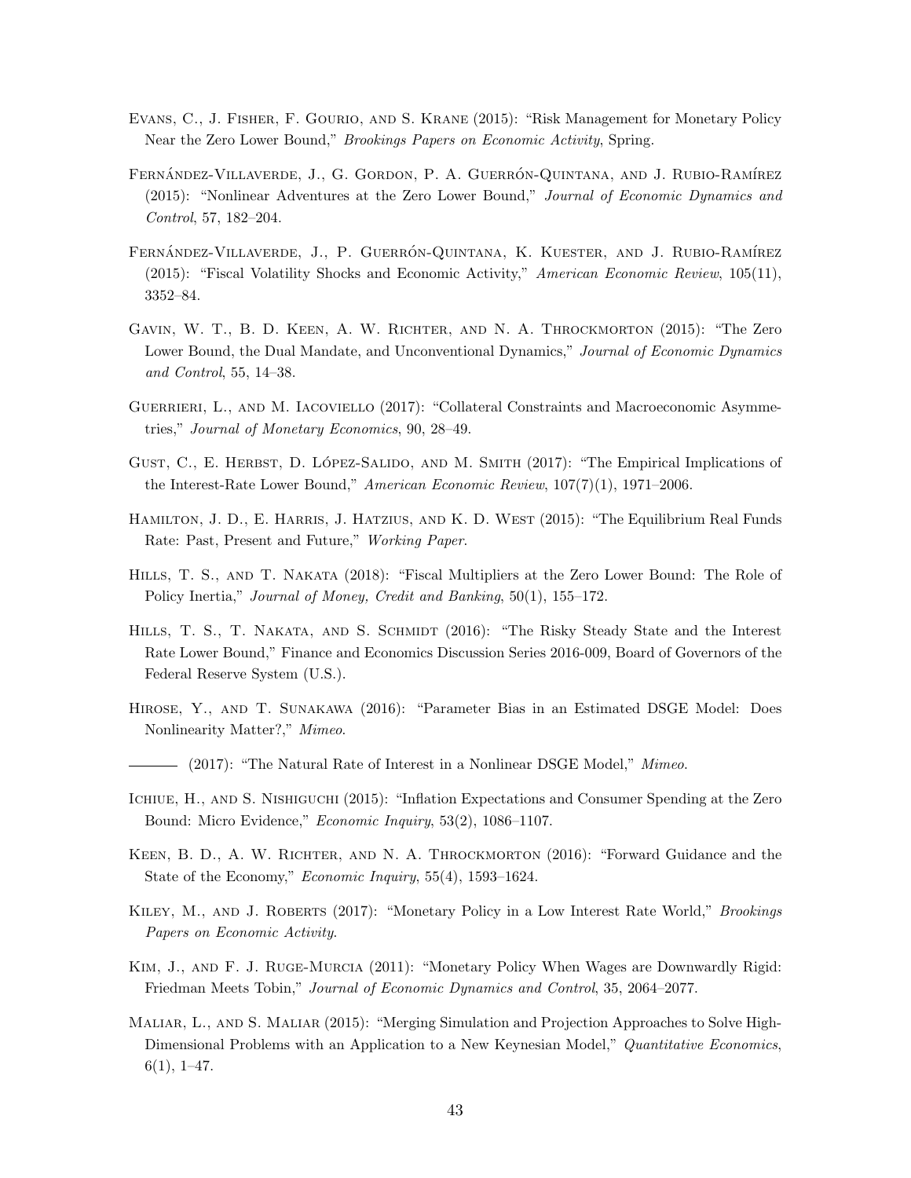Evans, C., J. Fisher, F. Gourio, and S. Krane (2015): "Risk Management for Monetary Policy Near the Zero Lower Bound," *Brookings Papers on Economic Activity*, Spring.

Fernández-Villaverde, J., G. Gordon, P. A. Guerrón-Quintana, and J. Rubio-Ramírez (2015): "Nonlinear Adventures at the Zero Lower Bound," *Journal of Economic Dynamics and Control*, 57, 182–204.

Fernández-Villaverde, J., P. Guerrón-Quintana, K. Kuester, and J. Rubio-Ramírez (2015): "Fiscal Volatility Shocks and Economic Activity," *American Economic Review*, 105(11), 3352–84.

Gavin, W. T., B. D. Keen, A. W. Richter, and N. A. Throckmorton (2015): "The Zero Lower Bound, the Dual Mandate, and Unconventional Dynamics," *Journal of Economic Dynamics and Control*, 55, 14–38.

Guerrieri, L., and M. Iacoviello (2017): "Collateral Constraints and Macroeconomic Asymmetries," *Journal of Monetary Economics*, 90, 28–49.

Gust, C., E. Herbst, D. López-Salido, and M. Smith (2017): "The Empirical Implications of the Interest-Rate Lower Bound," *American Economic Review*, 107(7)(1), 1971–2006.

Hamilton, J. D., E. Harris, J. Hatzius, and K. D. West (2015): "The Equilibrium Real Funds Rate: Past, Present and Future," *Working Paper*.

Hills, T. S., and T. Nakata (2018): "Fiscal Multipliers at the Zero Lower Bound: The Role of Policy Inertia," *Journal of Money, Credit and Banking*, 50(1), 155–172.

Hills, T. S., T. Nakata, and S. Schmidt (2016): "The Risky Steady State and the Interest Rate Lower Bound," Finance and Economics Discussion Series 2016-009, Board of Governors of the Federal Reserve System (U.S.).

Hirose, Y., and T. Sunakawa (2016): "Parameter Bias in an Estimated DSGE Model: Does Nonlinearity Matter?," *Mimeo*.

——— (2017): "The Natural Rate of Interest in a Nonlinear DSGE Model," *Mimeo*.

Ichiue, H., and S. Nishiguchi (2015): "Inflation Expectations and Consumer Spending at the Zero Bound: Micro Evidence," *Economic Inquiry*, 53(2), 1086–1107.

Keen, B. D., A. W. Richter, and N. A. Throckmorton (2016): "Forward Guidance and the State of the Economy," *Economic Inquiry*, 55(4), 1593–1624.

Kiley, M., and J. Roberts (2017): "Monetary Policy in a Low Interest Rate World," *Brookings Papers on Economic Activity*.

Kim, J., and F. J. Ruge-Murcia (2011): "Monetary Policy When Wages are Downwardly Rigid: Friedman Meets Tobin," *Journal of Economic Dynamics and Control*, 35, 2064–2077.

Maliar, L., and S. Maliar (2015): "Merging Simulation and Projection Approaches to Solve High-Dimensional Problems with an Application to a New Keynesian Model," *Quantitative Economics*, 6(1), 1–47.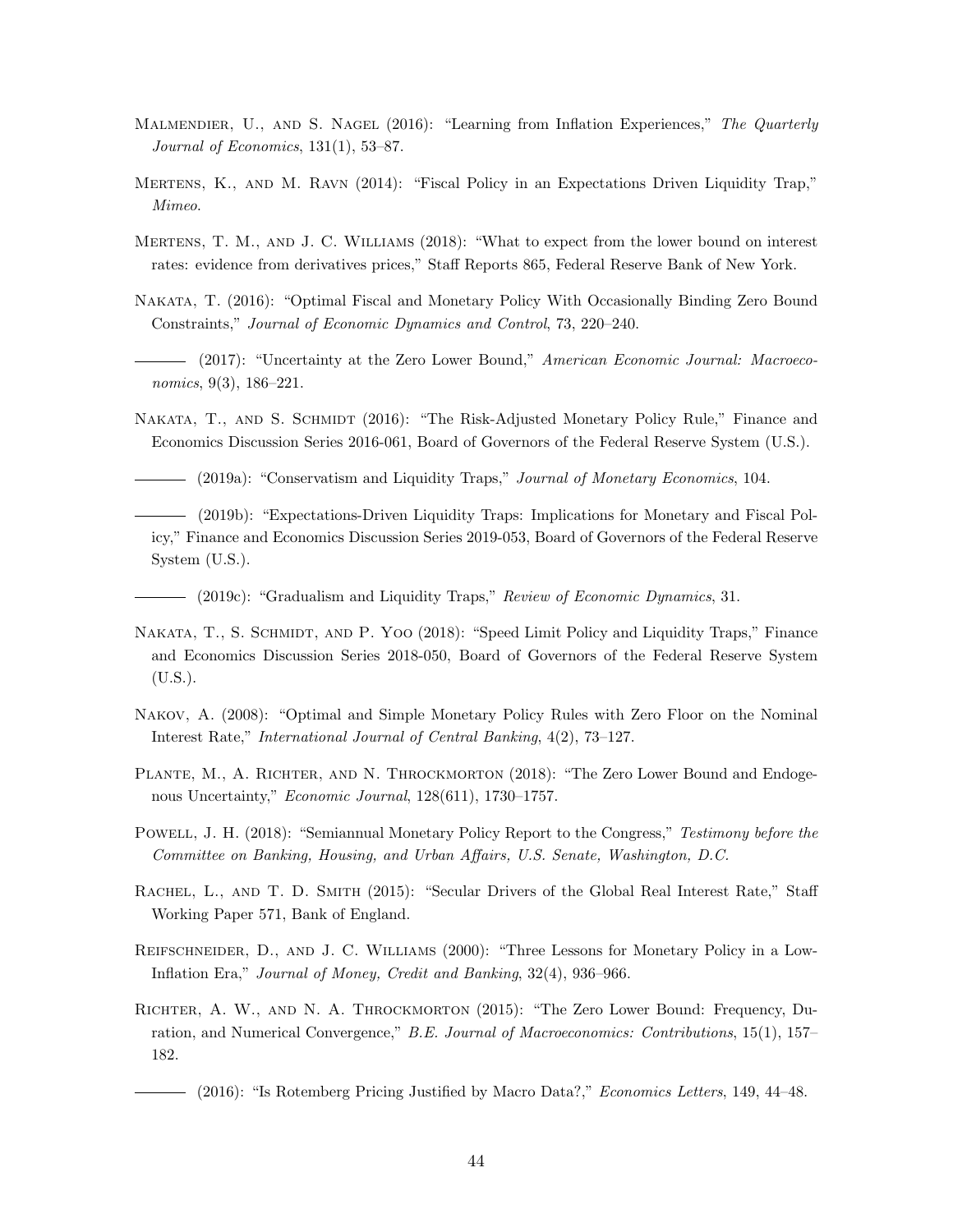Malmendier, U., and S. Nagel (2016): "Learning from Inflation Experiences," *The Quarterly Journal of Economics*, 131(1), 53–87.

Mertens, K., and M. Ravn (2014): "Fiscal Policy in an Expectations Driven Liquidity Trap," *Mimeo*.

Mertens, T. M., and J. C. Williams (2018): "What to expect from the lower bound on interest rates: evidence from derivatives prices," Staff Reports 865, Federal Reserve Bank of New York.

Nakata, T. (2016): "Optimal Fiscal and Monetary Policy With Occasionally Binding Zero Bound Constraints," *Journal of Economic Dynamics and Control*, 73, 220–240.

——— (2017): "Uncertainty at the Zero Lower Bound," *American Economic Journal: Macroeconomics*, 9(3), 186–221.

Nakata, T., and S. Schmidt (2016): "The Risk-Adjusted Monetary Policy Rule," Finance and Economics Discussion Series 2016-061, Board of Governors of the Federal Reserve System (U.S.).

——— (2019a): "Conservatism and Liquidity Traps," *Journal of Monetary Economics*, 104.

——— (2019b): "Expectations-Driven Liquidity Traps: Implications for Monetary and Fiscal Policy," Finance and Economics Discussion Series 2019-053, Board of Governors of the Federal Reserve System (U.S.).

——— (2019c): "Gradualism and Liquidity Traps," *Review of Economic Dynamics*, 31.

Nakata, T., S. Schmidt, and P. Yoo (2018): "Speed Limit Policy and Liquidity Traps," Finance and Economics Discussion Series 2018-050, Board of Governors of the Federal Reserve System (U.S.).

Nakov, A. (2008): "Optimal and Simple Monetary Policy Rules with Zero Floor on the Nominal Interest Rate," *International Journal of Central Banking*, 4(2), 73–127.

Plante, M., A. Richter, and N. Throckmorton (2018): "The Zero Lower Bound and Endogenous Uncertainty," *Economic Journal*, 128(611), 1730–1757.

Powell, J. H. (2018): "Semiannual Monetary Policy Report to the Congress," *Testimony before the Committee on Banking, Housing, and Urban Affairs, U.S. Senate, Washington, D.C.*

Rachel, L., and T. D. Smith (2015): "Secular Drivers of the Global Real Interest Rate," Staff Working Paper 571, Bank of England.

Reifschneider, D., and J. C. Williams (2000): "Three Lessons for Monetary Policy in a Low-Inflation Era," *Journal of Money, Credit and Banking*, 32(4), 936–966.

Richter, A. W., and N. A. Throckmorton (2015): "The Zero Lower Bound: Frequency, Duration, and Numerical Convergence," *B.E. Journal of Macroeconomics: Contributions*, 15(1), 157–182.

——— (2016): "Is Rotemberg Pricing Justified by Macro Data?," *Economics Letters*, 149, 44–48.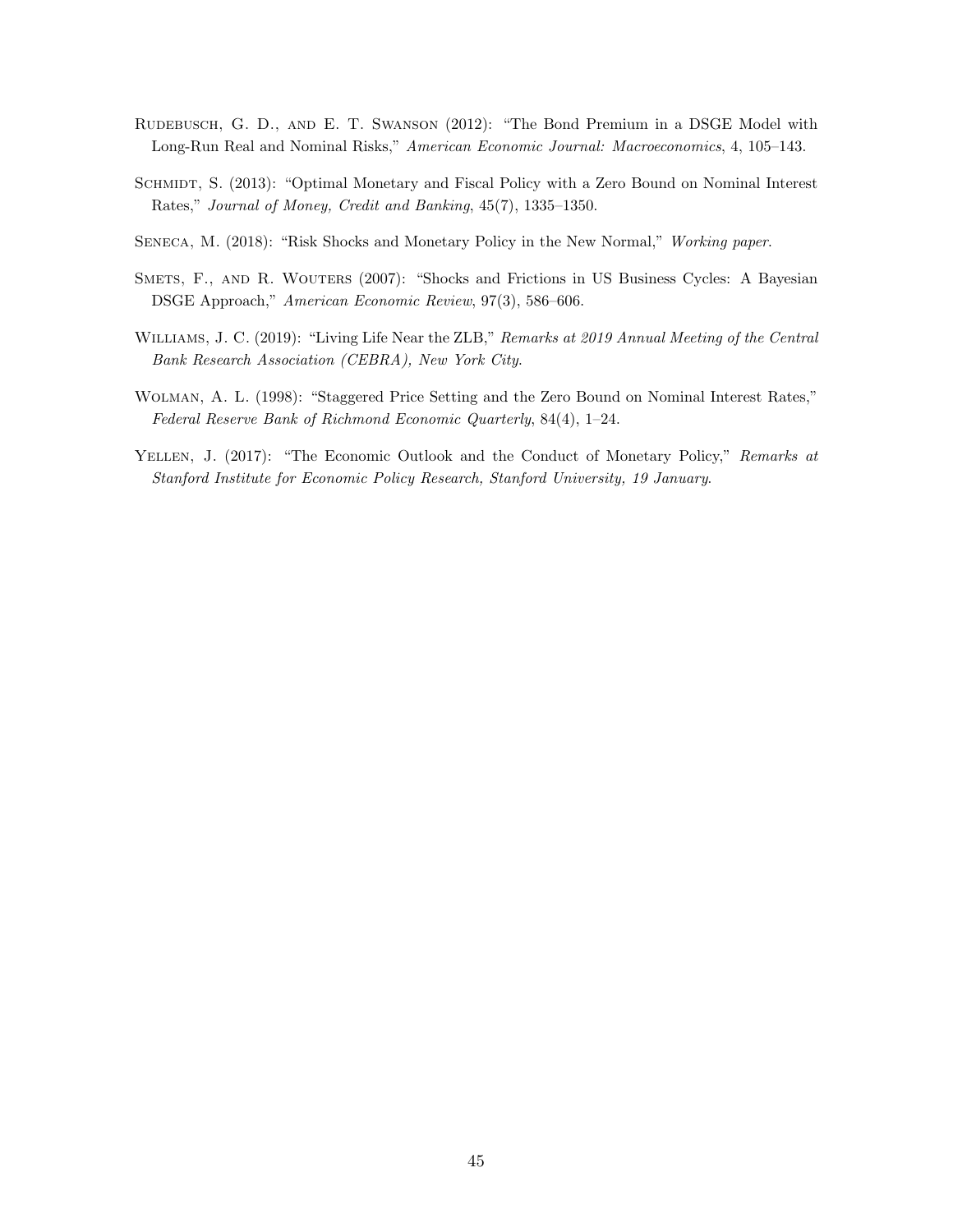Rudebusch, G. D., and E. T. Swanson (2012): "The Bond Premium in a DSGE Model with Long-Run Real and Nominal Risks," *American Economic Journal: Macroeconomics*, 4, 105–143.

Schmidt, S. (2013): "Optimal Monetary and Fiscal Policy with a Zero Bound on Nominal Interest Rates," *Journal of Money, Credit and Banking*, 45(7), 1335–1350.

Seneca, M. (2018): "Risk Shocks and Monetary Policy in the New Normal," *Working paper*.

Smets, F., and R. Wouters (2007): "Shocks and Frictions in US Business Cycles: A Bayesian DSGE Approach," *American Economic Review*, 97(3), 586–606.

Williams, J. C. (2019): "Living Life Near the ZLB," *Remarks at 2019 Annual Meeting of the Central Bank Research Association (CEBRA), New York City*.

Wolman, A. L. (1998): "Staggered Price Setting and the Zero Bound on Nominal Interest Rates," *Federal Reserve Bank of Richmond Economic Quarterly*, 84(4), 1–24.

Yellen, J. (2017): "The Economic Outlook and the Conduct of Monetary Policy," *Remarks at Stanford Institute for Economic Policy Research, Stanford University, 19 January*.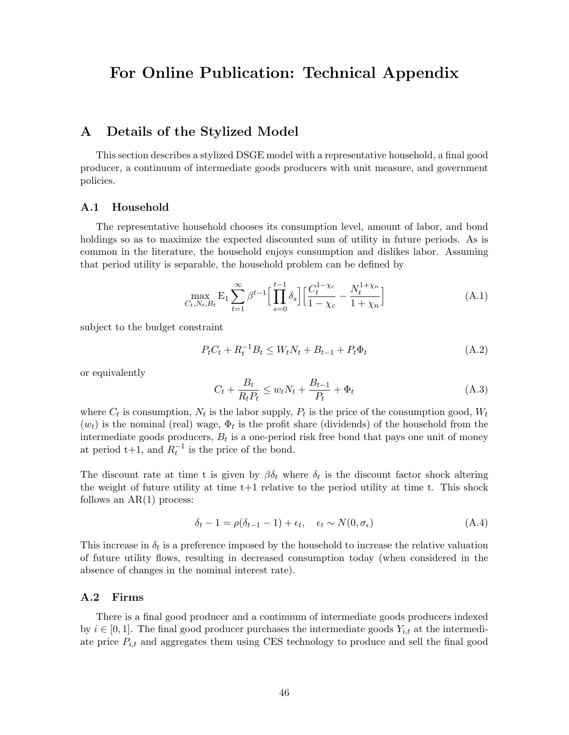# For Online Publication: Technical Appendix

## A Details of the Stylized Model

This section describes a stylized DSGE model with a representative household, a final good producer, a continuum of intermediate goods producers with unit measure, and government policies.

### A.1 Household

The representative household chooses its consumption level, amount of labor, and bond holdings so as to maximize the expected discounted sum of utility in future periods. As is common in the literature, the household enjoys consumption and dislikes labor. Assuming that period utility is separable, the household problem can be defined by

$$\max_{C_t, N_t, B_t} \mathrm{E}_1 \sum_{t=1}^{\infty} \beta^{t-1} \Big[ \prod_{s=0}^{t-1} \delta_s \Big] \Big[ \frac{C_t^{1-\chi_c}}{1-\chi_c} - \frac{N_t^{1+\chi_n}}{1+\chi_n} \Big] \tag{A.1}$$

subject to the budget constraint

$$P_t C_t + R_t^{-1} B_t \leq W_t N_t + B_{t-1} + P_t \Phi_t \tag{A.2}$$

or equivalently

$$C_t + \frac{B_t}{R_t P_t} \leq w_t N_t + \frac{B_{t-1}}{P_t} + \Phi_t \tag{A.3}$$

where $C_t$ is consumption, $N_t$ is the labor supply, $P_t$ is the price of the consumption good, $W_t$ ($w_t$) is the nominal (real) wage, $\Phi_t$ is the profit share (dividends) of the household from the intermediate goods producers, $B_t$ is a one-period risk free bond that pays one unit of money at period t+1, and $R_t^{-1}$ is the price of the bond.

The discount rate at time t is given by $\beta\delta_t$ where $\delta_t$ is the discount factor shock altering the weight of future utility at time t+1 relative to the period utility at time t. This shock follows an AR(1) process:

$$\delta_t - 1 = \rho(\delta_{t-1} - 1) + \epsilon_t, \quad \epsilon_t \sim N(0, \sigma_\epsilon) \tag{A.4}$$

This increase in $\delta_t$ is a preference imposed by the household to increase the relative valuation of future utility flows, resulting in decreased consumption today (when considered in the absence of changes in the nominal interest rate).

### A.2 Firms

There is a final good producer and a continuum of intermediate goods producers indexed by $i \in [0, 1]$. The final good producer purchases the intermediate goods $Y_{i,t}$ at the intermediate price $P_{i,t}$ and aggregates them using CES technology to produce and sell the final good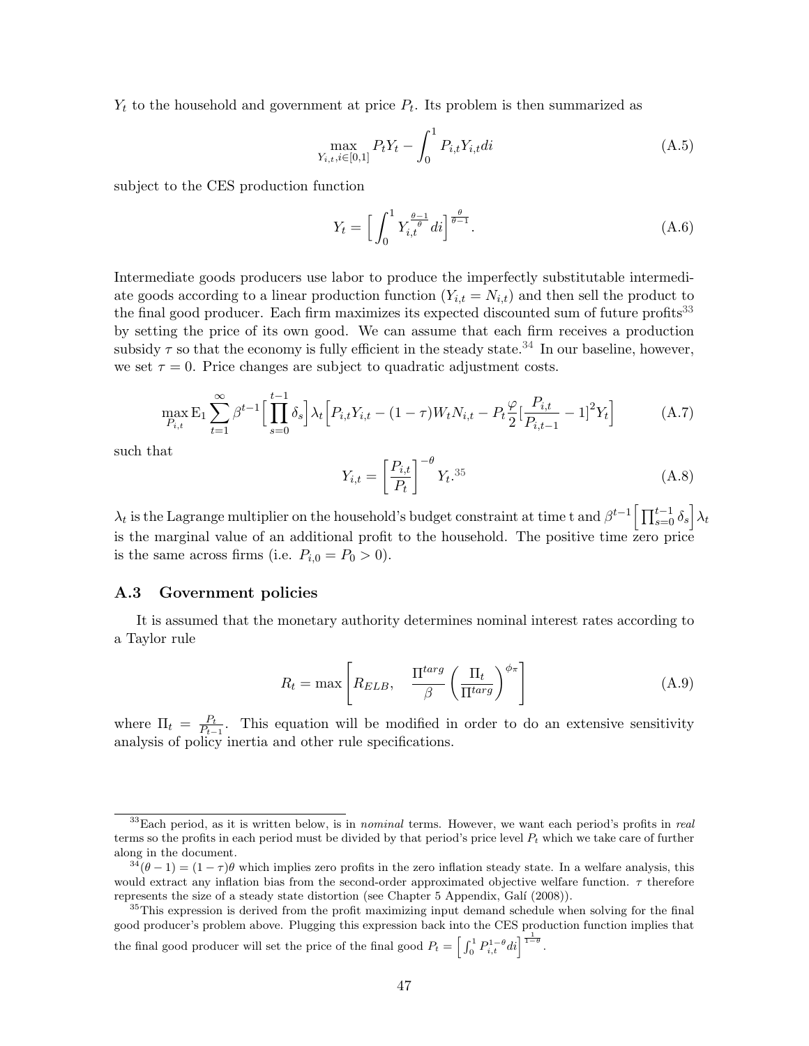$Y_t$ to the household and government at price $P_t$. Its problem is then summarized as

$$\max_{Y_{i,t}, i\in[0,1]} P_t Y_t - \int_0^1 P_{i,t} Y_{i,t} di \tag{A.5}$$

subject to the CES production function

$$Y_t = \Big[\int_0^1 Y_{i,t}^{\frac{\theta-1}{\theta}} di\Big]^{\frac{\theta}{\theta-1}}. \tag{A.6}$$

Intermediate goods producers use labor to produce the imperfectly substitutable intermediate goods according to a linear production function ($Y_{i,t} = N_{i,t}$) and then sell the product to the final good producer. Each firm maximizes its expected discounted sum of future profits[33] by setting the price of its own good. We can assume that each firm receives a production subsidy $\tau$ so that the economy is fully efficient in the steady state.[34] In our baseline, however, we set $\tau = 0$. Price changes are subject to quadratic adjustment costs.

$$\max_{P_{i,t}} \mathrm{E}_1 \sum_{t=1}^{\infty} \beta^{t-1} \Big[\prod_{s=0}^{t-1} \delta_s\Big] \lambda_t \Big[P_{i,t} Y_{i,t} - (1-\tau) W_t N_{i,t} - P_t \frac{\varphi}{2} \big[\frac{P_{i,t}}{P_{i,t-1}} - 1\big]^2 Y_t\Big] \tag{A.7}$$

such that

$$Y_{i,t} = \left[\frac{P_{i,t}}{P_t}\right]^{-\theta} Y_t.\text{[35]} \tag{A.8}$$

$\lambda_t$ is the Lagrange multiplier on the household's budget constraint at time t and $\beta^{t-1}\Big[\prod_{s=0}^{t-1} \delta_s\Big]\lambda_t$ is the marginal value of an additional profit to the household. The positive time zero price is the same across firms (i.e. $P_{i,0} = P_0 > 0$).

### A.3 Government policies

It is assumed that the monetary authority determines nominal interest rates according to a Taylor rule

$$R_t = \max\left[R_{ELB}, \quad \frac{\Pi^{targ}}{\beta}\left(\frac{\Pi_t}{\Pi^{targ}}\right)^{\phi_\pi}\right] \tag{A.9}$$

where $\Pi_t = \frac{P_t}{P_{t-1}}$. This equation will be modified in order to do an extensive sensitivity analysis of policy inertia and other rule specifications.

---

[33] Each period, as it is written below, is in *nominal* terms. However, we want each period's profits in *real* terms so the profits in each period must be divided by that period's price level $P_t$ which we take care of further along in the document.

[34] $(\theta - 1) = (1-\tau)\theta$ which implies zero profits in the zero inflation steady state. In a welfare analysis, this would extract any inflation bias from the second-order approximated objective welfare function. $\tau$ therefore represents the size of a steady state distortion (see Chapter 5 Appendix, Galí (2008)).

[35] This expression is derived from the profit maximizing input demand schedule when solving for the final good producer's problem above. Plugging this expression back into the CES production function implies that the final good producer will set the price of the final good $P_t = \Big[\int_0^1 P_{i,t}^{1-\theta} di\Big]^{\frac{1}{1-\theta}}$.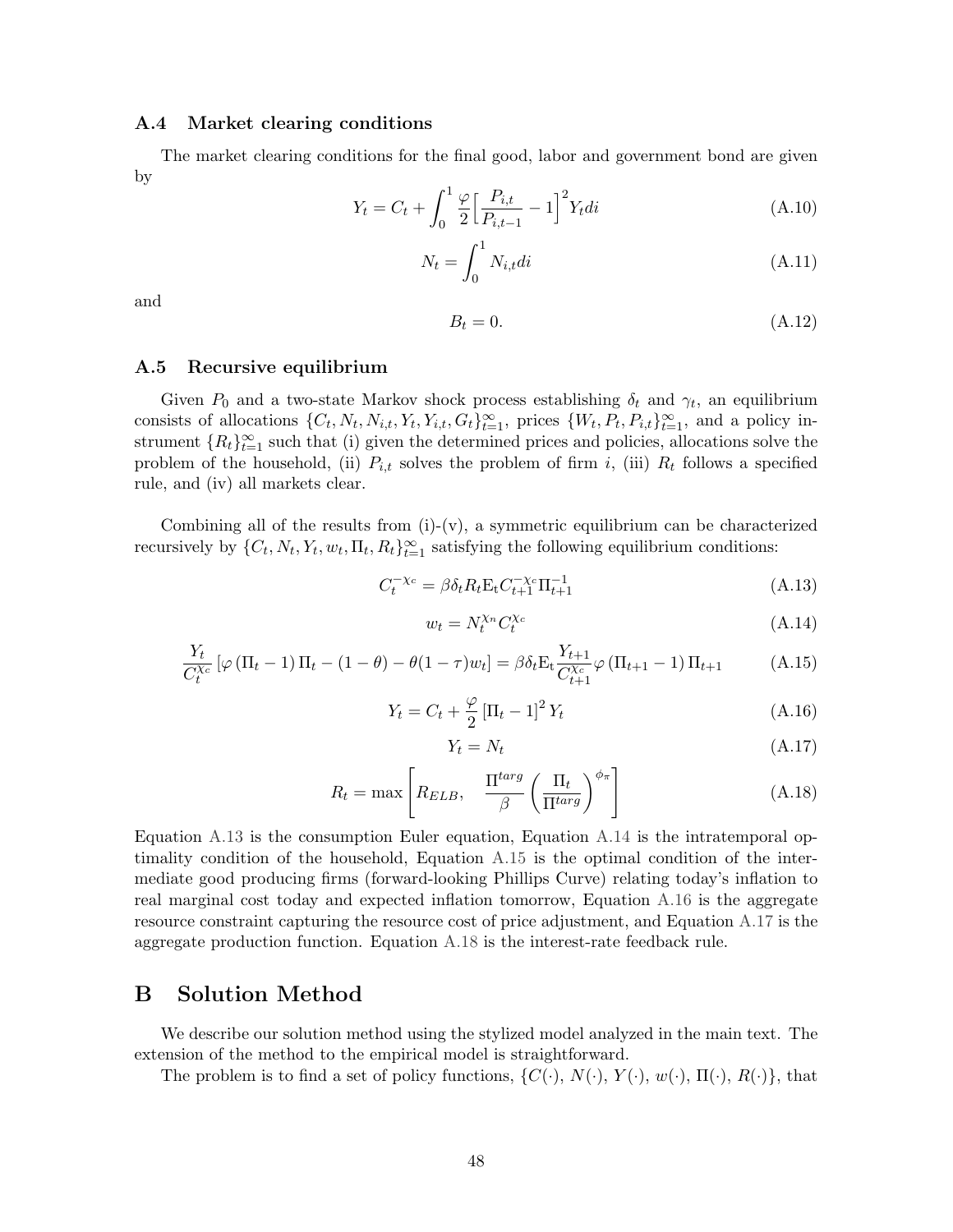### A.4 Market clearing conditions

The market clearing conditions for the final good, labor and government bond are given by

$$Y_t = C_t + \int_0^1 \frac{\varphi}{2}\Big[\frac{P_{i,t}}{P_{i,t-1}} - 1\Big]^2 Y_t di \tag{A.10}$$

$$N_t = \int_0^1 N_{i,t} di \tag{A.11}$$

and

$$B_t = 0. \tag{A.12}$$

### A.5 Recursive equilibrium

Given $P_0$ and a two-state Markov shock process establishing $\delta_t$ and $\gamma_t$, an equilibrium consists of allocations $\{C_t, N_t, N_{i,t}, Y_t, Y_{i,t}, G_t\}_{t=1}^{\infty}$, prices $\{W_t, P_t, P_{i,t}\}_{t=1}^{\infty}$, and a policy instrument $\{R_t\}_{t=1}^{\infty}$ such that (i) given the determined prices and policies, allocations solve the problem of the household, (ii) $P_{i,t}$ solves the problem of firm $i$, (iii) $R_t$ follows a specified rule, and (iv) all markets clear.

Combining all of the results from (i)-(v), a symmetric equilibrium can be characterized recursively by $\{C_t, N_t, Y_t, w_t, \Pi_t, R_t\}_{t=1}^{\infty}$ satisfying the following equilibrium conditions:

$$C_t^{-\chi_c} = \beta\delta_t R_t \mathrm{E_t} C_{t+1}^{-\chi_c}\Pi_{t+1}^{-1} \tag{A.13}$$

$$w_t = N_t^{\chi_n} C_t^{\chi_c} \tag{A.14}$$

$$\frac{Y_t}{C_t^{\chi_c}}\left[\varphi\left(\Pi_t - 1\right)\Pi_t - (1-\theta) - \theta(1-\tau)w_t\right] = \beta\delta_t \mathrm{E_t}\frac{Y_{t+1}}{C_{t+1}^{\chi_c}}\varphi\left(\Pi_{t+1} - 1\right)\Pi_{t+1} \tag{A.15}$$

$$Y_t = C_t + \frac{\varphi}{2}\left[\Pi_t - 1\right]^2 Y_t \tag{A.16}$$

$$Y_t = N_t \tag{A.17}$$

$$R_t = \max\left[R_{ELB}, \quad \frac{\Pi^{targ}}{\beta}\left(\frac{\Pi_t}{\Pi^{targ}}\right)^{\phi_\pi}\right] \tag{A.18}$$

Equation A.13 is the consumption Euler equation, Equation A.14 is the intratemporal optimality condition of the household, Equation A.15 is the optimal condition of the intermediate good producing firms (forward-looking Phillips Curve) relating today's inflation to real marginal cost today and expected inflation tomorrow, Equation A.16 is the aggregate resource constraint capturing the resource cost of price adjustment, and Equation A.17 is the aggregate production function. Equation A.18 is the interest-rate feedback rule.

# B Solution Method

We describe our solution method using the stylized model analyzed in the main text. The extension of the method to the empirical model is straightforward.

The problem is to find a set of policy functions, $\{C(\cdot), N(\cdot), Y(\cdot), w(\cdot), \Pi(\cdot), R(\cdot)\}$, that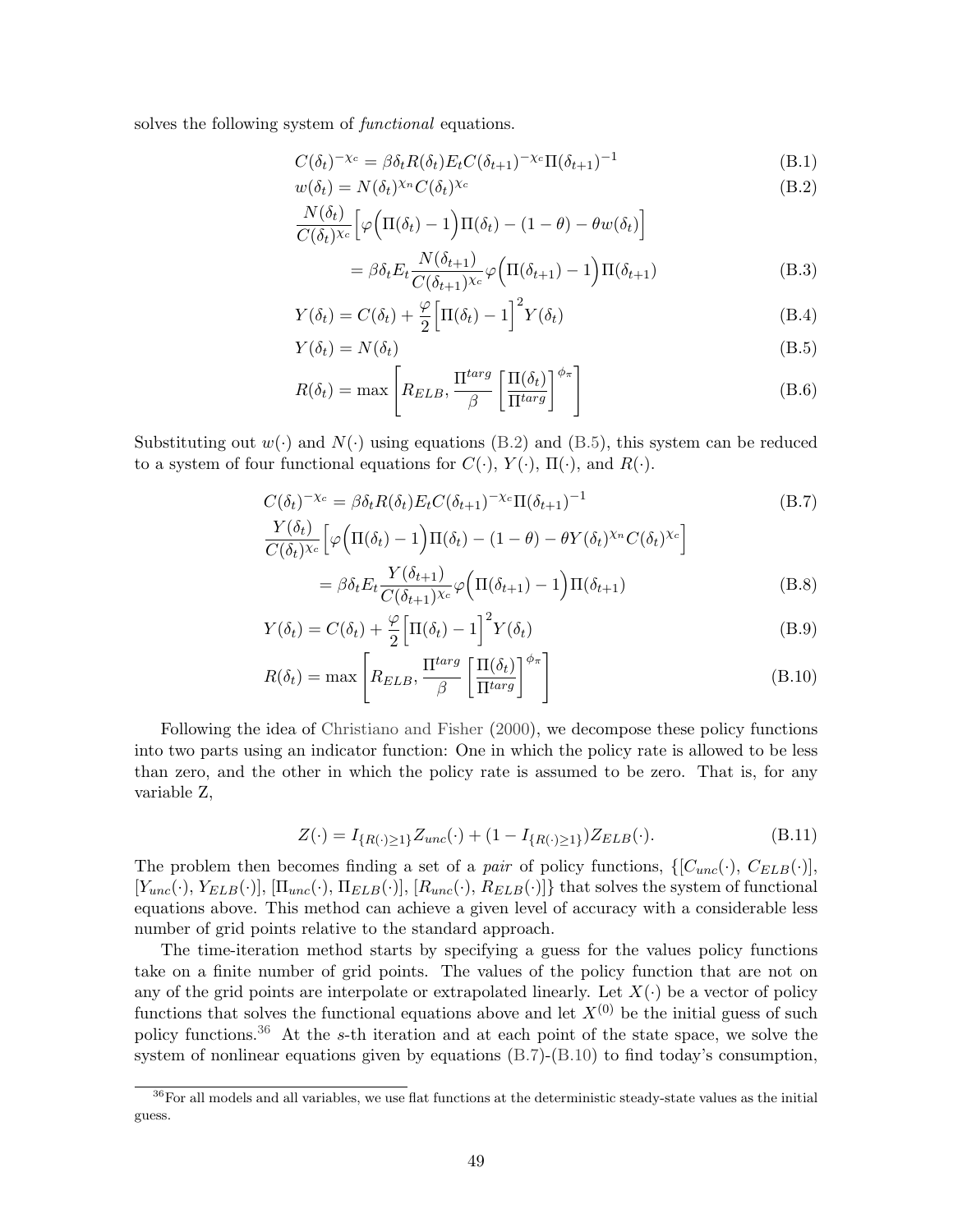solves the following system of *functional* equations.

$$C(\delta_t)^{-\chi_c} = \beta\delta_t R(\delta_t) E_t C(\delta_{t+1})^{-\chi_c} \Pi(\delta_{t+1})^{-1} \tag{B.1}$$

$$w(\delta_t) = N(\delta_t)^{\chi_n} C(\delta_t)^{\chi_c} \tag{B.2}$$

$$\frac{N(\delta_t)}{C(\delta_t)^{\chi_c}}\Big[\varphi\Big(\Pi(\delta_t)-1\Big)\Pi(\delta_t) - (1-\theta) - \theta w(\delta_t)\Big]$$
$$= \beta\delta_t E_t \frac{N(\delta_{t+1})}{C(\delta_{t+1})^{\chi_c}}\varphi\Big(\Pi(\delta_{t+1})-1\Big)\Pi(\delta_{t+1}) \tag{B.3}$$

$$Y(\delta_t) = C(\delta_t) + \frac{\varphi}{2}\Big[\Pi(\delta_t)-1\Big]^2 Y(\delta_t) \tag{B.4}$$

$$Y(\delta_t) = N(\delta_t) \tag{B.5}$$

$$R(\delta_t) = \max\left[R_{ELB}, \frac{\Pi^{targ}}{\beta}\left[\frac{\Pi(\delta_t)}{\Pi^{targ}}\right]^{\phi_\pi}\right] \tag{B.6}$$

Substituting out $w(\cdot)$ and $N(\cdot)$ using equations (B.2) and (B.5), this system can be reduced to a system of four functional equations for $C(\cdot)$, $Y(\cdot)$, $\Pi(\cdot)$, and $R(\cdot)$.

$$C(\delta_t)^{-\chi_c} = \beta\delta_t R(\delta_t) E_t C(\delta_{t+1})^{-\chi_c} \Pi(\delta_{t+1})^{-1} \tag{B.7}$$

$$\frac{Y(\delta_t)}{C(\delta_t)^{\chi_c}}\Big[\varphi\Big(\Pi(\delta_t)-1\Big)\Pi(\delta_t) - (1-\theta) - \theta Y(\delta_t)^{\chi_n} C(\delta_t)^{\chi_c}\Big]$$
$$= \beta\delta_t E_t \frac{Y(\delta_{t+1})}{C(\delta_{t+1})^{\chi_c}}\varphi\Big(\Pi(\delta_{t+1})-1\Big)\Pi(\delta_{t+1}) \tag{B.8}$$

$$Y(\delta_t) = C(\delta_t) + \frac{\varphi}{2}\Big[\Pi(\delta_t)-1\Big]^2 Y(\delta_t) \tag{B.9}$$

$$R(\delta_t) = \max\left[R_{ELB}, \frac{\Pi^{targ}}{\beta}\left[\frac{\Pi(\delta_t)}{\Pi^{targ}}\right]^{\phi_\pi}\right] \tag{B.10}$$

Following the idea of Christiano and Fisher (2000), we decompose these policy functions into two parts using an indicator function: One in which the policy rate is allowed to be less than zero, and the other in which the policy rate is assumed to be zero. That is, for any variable Z,

$$Z(\cdot) = I_{\{R(\cdot)\geq 1\}} Z_{unc}(\cdot) + (1 - I_{\{R(\cdot)\geq 1\}}) Z_{ELB}(\cdot). \tag{B.11}$$

The problem then becomes finding a set of a *pair* of policy functions, $\{[C_{unc}(\cdot), C_{ELB}(\cdot)], [Y_{unc}(\cdot), Y_{ELB}(\cdot)], [\Pi_{unc}(\cdot), \Pi_{ELB}(\cdot)], [R_{unc}(\cdot), R_{ELB}(\cdot)]\}$ that solves the system of functional equations above. This method can achieve a given level of accuracy with a considerable less number of grid points relative to the standard approach.

The time-iteration method starts by specifying a guess for the values policy functions take on a finite number of grid points. The values of the policy function that are not on any of the grid points are interpolate or extrapolated linearly. Let $X(\cdot)$ be a vector of policy functions that solves the functional equations above and let $X^{(0)}$ be the initial guess of such policy functions.[36] At the $s$-th iteration and at each point of the state space, we solve the system of nonlinear equations given by equations (B.7)-(B.10) to find today's consumption,

[36] For all models and all variables, we use flat functions at the deterministic steady-state values as the initial guess.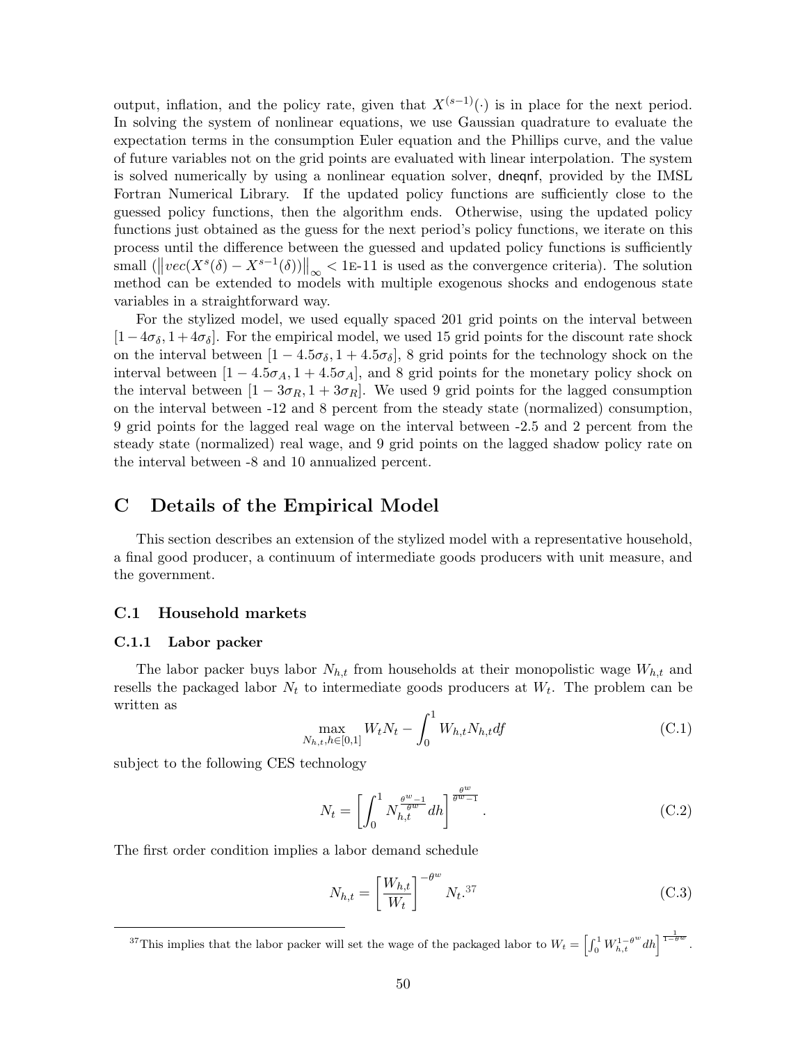output, inflation, and the policy rate, given that $X^{(s-1)}(\cdot)$ is in place for the next period. In solving the system of nonlinear equations, we use Gaussian quadrature to evaluate the expectation terms in the consumption Euler equation and the Phillips curve, and the value of future variables not on the grid points are evaluated with linear interpolation. The system is solved numerically by using a nonlinear equation solver, dneqnf, provided by the IMSL Fortran Numerical Library. If the updated policy functions are sufficiently close to the guessed policy functions, then the algorithm ends. Otherwise, using the updated policy functions just obtained as the guess for the next period's policy functions, we iterate on this process until the difference between the guessed and updated policy functions is sufficiently small ($\left\| vec(X^s(\delta) - X^{s-1}(\delta)) \right\|_\infty <$ 1E-11 is used as the convergence criteria). The solution method can be extended to models with multiple exogenous shocks and endogenous state variables in a straightforward way.

For the stylized model, we used equally spaced 201 grid points on the interval between $[1-4\sigma_\delta, 1+4\sigma_\delta]$. For the empirical model, we used 15 grid points for the discount rate shock on the interval between $[1-4.5\sigma_\delta, 1+4.5\sigma_\delta]$, 8 grid points for the technology shock on the interval between $[1-4.5\sigma_A, 1+4.5\sigma_A]$, and 8 grid points for the monetary policy shock on the interval between $[1-3\sigma_R, 1+3\sigma_R]$. We used 9 grid points for the lagged consumption on the interval between -12 and 8 percent from the steady state (normalized) consumption, 9 grid points for the lagged real wage on the interval between -2.5 and 2 percent from the steady state (normalized) real wage, and 9 grid points on the lagged shadow policy rate on the interval between -8 and 10 annualized percent.

# C Details of the Empirical Model

This section describes an extension of the stylized model with a representative household, a final good producer, a continuum of intermediate goods producers with unit measure, and the government.

## C.1 Household markets

### C.1.1 Labor packer

The labor packer buys labor $N_{h,t}$ from households at their monopolistic wage $W_{h,t}$ and resells the packaged labor $N_t$ to intermediate goods producers at $W_t$. The problem can be written as

$$\max_{N_{h,t}, h\in[0,1]} W_t N_t - \int_0^1 W_{h,t} N_{h,t} df \tag{C.1}$$

subject to the following CES technology

$$N_t = \left[ \int_0^1 N_{h,t}^{\frac{\theta^w - 1}{\theta^w}} dh \right]^{\frac{\theta^w}{\theta^w - 1}}. \tag{C.2}$$

The first order condition implies a labor demand schedule

$$N_{h,t} = \left[ \frac{W_{h,t}}{W_t} \right]^{-\theta^w} N_t.[37] \tag{C.3}$$

[37] This implies that the labor packer will set the wage of the packaged labor to $W_t = \left[ \int_0^1 W_{h,t}^{1-\theta^w} dh \right]^{\frac{1}{1-\theta^w}}$.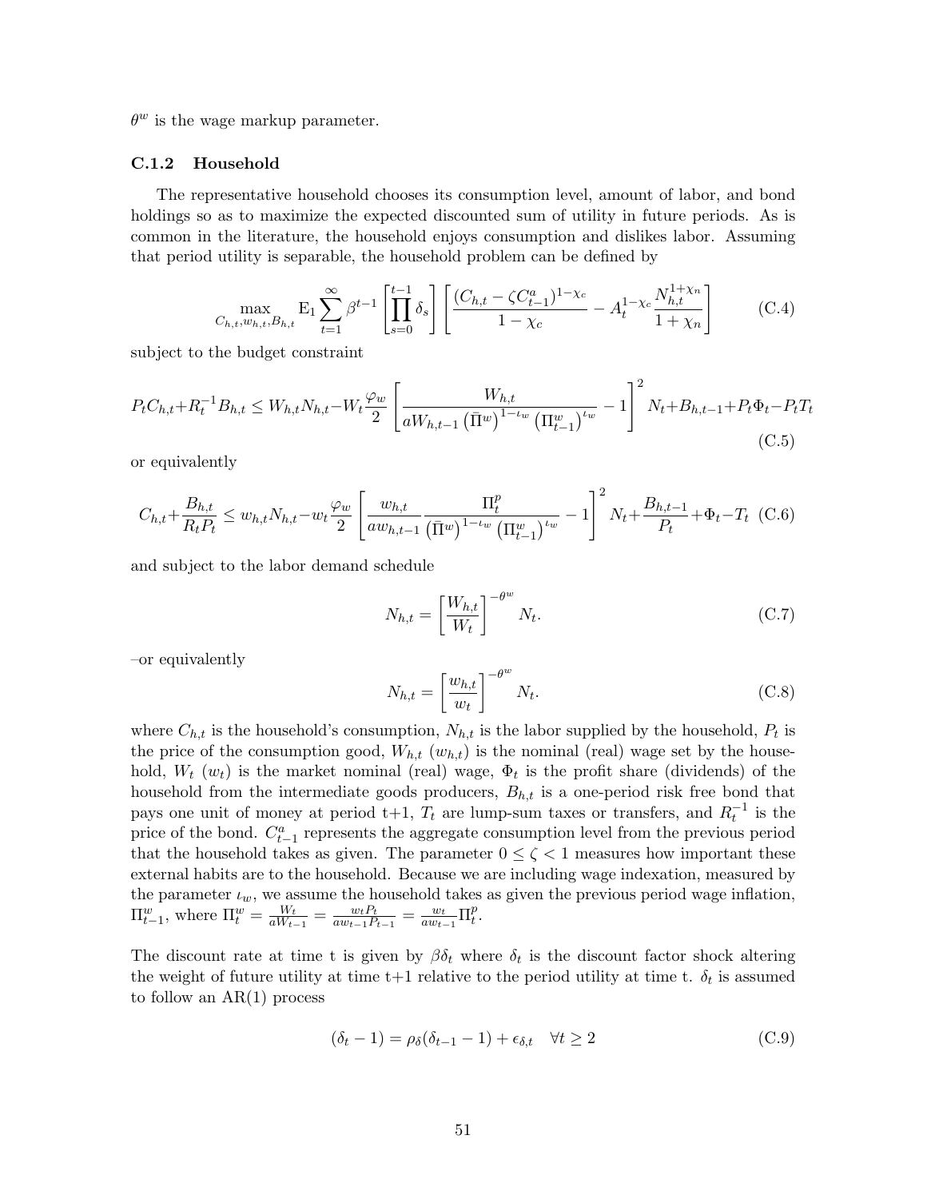$\theta^w$ is the wage markup parameter.

### C.1.2 Household

The representative household chooses its consumption level, amount of labor, and bond holdings so as to maximize the expected discounted sum of utility in future periods. As is common in the literature, the household enjoys consumption and dislikes labor. Assuming that period utility is separable, the household problem can be defined by

$$\max_{C_{h,t}, w_{h,t}, B_{h,t}} \mathrm{E}_1 \sum_{t=1}^{\infty} \beta^{t-1} \left[ \prod_{s=0}^{t-1} \delta_s \right] \left[ \frac{(C_{h,t} - \zeta C_{t-1}^a)^{1-\chi_c}}{1-\chi_c} - A_t^{1-\chi_c} \frac{N_{h,t}^{1+\chi_n}}{1+\chi_n} \right] \tag{C.4}$$

subject to the budget constraint

$$P_t C_{h,t} + R_t^{-1} B_{h,t} \leq W_{h,t} N_{h,t} - W_t \frac{\varphi_w}{2} \left[ \frac{W_{h,t}}{a W_{h,t-1} \left(\bar{\Pi}^w\right)^{1-\iota_w} \left(\Pi_{t-1}^w\right)^{\iota_w}} - 1 \right]^2 N_t + B_{h,t-1} + P_t \Phi_t - P_t T_t \tag{C.5}$$

or equivalently

$$C_{h,t} + \frac{B_{h,t}}{R_t P_t} \leq w_{h,t} N_{h,t} - w_t \frac{\varphi_w}{2} \left[ \frac{w_{h,t}}{a w_{h,t-1}} \frac{\Pi_t^p}{\left(\bar{\Pi}^w\right)^{1-\iota_w} \left(\Pi_{t-1}^w\right)^{\iota_w}} - 1 \right]^2 N_t + \frac{B_{h,t-1}}{P_t} + \Phi_t - T_t \tag{C.6}$$

and subject to the labor demand schedule

$$N_{h,t} = \left[ \frac{W_{h,t}}{W_t} \right]^{-\theta^w} N_t. \tag{C.7}$$

–or equivalently

$$N_{h,t} = \left[ \frac{w_{h,t}}{w_t} \right]^{-\theta^w} N_t. \tag{C.8}$$

where $C_{h,t}$ is the household's consumption, $N_{h,t}$ is the labor supplied by the household, $P_t$ is the price of the consumption good, $W_{h,t}$ ($w_{h,t}$) is the nominal (real) wage set by the household, $W_t$ ($w_t$) is the market nominal (real) wage, $\Phi_t$ is the profit share (dividends) of the household from the intermediate goods producers, $B_{h,t}$ is a one-period risk free bond that pays one unit of money at period t+1, $T_t$ are lump-sum taxes or transfers, and $R_t^{-1}$ is the price of the bond. $C_{t-1}^a$ represents the aggregate consumption level from the previous period that the household takes as given. The parameter $0 \leq \zeta < 1$ measures how important these external habits are to the household. Because we are including wage indexation, measured by the parameter $\iota_w$, we assume the household takes as given the previous period wage inflation, $\Pi_{t-1}^w$, where $\Pi_t^w = \frac{W_t}{a W_{t-1}} = \frac{w_t P_t}{a w_{t-1} P_{t-1}} = \frac{w_t}{a w_{t-1}} \Pi_t^p$.

The discount rate at time t is given by $\beta \delta_t$ where $\delta_t$ is the discount factor shock altering the weight of future utility at time t+1 relative to the period utility at time t. $\delta_t$ is assumed to follow an AR(1) process

$$(\delta_t - 1) = \rho_\delta (\delta_{t-1} - 1) + \epsilon_{\delta,t} \quad \forall t \geq 2 \tag{C.9}$$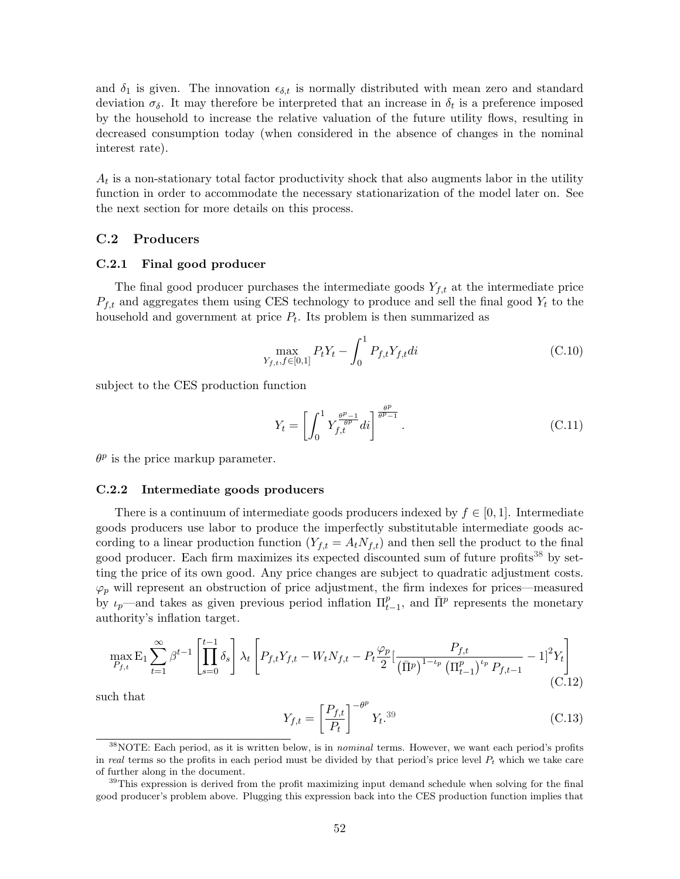and $\delta_1$ is given. The innovation $\epsilon_{\delta,t}$ is normally distributed with mean zero and standard deviation $\sigma_\delta$. It may therefore be interpreted that an increase in $\delta_t$ is a preference imposed by the household to increase the relative valuation of the future utility flows, resulting in decreased consumption today (when considered in the absence of changes in the nominal interest rate).

$A_t$ is a non-stationary total factor productivity shock that also augments labor in the utility function in order to accommodate the necessary stationarization of the model later on. See the next section for more details on this process.

## C.2 Producers

### C.2.1 Final good producer

The final good producer purchases the intermediate goods $Y_{f,t}$ at the intermediate price $P_{f,t}$ and aggregates them using CES technology to produce and sell the final good $Y_t$ to the household and government at price $P_t$. Its problem is then summarized as

$$\max_{Y_{f,t}, f\in[0,1]} P_t Y_t - \int_0^1 P_{f,t} Y_{f,t} di \tag{C.10}$$

subject to the CES production function

$$Y_t = \left[\int_0^1 Y_{f,t}^{\frac{\theta^p - 1}{\theta^p}} di\right]^{\frac{\theta^p}{\theta^p - 1}}. \tag{C.11}$$

$\theta^p$ is the price markup parameter.

### C.2.2 Intermediate goods producers

There is a continuum of intermediate goods producers indexed by $f \in [0,1]$. Intermediate goods producers use labor to produce the imperfectly substitutable intermediate goods according to a linear production function ($Y_{f,t} = A_t N_{f,t}$) and then sell the product to the final good producer. Each firm maximizes its expected discounted sum of future profits[38] by setting the price of its own good. Any price changes are subject to quadratic adjustment costs. $\varphi_p$ will represent an obstruction of price adjustment, the firm indexes for prices—measured by $\iota_p$—and takes as given previous period inflation $\Pi^p_{t-1}$, and $\bar{\Pi}^p$ represents the monetary authority's inflation target.

$$\max_{P_{f,t}} \mathrm{E}_1 \sum_{t=1}^{\infty} \beta^{t-1} \left[\prod_{s=0}^{t-1} \delta_s\right] \lambda_t \left[P_{f,t} Y_{f,t} - W_t N_{f,t} - P_t \frac{\varphi_p}{2} [\frac{P_{f,t}}{\left(\bar{\Pi}^p\right)^{1-\iota_p} \left(\Pi^p_{t-1}\right)^{\iota_p} P_{f,t-1}} - 1]^2 Y_t\right] \tag{C.12}$$

such that

$$Y_{f,t} = \left[\frac{P_{f,t}}{P_t}\right]^{-\theta^p} Y_t.^{39} \tag{C.13}$$

[38] NOTE: Each period, as it is written below, is in *nominal* terms. However, we want each period's profits in *real* terms so the profits in each period must be divided by that period's price level $P_t$ which we take care of further along in the document.

[39] This expression is derived from the profit maximizing input demand schedule when solving for the final good producer's problem above. Plugging this expression back into the CES production function implies that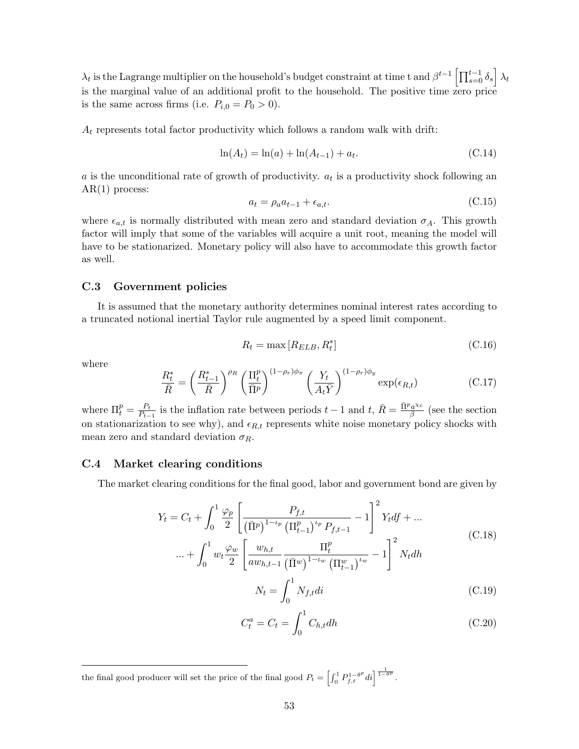$\lambda_t$ is the Lagrange multiplier on the household's budget constraint at time t and $\beta^{t-1}\left[\prod_{s=0}^{t-1}\delta_s\right]\lambda_t$ is the marginal value of an additional profit to the household. The positive time zero price is the same across firms (i.e. $P_{i,0} = P_0 > 0$).

$A_t$ represents total factor productivity which follows a random walk with drift:

$$\ln(A_t) = \ln(a) + \ln(A_{t-1}) + a_t. \tag{C.14}$$

$a$ is the unconditional rate of growth of productivity. $a_t$ is a productivity shock following an AR(1) process:

$$a_t = \rho_a a_{t-1} + \epsilon_{a,t}. \tag{C.15}$$

where $\epsilon_{a,t}$ is normally distributed with mean zero and standard deviation $\sigma_A$. This growth factor will imply that some of the variables will acquire a unit root, meaning the model will have to be stationarized. Monetary policy will also have to accommodate this growth factor as well.

## C.3 Government policies

It is assumed that the monetary authority determines nominal interest rates according to a truncated notional inertial Taylor rule augmented by a speed limit component.

$$R_t = \max\left[R_{ELB}, R_t^*\right] \tag{C.16}$$

where

$$\frac{R_t^*}{\bar{R}} = \left(\frac{R_{t-1}^*}{\bar{R}}\right)^{\rho_R}\left(\frac{\Pi_t^p}{\bar{\Pi}^p}\right)^{(1-\rho_r)\phi_\pi}\left(\frac{Y_t}{A_t\bar{Y}}\right)^{(1-\rho_r)\phi_y}\exp(\epsilon_{R,t}) \tag{C.17}$$

where $\Pi_t^p = \frac{P_t}{P_{t-1}}$ is the inflation rate between periods $t-1$ and $t$, $\bar{R} = \frac{\bar{\Pi}^p a^{\chi_c}}{\beta}$ (see the section on stationarization to see why), and $\epsilon_{R,t}$ represents white noise monetary policy shocks with mean zero and standard deviation $\sigma_R$.

## C.4 Market clearing conditions

The market clearing conditions for the final good, labor and government bond are given by

$$\begin{aligned} Y_t = C_t + \int_0^1 \frac{\varphi_p}{2}\left[\frac{P_{f,t}}{\left(\bar{\Pi}^p\right)^{1-\iota_p}\left(\Pi_{t-1}^p\right)^{\iota_p}P_{f,t-1}} - 1\right]^2 Y_t df + ... \\ ... + \int_0^1 w_t\frac{\varphi_w}{2}\left[\frac{w_{h,t}}{a w_{h,t-1}}\frac{\Pi_t^p}{\left(\bar{\Pi}^w\right)^{1-\iota_w}\left(\Pi_{t-1}^w\right)^{\iota_w}} - 1\right]^2 N_t dh \end{aligned} \tag{C.18}$$

$$N_t = \int_0^1 N_{f,t} di \tag{C.19}$$

$$C_t^a = C_t = \int_0^1 C_{h,t} dh \tag{C.20}$$

---

the final good producer will set the price of the final good $P_t = \left[\int_0^1 P_{f,t}^{1-\theta^p} di\right]^{\frac{1}{1-\theta^p}}$.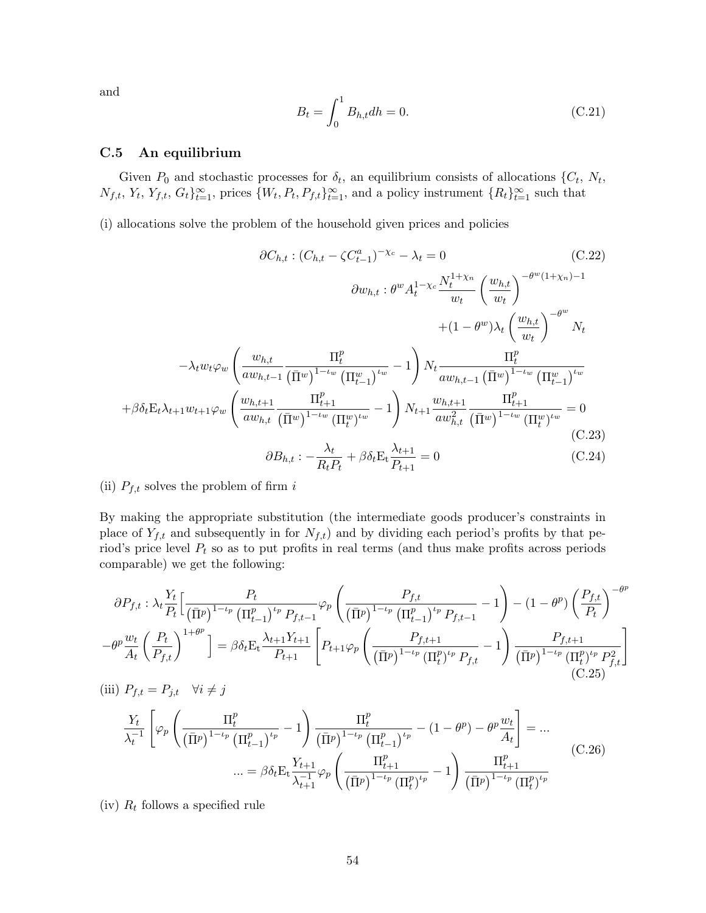and

$$B_t = \int_0^1 B_{h,t} dh = 0. \tag{C.21}$$

### C.5 An equilibrium

Given $P_0$ and stochastic processes for $\delta_t$, an equilibrium consists of allocations $\{C_t,\, N_t,\, N_{f,t},\, Y_t,\, Y_{f,t},\, G_t\}_{t=1}^{\infty}$, prices $\{W_t, P_t, P_{f,t}\}_{t=1}^{\infty}$, and a policy instrument $\{R_t\}_{t=1}^{\infty}$ such that

(i) allocations solve the problem of the household given prices and policies

$$\partial C_{h,t} : (C_{h,t} - \zeta C_{t-1}^{a})^{-\chi_c} - \lambda_t = 0 \tag{C.22}$$

$$\begin{aligned}
\partial w_{h,t} : \theta^w A_t^{1-\chi_c} \frac{N_t^{1+\chi_n}}{w_t} \left(\frac{w_{h,t}}{w_t}\right)^{-\theta^w(1+\chi_n)-1} & \\
+(1-\theta^w)\lambda_t \left(\frac{w_{h,t}}{w_t}\right)^{-\theta^w} N_t & \\
-\lambda_t w_t \varphi_w \left(\frac{w_{h,t}}{a w_{h,t-1}} \frac{\Pi_t^p}{\left(\bar{\Pi}^w\right)^{1-\iota_w}\left(\Pi_{t-1}^w\right)^{\iota_w}} - 1\right) N_t \frac{\Pi_t^p}{a w_{h,t-1}\left(\bar{\Pi}^w\right)^{1-\iota_w}\left(\Pi_{t-1}^w\right)^{\iota_w}} & \\
+\beta\delta_t \mathrm{E_t} \lambda_{t+1} w_{t+1} \varphi_w \left(\frac{w_{h,t+1}}{a w_{h,t}} \frac{\Pi_{t+1}^p}{\left(\bar{\Pi}^w\right)^{1-\iota_w}\left(\Pi_t^w\right)^{\iota_w}} - 1\right) N_{t+1} \frac{w_{h,t+1}}{a w_{h,t}^2} \frac{\Pi_{t+1}^p}{\left(\bar{\Pi}^w\right)^{1-\iota_w}\left(\Pi_t^w\right)^{\iota_w}} &= 0
\end{aligned} \tag{C.23}$$

$$\partial B_{h,t} : -\frac{\lambda_t}{R_t P_t} + \beta\delta_t \mathrm{E_t} \frac{\lambda_{t+1}}{P_{t+1}} = 0 \tag{C.24}$$

(ii) $P_{f,t}$ solves the problem of firm $i$

By making the appropriate substitution (the intermediate goods producer's constraints in place of $Y_{f,t}$ and subsequently in for $N_{f,t}$) and by dividing each period's profits by that period's price level $P_t$ so as to put profits in real terms (and thus make profits across periods comparable) we get the following:

$$\begin{aligned}
\partial P_{f,t} : \lambda_t \frac{Y_t}{P_t}\Big[ \frac{P_t}{\left(\bar{\Pi}^p\right)^{1-\iota_p}\left(\Pi_{t-1}^p\right)^{\iota_p} P_{f,t-1}} \varphi_p \left(\frac{P_{f,t}}{\left(\bar{\Pi}^p\right)^{1-\iota_p}\left(\Pi_{t-1}^p\right)^{\iota_p} P_{f,t-1}} - 1\right) - (1-\theta^p)\left(\frac{P_{f,t}}{P_t}\right)^{-\theta^p} & \\
-\theta^p \frac{w_t}{A_t}\left(\frac{P_t}{P_{f,t}}\right)^{1+\theta^p} \Big] = \beta\delta_t \mathrm{E_t} \frac{\lambda_{t+1} Y_{t+1}}{P_{t+1}} \left[P_{t+1}\varphi_p \left(\frac{P_{f,t+1}}{\left(\bar{\Pi}^p\right)^{1-\iota_p}\left(\Pi_t^p\right)^{\iota_p} P_{f,t}} - 1\right) \frac{P_{f,t+1}}{\left(\bar{\Pi}^p\right)^{1-\iota_p}\left(\Pi_t^p\right)^{\iota_p} P_{f,t}^2}\right] &
\end{aligned} \tag{C.25}$$

(iii) $P_{f,t} = P_{j,t} \quad \forall i \neq j$

$$\begin{aligned}
\frac{Y_t}{\lambda_t^{-1}} \left[\varphi_p \left(\frac{\Pi_t^p}{\left(\bar{\Pi}^p\right)^{1-\iota_p}\left(\Pi_{t-1}^p\right)^{\iota_p}} - 1\right) \frac{\Pi_t^p}{\left(\bar{\Pi}^p\right)^{1-\iota_p}\left(\Pi_{t-1}^p\right)^{\iota_p}} - (1-\theta^p) - \theta^p \frac{w_t}{A_t}\right] &= ... \\
... = \beta\delta_t \mathrm{E_t} \frac{Y_{t+1}}{\lambda_{t+1}^{-1}} \varphi_p \left(\frac{\Pi_{t+1}^p}{\left(\bar{\Pi}^p\right)^{1-\iota_p}\left(\Pi_t^p\right)^{\iota_p}} - 1\right) \frac{\Pi_{t+1}^p}{\left(\bar{\Pi}^p\right)^{1-\iota_p}\left(\Pi_t^p\right)^{\iota_p}} &
\end{aligned} \tag{C.26}$$

(iv) $R_t$ follows a specified rule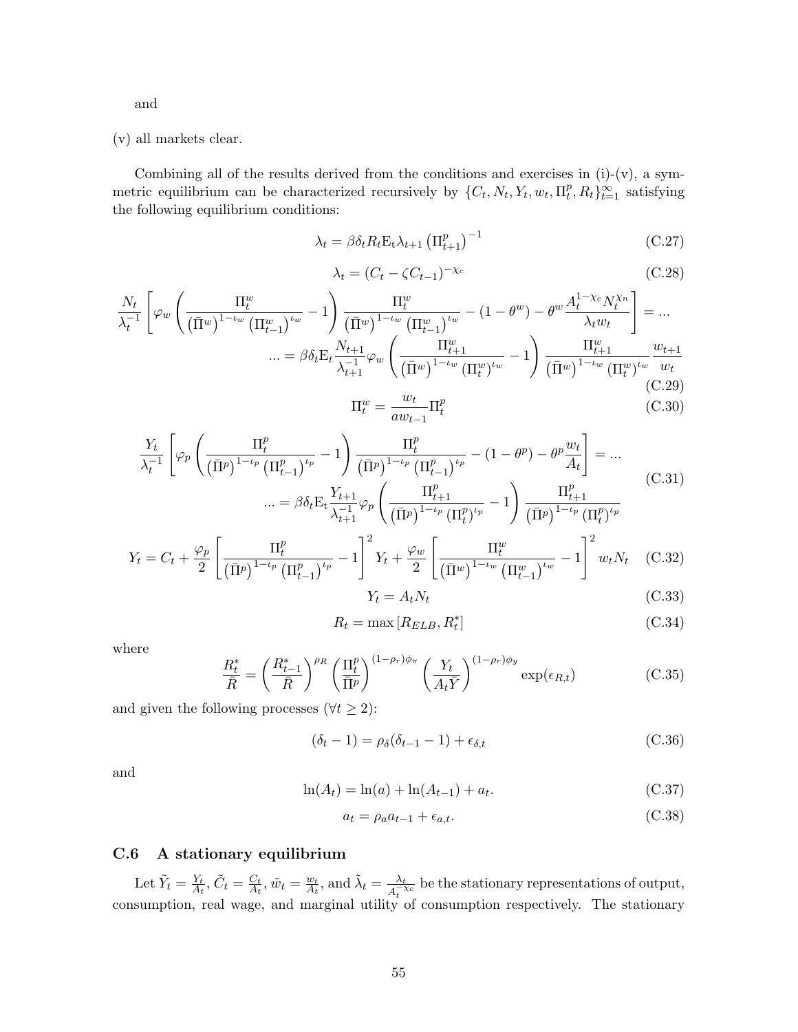and

(v) all markets clear.

Combining all of the results derived from the conditions and exercises in (i)-(v), a symmetric equilibrium can be characterized recursively by $\{C_t, N_t, Y_t, w_t, \Pi_t^p, R_t\}_{t=1}^{\infty}$ satisfying the following equilibrium conditions:

$$\lambda_t = \beta \delta_t R_t \mathrm{E}_t \lambda_{t+1} \left(\Pi_{t+1}^p\right)^{-1} \tag{C.27}$$

$$\lambda_t = (C_t - \zeta C_{t-1})^{-\chi_c} \tag{C.28}$$

$$\begin{aligned}
\frac{N_t}{\lambda_t^{-1}} \left[ \varphi_w \left( \frac{\Pi_t^w}{\left(\bar{\Pi}^w\right)^{1-\iota_w} \left(\Pi_{t-1}^w\right)^{\iota_w}} - 1 \right) \frac{\Pi_t^w}{\left(\bar{\Pi}^w\right)^{1-\iota_w} \left(\Pi_{t-1}^w\right)^{\iota_w}} - (1-\theta^w) - \theta^w \frac{A_t^{1-\chi_c} N_t^{\chi_n}}{\lambda_t w_t} \right] = ... \\
... = \beta \delta_t \mathrm{E}_t \frac{N_{t+1}}{\lambda_{t+1}^{-1}} \varphi_w \left( \frac{\Pi_{t+1}^w}{\left(\bar{\Pi}^w\right)^{1-\iota_w} \left(\Pi_t^w\right)^{\iota_w}} - 1 \right) \frac{\Pi_{t+1}^w}{\left(\bar{\Pi}^w\right)^{1-\iota_w} \left(\Pi_t^w\right)^{\iota_w}} \frac{w_{t+1}}{w_t}
\end{aligned} \tag{C.29}$$

$$\Pi_t^w = \frac{w_t}{a w_{t-1}} \Pi_t^p \tag{C.30}$$

$$\begin{aligned}
\frac{Y_t}{\lambda_t^{-1}} \left[ \varphi_p \left( \frac{\Pi_t^p}{\left(\bar{\Pi}^p\right)^{1-\iota_p} \left(\Pi_{t-1}^p\right)^{\iota_p}} - 1 \right) \frac{\Pi_t^p}{\left(\bar{\Pi}^p\right)^{1-\iota_p} \left(\Pi_{t-1}^p\right)^{\iota_p}} - (1-\theta^p) - \theta^p \frac{w_t}{A_t} \right] = ... \\
... = \beta \delta_t \mathrm{E}_t \frac{Y_{t+1}}{\lambda_{t+1}^{-1}} \varphi_p \left( \frac{\Pi_{t+1}^p}{\left(\bar{\Pi}^p\right)^{1-\iota_p} \left(\Pi_t^p\right)^{\iota_p}} - 1 \right) \frac{\Pi_{t+1}^p}{\left(\bar{\Pi}^p\right)^{1-\iota_p} \left(\Pi_t^p\right)^{\iota_p}}
\end{aligned} \tag{C.31}$$

$$Y_t = C_t + \frac{\varphi_p}{2} \left[ \frac{\Pi_t^p}{\left(\bar{\Pi}^p\right)^{1-\iota_p} \left(\Pi_{t-1}^p\right)^{\iota_p}} - 1 \right]^2 Y_t + \frac{\varphi_w}{2} \left[ \frac{\Pi_t^w}{\left(\bar{\Pi}^w\right)^{1-\iota_w} \left(\Pi_{t-1}^w\right)^{\iota_w}} - 1 \right]^2 w_t N_t \tag{C.32}$$

$$Y_t = A_t N_t \tag{C.33}$$

$$R_t = \max \left[ R_{ELB}, R_t^* \right] \tag{C.34}$$

where

$$\frac{R_t^*}{\bar{R}} = \left( \frac{R_{t-1}^*}{\bar{R}} \right)^{\rho_R} \left( \frac{\Pi_t^p}{\bar{\Pi}^p} \right)^{(1-\rho_r)\phi_\pi} \left( \frac{Y_t}{A_t \bar{Y}} \right)^{(1-\rho_r)\phi_y} \exp(\epsilon_{R,t}) \tag{C.35}$$

and given the following processes ($\forall t \geq 2$):

$$(\delta_t - 1) = \rho_\delta (\delta_{t-1} - 1) + \epsilon_{\delta,t} \tag{C.36}$$

and

$$\ln(A_t) = \ln(a) + \ln(A_{t-1}) + a_t. \tag{C.37}$$

$$a_t = \rho_a a_{t-1} + \epsilon_{a,t}. \tag{C.38}$$

### C.6 A stationary equilibrium

Let $\tilde{Y}_t = \frac{Y_t}{A_t}$, $\tilde{C}_t = \frac{C_t}{A_t}$, $\tilde{w}_t = \frac{w_t}{A_t}$, and $\tilde{\lambda}_t = \frac{\lambda_t}{A_t^{-\chi_c}}$ be the stationary representations of output, consumption, real wage, and marginal utility of consumption respectively. The stationary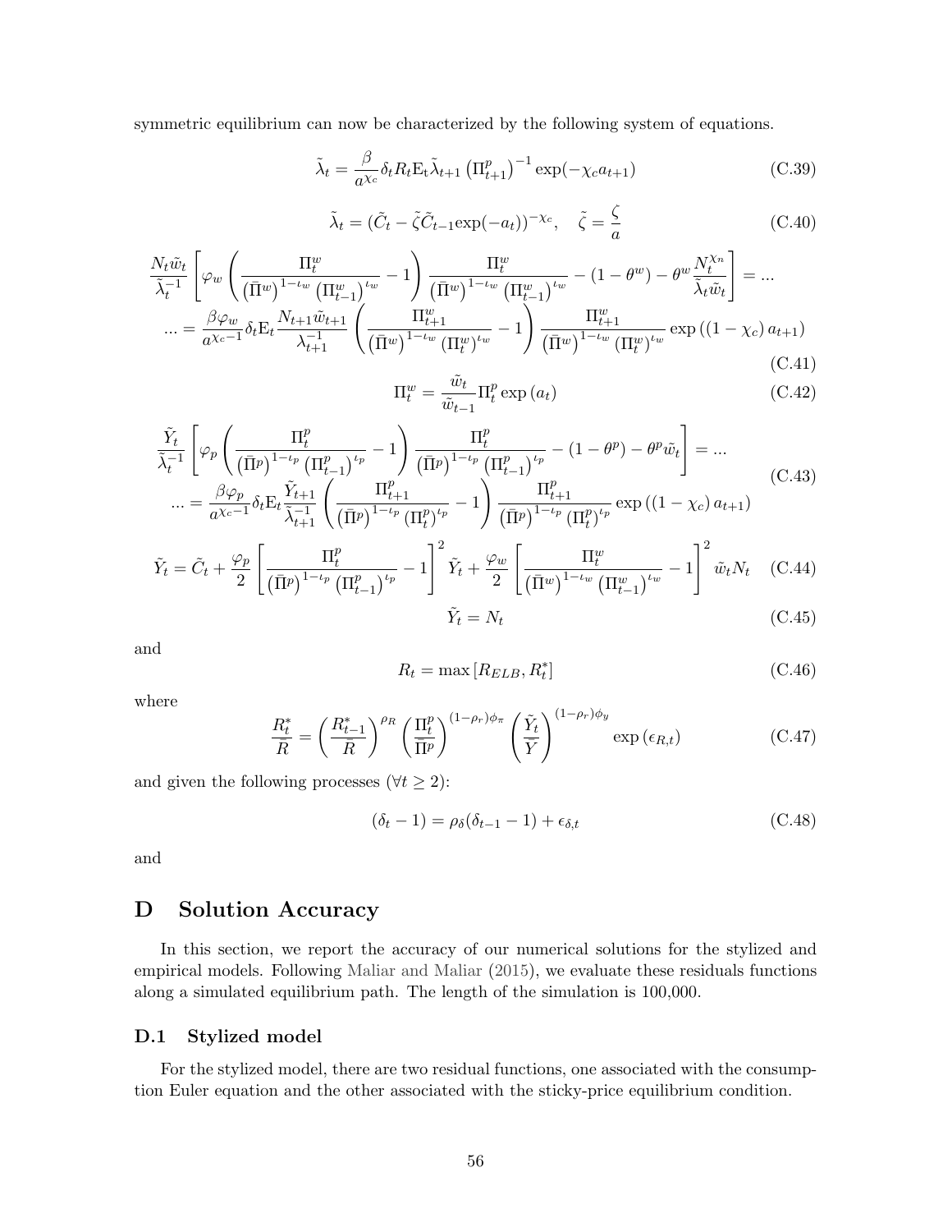symmetric equilibrium can now be characterized by the following system of equations.

$$\tilde{\lambda}_t = \frac{\beta}{a^{\chi_c}} \delta_t R_t \mathrm{E}_t \tilde{\lambda}_{t+1} \left(\Pi^p_{t+1}\right)^{-1} \exp(-\chi_c a_{t+1}) \tag{C.39}$$

$$\tilde{\lambda}_t = (\tilde{C}_t - \tilde{\zeta}\tilde{C}_{t-1}\exp(-a_t))^{-\chi_c}, \quad \tilde{\zeta} = \frac{\zeta}{a} \tag{C.40}$$

$$\frac{N_t \tilde{w}_t}{\tilde{\lambda}_t^{-1}} \left[ \varphi_w \left( \frac{\Pi^w_t}{\left(\bar{\Pi}^w\right)^{1-\iota_w} \left(\Pi^w_{t-1}\right)^{\iota_w}} - 1 \right) \frac{\Pi^w_t}{\left(\bar{\Pi}^w\right)^{1-\iota_w} \left(\Pi^w_{t-1}\right)^{\iota_w}} - (1-\theta^w) - \theta^w \frac{N_t^{\chi_n}}{\tilde{\lambda}_t \tilde{w}_t} \right] = ...$$
$$... = \frac{\beta \varphi_w}{a^{\chi_c - 1}} \delta_t \mathrm{E}_t \frac{N_{t+1}\tilde{w}_{t+1}}{\lambda_{t+1}^{-1}} \left( \frac{\Pi^w_{t+1}}{\left(\bar{\Pi}^w\right)^{1-\iota_w} \left(\Pi^w_t\right)^{\iota_w}} - 1 \right) \frac{\Pi^w_{t+1}}{\left(\bar{\Pi}^w\right)^{1-\iota_w} \left(\Pi^w_t\right)^{\iota_w}} \exp\left( \left(1-\chi_c\right) a_{t+1}\right) \tag{C.41}$$

$$\Pi^w_t = \frac{\tilde{w}_t}{\tilde{w}_{t-1}} \Pi^p_t \exp\left(a_t\right) \tag{C.42}$$

$$\frac{\tilde{Y}_t}{\tilde{\lambda}_t^{-1}} \left[ \varphi_p \left( \frac{\Pi^p_t}{\left(\bar{\Pi}^p\right)^{1-\iota_p} \left(\Pi^p_{t-1}\right)^{\iota_p}} - 1 \right) \frac{\Pi^p_t}{\left(\bar{\Pi}^p\right)^{1-\iota_p} \left(\Pi^p_{t-1}\right)^{\iota_p}} - (1-\theta^p) - \theta^p \tilde{w}_t \right] = ...$$
$$... = \frac{\beta \varphi_p}{a^{\chi_c - 1}} \delta_t \mathrm{E}_t \frac{\tilde{Y}_{t+1}}{\tilde{\lambda}_{t+1}^{-1}} \left( \frac{\Pi^p_{t+1}}{\left(\bar{\Pi}^p\right)^{1-\iota_p} \left(\Pi^p_t\right)^{\iota_p}} - 1 \right) \frac{\Pi^p_{t+1}}{\left(\bar{\Pi}^p\right)^{1-\iota_p} \left(\Pi^p_t\right)^{\iota_p}} \exp\left( \left(1-\chi_c\right) a_{t+1}\right) \tag{C.43}$$

$$\tilde{Y}_t = \tilde{C}_t + \frac{\varphi_p}{2} \left[ \frac{\Pi^p_t}{\left(\bar{\Pi}^p\right)^{1-\iota_p} \left(\Pi^p_{t-1}\right)^{\iota_p}} - 1 \right]^2 \tilde{Y}_t + \frac{\varphi_w}{2} \left[ \frac{\Pi^w_t}{\left(\bar{\Pi}^w\right)^{1-\iota_w} \left(\Pi^w_{t-1}\right)^{\iota_w}} - 1 \right]^2 \tilde{w}_t N_t \tag{C.44}$$

$$\tilde{Y}_t = N_t \tag{C.45}$$

and

$$R_t = \max\left[R_{ELB}, R_t^*\right] \tag{C.46}$$

where

$$\frac{R_t^*}{\bar{R}} = \left( \frac{R_{t-1}^*}{\bar{R}} \right)^{\rho_R} \left( \frac{\Pi^p_t}{\bar{\Pi}^p} \right)^{(1-\rho_r)\phi_\pi} \left( \frac{\tilde{Y}_t}{\bar{Y}} \right)^{(1-\rho_r)\phi_y} \exp\left(\epsilon_{R,t}\right) \tag{C.47}$$

and given the following processes ($\forall t \geq 2$):

$$(\delta_t - 1) = \rho_\delta(\delta_{t-1} - 1) + \epsilon_{\delta,t} \tag{C.48}$$

and

# D Solution Accuracy

In this section, we report the accuracy of our numerical solutions for the stylized and empirical models. Following Maliar and Maliar (2015), we evaluate these residuals functions along a simulated equilibrium path. The length of the simulation is 100,000.

## D.1 Stylized model

For the stylized model, there are two residual functions, one associated with the consumption Euler equation and the other associated with the sticky-price equilibrium condition.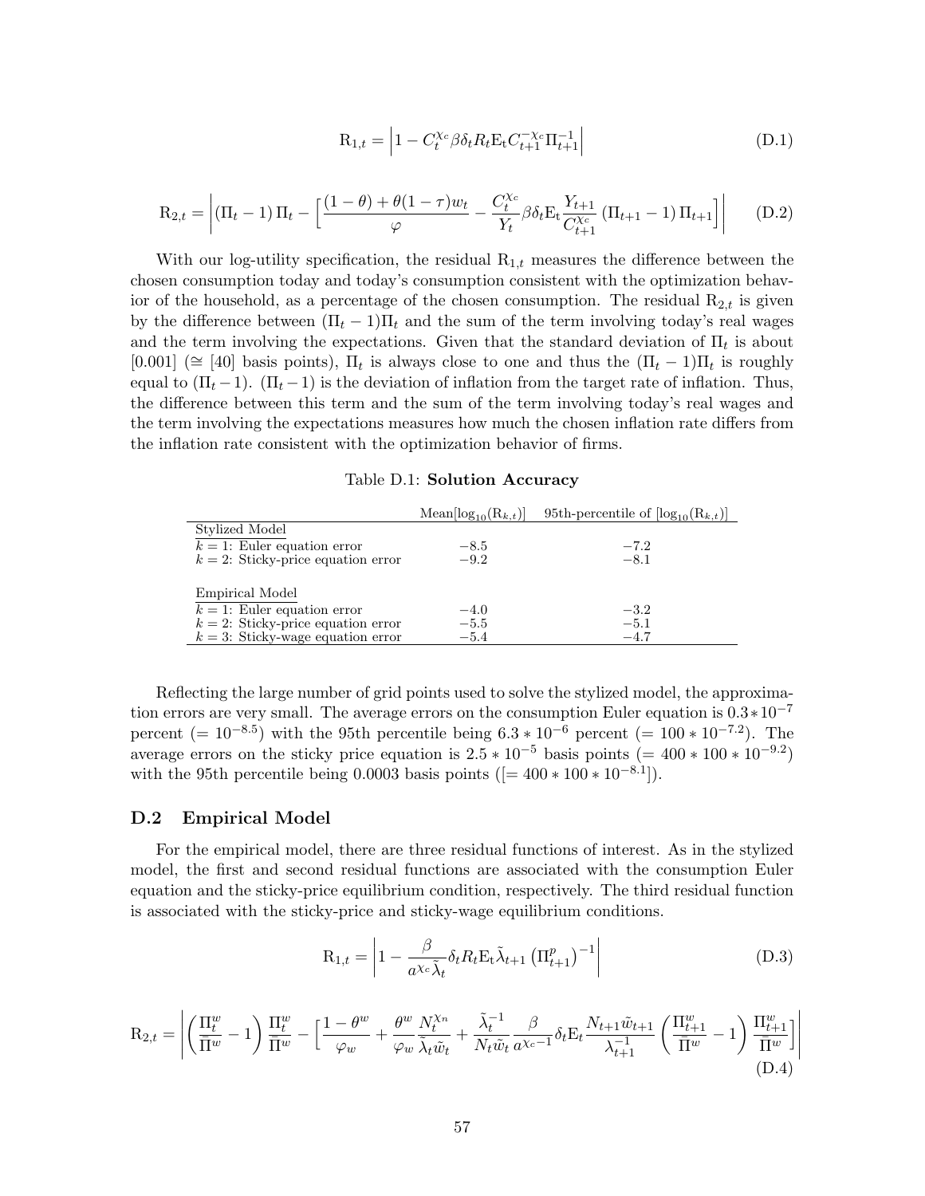$$R_{1,t} = \left| 1 - C_t^{\chi_c} \beta \delta_t R_t \mathrm{E_t} C_{t+1}^{-\chi_c} \Pi_{t+1}^{-1} \right| \tag{D.1}$$

$$R_{2,t} = \left| (\Pi_t - 1) \Pi_t - \Big[ \frac{(1-\theta) + \theta(1-\tau) w_t}{\varphi} - \frac{C_t^{\chi_c}}{Y_t} \beta \delta_t \mathrm{E_t} \frac{Y_{t+1}}{C_{t+1}^{\chi_c}} (\Pi_{t+1} - 1) \Pi_{t+1} \Big] \right| \tag{D.2}$$

With our log-utility specification, the residual $R_{1,t}$ measures the difference between the chosen consumption today and today's consumption consistent with the optimization behavior of the household, as a percentage of the chosen consumption. The residual $R_{2,t}$ is given by the difference between $(\Pi_t - 1)\Pi_t$ and the sum of the term involving today's real wages and the term involving the expectations. Given that the standard deviation of $\Pi_t$ is about [0.001] ($\cong$ [40] basis points), $\Pi_t$ is always close to one and thus the $(\Pi_t - 1)\Pi_t$ is roughly equal to $(\Pi_t - 1)$. $(\Pi_t - 1)$ is the deviation of inflation from the target rate of inflation. Thus, the difference between this term and the sum of the term involving today's real wages and the term involving the expectations measures how much the chosen inflation rate differs from the inflation rate consistent with the optimization behavior of firms.

Table D.1: **Solution Accuracy**

| | Mean[$\log_{10}(R_{k,t})$] | 95th-percentile of [$\log_{10}(R_{k,t})$] |
|---|---|---|
| Stylized Model | | |
| $k = 1$: Euler equation error | −8.5 | −7.2 |
| $k = 2$: Sticky-price equation error | −9.2 | −8.1 |
| | | |
| Empirical Model | | |
| $k = 1$: Euler equation error | −4.0 | −3.2 |
| $k = 2$: Sticky-price equation error | −5.5 | −5.1 |
| $k = 3$: Sticky-wage equation error | −5.4 | −4.7 |

Reflecting the large number of grid points used to solve the stylized model, the approximation errors are very small. The average errors on the consumption Euler equation is $0.3 * 10^{-7}$ percent ($= 10^{-8.5}$) with the 95th percentile being $6.3 * 10^{-6}$ percent ($= 100 * 10^{-7.2}$). The average errors on the sticky price equation is $2.5 * 10^{-5}$ basis points ($= 400 * 100 * 10^{-9.2}$) with the 95th percentile being 0.0003 basis points ($[= 400 * 100 * 10^{-8.1}]$).

## D.2 Empirical Model

For the empirical model, there are three residual functions of interest. As in the stylized model, the first and second residual functions are associated with the consumption Euler equation and the sticky-price equilibrium condition, respectively. The third residual function is associated with the sticky-price and sticky-wage equilibrium conditions.

$$R_{1,t} = \left| 1 - \frac{\beta}{a^{\chi_c} \tilde{\lambda}_t} \delta_t R_t \mathrm{E_t} \tilde{\lambda}_{t+1} \left( \Pi_{t+1}^p \right)^{-1} \right| \tag{D.3}$$

$$R_{2,t} = \left| \left( \frac{\Pi_t^w}{\bar{\Pi}^w} - 1 \right) \frac{\Pi_t^w}{\bar{\Pi}^w} - \Big[ \frac{1-\theta^w}{\varphi_w} + \frac{\theta^w}{\varphi_w} \frac{N_t^{\chi_n}}{\tilde{\lambda}_t \tilde{w}_t} + \frac{\tilde{\lambda}_t^{-1}}{N_t \tilde{w}_t} \frac{\beta}{a^{\chi_c - 1}} \delta_t E_t \frac{N_{t+1} \tilde{w}_{t+1}}{\lambda_{t+1}^{-1}} \left( \frac{\Pi_{t+1}^w}{\bar{\Pi}^w} - 1 \right) \frac{\Pi_{t+1}^w}{\bar{\Pi}^w} \Big] \right| \tag{D.4}$$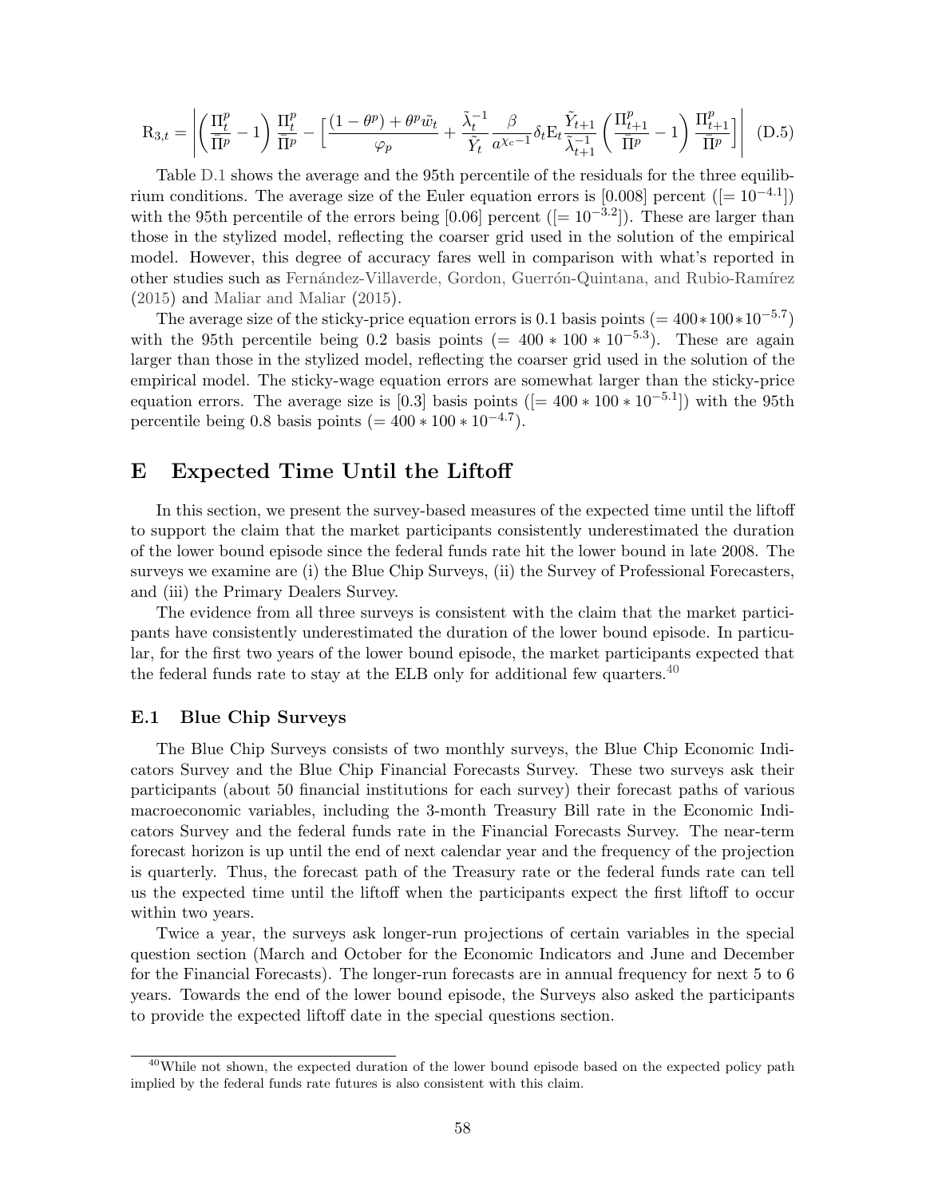$$
\mathrm{R}_{3,t} = \left| \left( \frac{\Pi_t^p}{\bar{\Pi}^p} - 1 \right) \frac{\Pi_t^p}{\bar{\Pi}^p} - \Big[ \frac{(1-\theta^p) + \theta^p \tilde{w}_t}{\varphi_p} + \frac{\tilde{\lambda}_t^{-1}}{\tilde{Y}_t} \frac{\beta}{a^{\chi_c - 1}} \delta_t \mathrm{E}_t \frac{\tilde{Y}_{t+1}}{\tilde{\lambda}_{t+1}^{-1}} \left( \frac{\Pi_{t+1}^p}{\bar{\Pi}^p} - 1 \right) \frac{\Pi_{t+1}^p}{\bar{\Pi}^p} \Big] \right| \quad \text{(D.5)}
$$

Table D.1 shows the average and the 95th percentile of the residuals for the three equilibrium conditions. The average size of the Euler equation errors is [0.008] percent ([$= 10^{-4.1}$]) with the 95th percentile of the errors being [0.06] percent ([$= 10^{-3.2}$]). These are larger than those in the stylized model, reflecting the coarser grid used in the solution of the empirical model. However, this degree of accuracy fares well in comparison with what's reported in other studies such as Fernández-Villaverde, Gordon, Guerrón-Quintana, and Rubio-Ramírez (2015) and Maliar and Maliar (2015).

The average size of the sticky-price equation errors is 0.1 basis points ($= 400*100*10^{-5.7}$) with the 95th percentile being 0.2 basis points ($= 400*100*10^{-5.3}$). These are again larger than those in the stylized model, reflecting the coarser grid used in the solution of the empirical model. The sticky-wage equation errors are somewhat larger than the sticky-price equation errors. The average size is [0.3] basis points ([$= 400*100*10^{-5.1}$]) with the 95th percentile being 0.8 basis points ($= 400*100*10^{-4.7}$).

# E Expected Time Until the Liftoff

In this section, we present the survey-based measures of the expected time until the liftoff to support the claim that the market participants consistently underestimated the duration of the lower bound episode since the federal funds rate hit the lower bound in late 2008. The surveys we examine are (i) the Blue Chip Surveys, (ii) the Survey of Professional Forecasters, and (iii) the Primary Dealers Survey.

The evidence from all three surveys is consistent with the claim that the market participants have consistently underestimated the duration of the lower bound episode. In particular, for the first two years of the lower bound episode, the market participants expected that the federal funds rate to stay at the ELB only for additional few quarters.[40]

## E.1 Blue Chip Surveys

The Blue Chip Surveys consists of two monthly surveys, the Blue Chip Economic Indicators Survey and the Blue Chip Financial Forecasts Survey. These two surveys ask their participants (about 50 financial institutions for each survey) their forecast paths of various macroeconomic variables, including the 3-month Treasury Bill rate in the Economic Indicators Survey and the federal funds rate in the Financial Forecasts Survey. The near-term forecast horizon is up until the end of next calendar year and the frequency of the projection is quarterly. Thus, the forecast path of the Treasury rate or the federal funds rate can tell us the expected time until the liftoff when the participants expect the first liftoff to occur within two years.

Twice a year, the surveys ask longer-run projections of certain variables in the special question section (March and October for the Economic Indicators and June and December for the Financial Forecasts). The longer-run forecasts are in annual frequency for next 5 to 6 years. Towards the end of the lower bound episode, the Surveys also asked the participants to provide the expected liftoff date in the special questions section.

[40] While not shown, the expected duration of the lower bound episode based on the expected policy path implied by the federal funds rate futures is also consistent with this claim.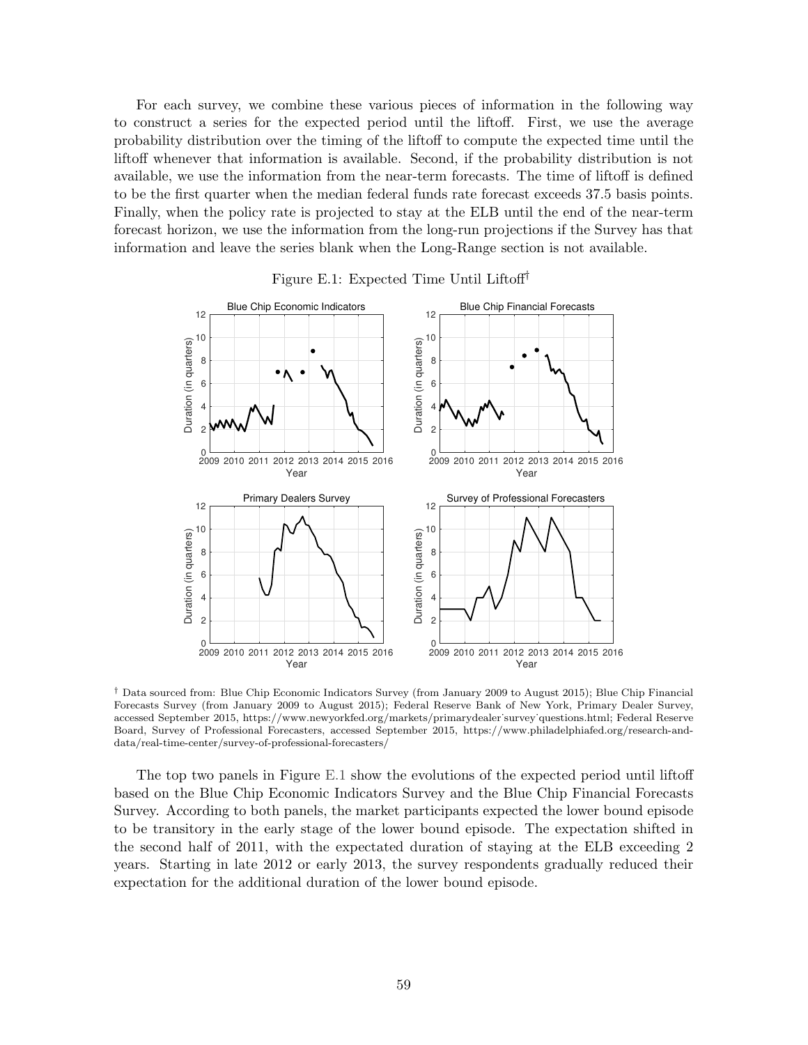For each survey, we combine these various pieces of information in the following way to construct a series for the expected period until the liftoff. First, we use the average probability distribution over the timing of the liftoff to compute the expected time until the liftoff whenever that information is available. Second, if the probability distribution is not available, we use the information from the near-term forecasts. The time of liftoff is defined to be the first quarter when the median federal funds rate forecast exceeds 37.5 basis points. Finally, when the policy rate is projected to stay at the ELB until the end of the near-term forecast horizon, we use the information from the long-run projections if the Survey has that information and leave the series blank when the Long-Range section is not available.

Figure E.1: Expected Time Until Liftoff[†]

[†] Data sourced from: Blue Chip Economic Indicators Survey (from January 2009 to August 2015); Blue Chip Financial Forecasts Survey (from January 2009 to August 2015); Federal Reserve Bank of New York, Primary Dealer Survey, accessed September 2015, https://www.newyorkfed.org/markets/primarydealer˙survey˙questions.html; Federal Reserve Board, Survey of Professional Forecasters, accessed September 2015, https://www.philadelphiafed.org/research-and-data/real-time-center/survey-of-professional-forecasters/

The top two panels in Figure E.1 show the evolutions of the expected period until liftoff based on the Blue Chip Economic Indicators Survey and the Blue Chip Financial Forecasts Survey. According to both panels, the market participants expected the lower bound episode to be transitory in the early stage of the lower bound episode. The expectation shifted in the second half of 2011, with the expectated duration of staying at the ELB exceeding 2 years. Starting in late 2012 or early 2013, the survey respondents gradually reduced their expectation for the additional duration of the lower bound episode.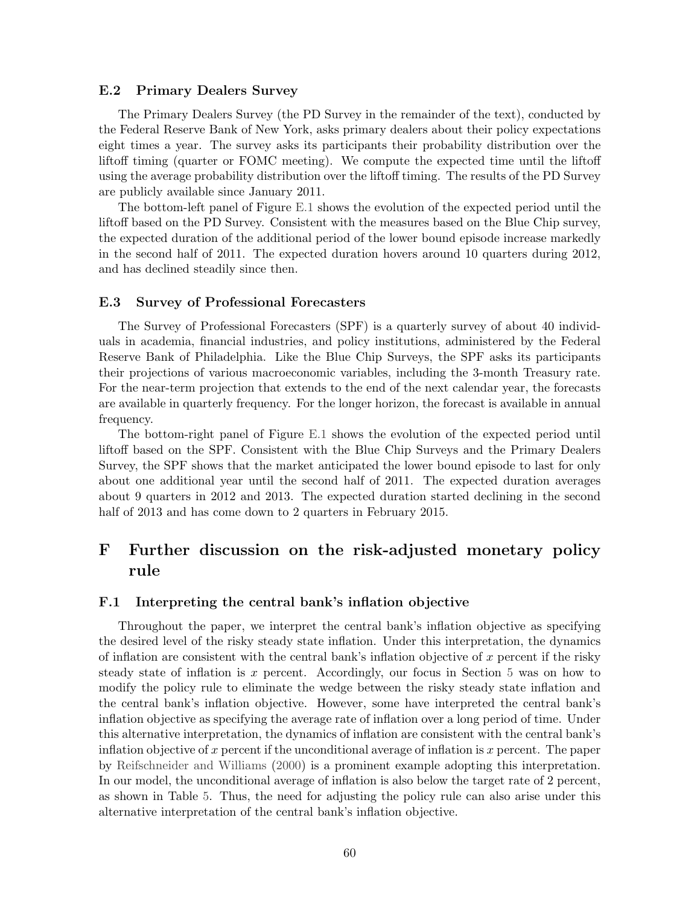### E.2 Primary Dealers Survey

The Primary Dealers Survey (the PD Survey in the remainder of the text), conducted by the Federal Reserve Bank of New York, asks primary dealers about their policy expectations eight times a year. The survey asks its participants their probability distribution over the liftoff timing (quarter or FOMC meeting). We compute the expected time until the liftoff using the average probability distribution over the liftoff timing. The results of the PD Survey are publicly available since January 2011.

The bottom-left panel of Figure E.1 shows the evolution of the expected period until the liftoff based on the PD Survey. Consistent with the measures based on the Blue Chip survey, the expected duration of the additional period of the lower bound episode increase markedly in the second half of 2011. The expected duration hovers around 10 quarters during 2012, and has declined steadily since then.

### E.3 Survey of Professional Forecasters

The Survey of Professional Forecasters (SPF) is a quarterly survey of about 40 individuals in academia, financial industries, and policy institutions, administered by the Federal Reserve Bank of Philadelphia. Like the Blue Chip Surveys, the SPF asks its participants their projections of various macroeconomic variables, including the 3-month Treasury rate. For the near-term projection that extends to the end of the next calendar year, the forecasts are available in quarterly frequency. For the longer horizon, the forecast is available in annual frequency.

The bottom-right panel of Figure E.1 shows the evolution of the expected period until liftoff based on the SPF. Consistent with the Blue Chip Surveys and the Primary Dealers Survey, the SPF shows that the market anticipated the lower bound episode to last for only about one additional year until the second half of 2011. The expected duration averages about 9 quarters in 2012 and 2013. The expected duration started declining in the second half of 2013 and has come down to 2 quarters in February 2015.

## F Further discussion on the risk-adjusted monetary policy rule

### F.1 Interpreting the central bank's inflation objective

Throughout the paper, we interpret the central bank's inflation objective as specifying the desired level of the risky steady state inflation. Under this interpretation, the dynamics of inflation are consistent with the central bank's inflation objective of $x$ percent if the risky steady state of inflation is $x$ percent. Accordingly, our focus in Section 5 was on how to modify the policy rule to eliminate the wedge between the risky steady state inflation and the central bank's inflation objective. However, some have interpreted the central bank's inflation objective as specifying the average rate of inflation over a long period of time. Under this alternative interpretation, the dynamics of inflation are consistent with the central bank's inflation objective of $x$ percent if the unconditional average of inflation is $x$ percent. The paper by Reifschneider and Williams (2000) is a prominent example adopting this interpretation. In our model, the unconditional average of inflation is also below the target rate of 2 percent, as shown in Table 5. Thus, the need for adjusting the policy rule can also arise under this alternative interpretation of the central bank's inflation objective.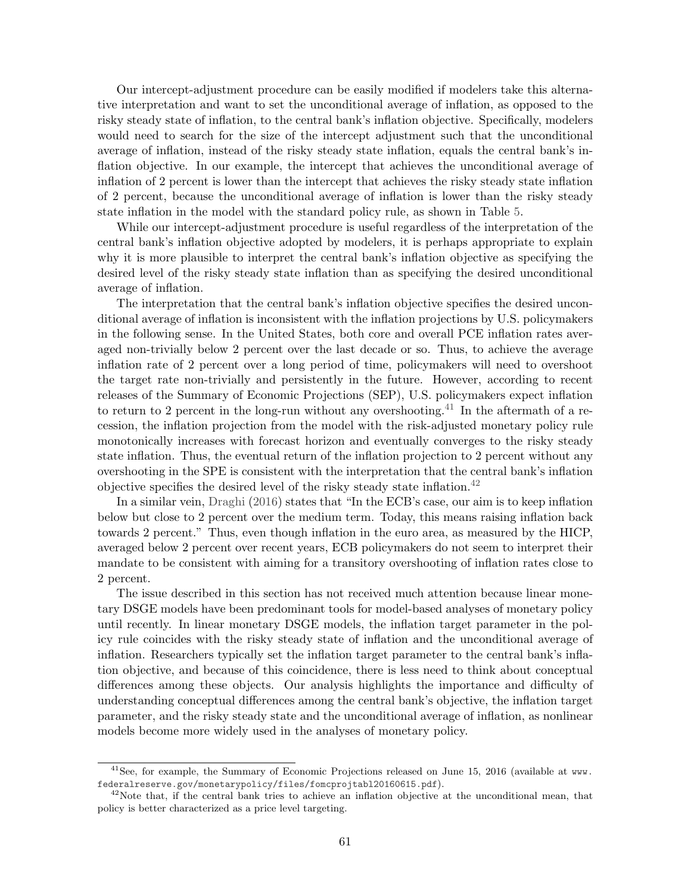Our intercept-adjustment procedure can be easily modified if modelers take this alternative interpretation and want to set the unconditional average of inflation, as opposed to the risky steady state of inflation, to the central bank's inflation objective. Specifically, modelers would need to search for the size of the intercept adjustment such that the unconditional average of inflation, instead of the risky steady state inflation, equals the central bank's inflation objective. In our example, the intercept that achieves the unconditional average of inflation of 2 percent is lower than the intercept that achieves the risky steady state inflation of 2 percent, because the unconditional average of inflation is lower than the risky steady state inflation in the model with the standard policy rule, as shown in Table 5.

While our intercept-adjustment procedure is useful regardless of the interpretation of the central bank's inflation objective adopted by modelers, it is perhaps appropriate to explain why it is more plausible to interpret the central bank's inflation objective as specifying the desired level of the risky steady state inflation than as specifying the desired unconditional average of inflation.

The interpretation that the central bank's inflation objective specifies the desired unconditional average of inflation is inconsistent with the inflation projections by U.S. policymakers in the following sense. In the United States, both core and overall PCE inflation rates averaged non-trivially below 2 percent over the last decade or so. Thus, to achieve the average inflation rate of 2 percent over a long period of time, policymakers will need to overshoot the target rate non-trivially and persistently in the future. However, according to recent releases of the Summary of Economic Projections (SEP), U.S. policymakers expect inflation to return to 2 percent in the long-run without any overshooting.[41] In the aftermath of a recession, the inflation projection from the model with the risk-adjusted monetary policy rule monotonically increases with forecast horizon and eventually converges to the risky steady state inflation. Thus, the eventual return of the inflation projection to 2 percent without any overshooting in the SPE is consistent with the interpretation that the central bank's inflation objective specifies the desired level of the risky steady state inflation.[42]

In a similar vein, Draghi (2016) states that "In the ECB's case, our aim is to keep inflation below but close to 2 percent over the medium term. Today, this means raising inflation back towards 2 percent." Thus, even though inflation in the euro area, as measured by the HICP, averaged below 2 percent over recent years, ECB policymakers do not seem to interpret their mandate to be consistent with aiming for a transitory overshooting of inflation rates close to 2 percent.

The issue described in this section has not received much attention because linear monetary DSGE models have been predominant tools for model-based analyses of monetary policy until recently. In linear monetary DSGE models, the inflation target parameter in the policy rule coincides with the risky steady state of inflation and the unconditional average of inflation. Researchers typically set the inflation target parameter to the central bank's inflation objective, and because of this coincidence, there is less need to think about conceptual differences among these objects. Our analysis highlights the importance and difficulty of understanding conceptual differences among the central bank's objective, the inflation target parameter, and the risky steady state and the unconditional average of inflation, as nonlinear models become more widely used in the analyses of monetary policy.

[41] See, for example, the Summary of Economic Projections released on June 15, 2016 (available at www.federalreserve.gov/monetarypolicy/files/fomcprojtabl20160615.pdf).

[42] Note that, if the central bank tries to achieve an inflation objective at the unconditional mean, that policy is better characterized as a price level targeting.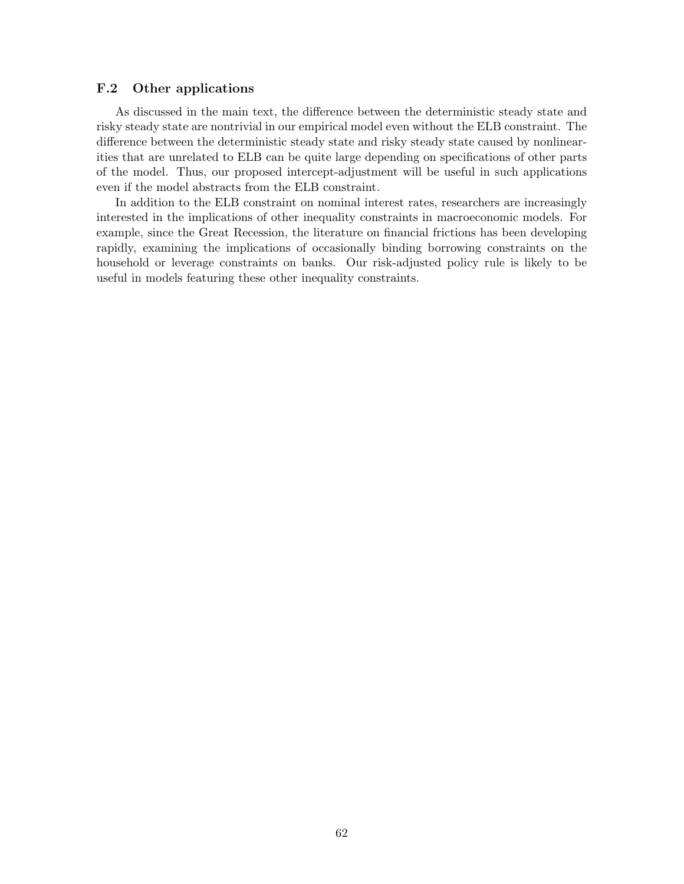### F.2 Other applications

As discussed in the main text, the difference between the deterministic steady state and risky steady state are nontrivial in our empirical model even without the ELB constraint. The difference between the deterministic steady state and risky steady state caused by nonlinearities that are unrelated to ELB can be quite large depending on specifications of other parts of the model. Thus, our proposed intercept-adjustment will be useful in such applications even if the model abstracts from the ELB constraint.

In addition to the ELB constraint on nominal interest rates, researchers are increasingly interested in the implications of other inequality constraints in macroeconomic models. For example, since the Great Recession, the literature on financial frictions has been developing rapidly, examining the implications of occasionally binding borrowing constraints on the household or leverage constraints on banks. Our risk-adjusted policy rule is likely to be useful in models featuring these other inequality constraints.